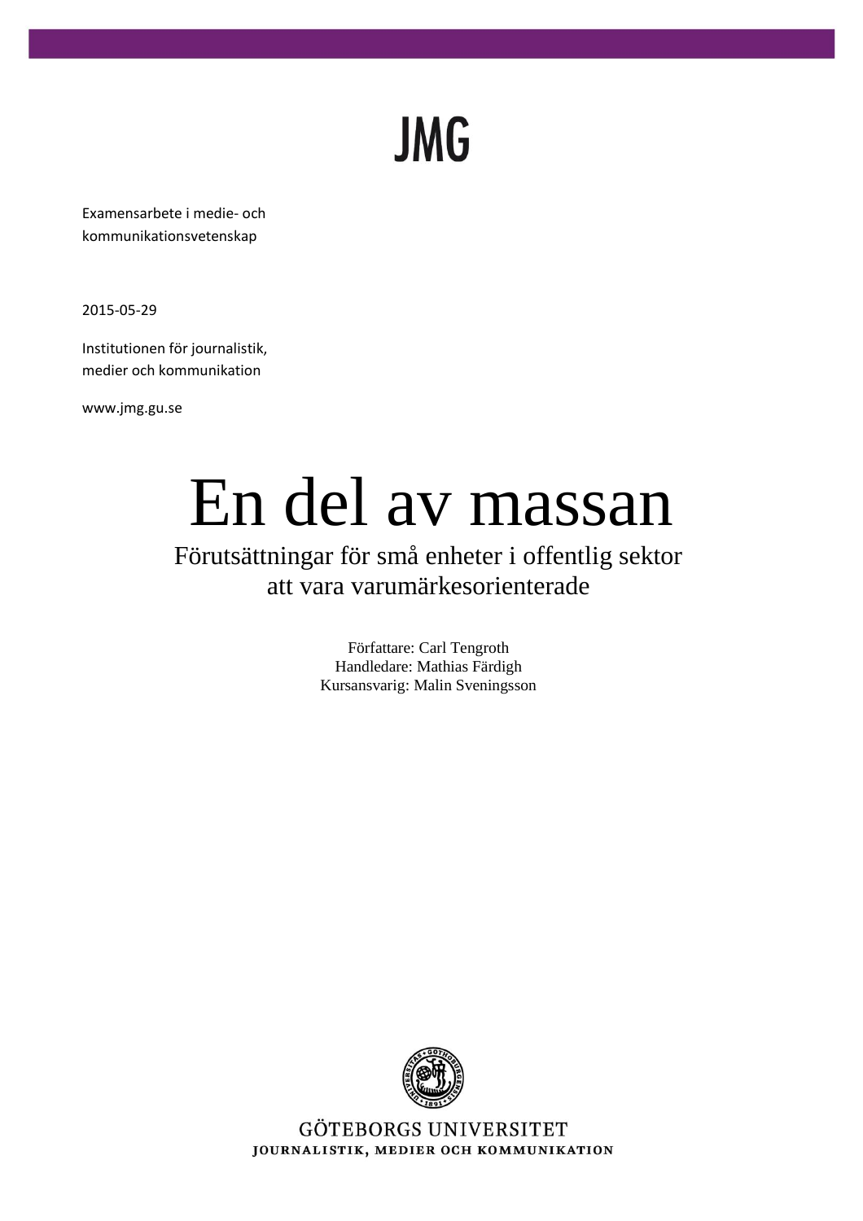JMG

Examensarbete i medie- och kommunikationsvetenskap

2015-05-29

Institutionen för journalistik, medier och kommunikation

www.jmg.gu.se

# En del av massan

## Förutsättningar för små enheter i offentlig sektor att vara varumärkesorienterade

Författare: Carl Tengroth
Handledare: Mathias Färdigh
Kursansvarig: Malin Sveningsson

GÖTEBORGS UNIVERSITET
JOURNALISTIK, MEDIER OCH KOMMUNIKATION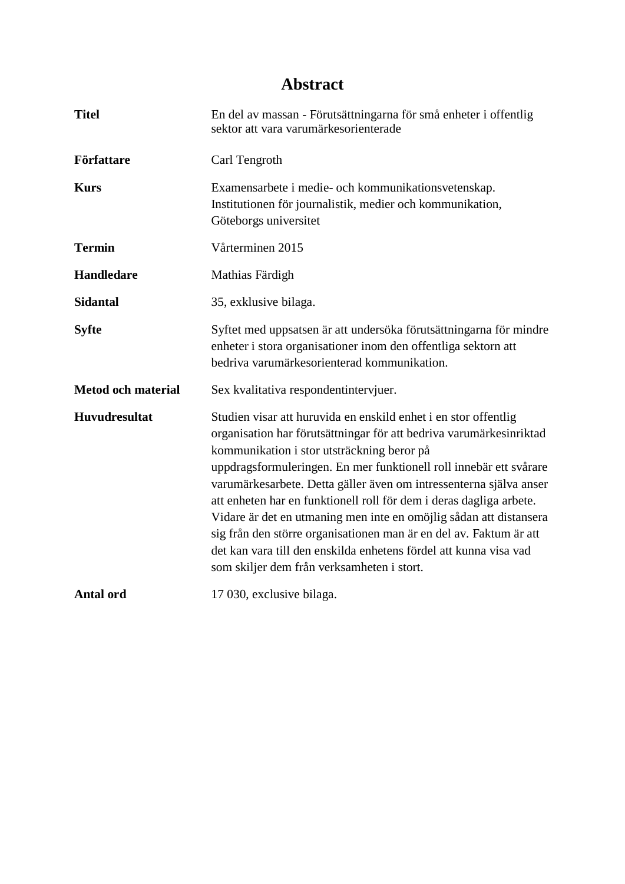# Abstract

| | |
|---|---|
| **Titel** | En del av massan - Förutsättningarna för små enheter i offentlig sektor att vara varumärkesorienterade |
| **Författare** | Carl Tengroth |
| **Kurs** | Examensarbete i medie- och kommunikationsvetenskap. Institutionen för journalistik, medier och kommunikation, Göteborgs universitet |
| **Termin** | Vårterminen 2015 |
| **Handledare** | Mathias Färdigh |
| **Sidantal** | 35, exklusive bilaga. |
| **Syfte** | Syftet med uppsatsen är att undersöka förutsättningarna för mindre enheter i stora organisationer inom den offentliga sektorn att bedriva varumärkesorienterad kommunikation. |
| **Metod och material** | Sex kvalitativa respondentintervjuer. |
| **Huvudresultat** | Studien visar att huruvida en enskild enhet i en stor offentlig organisation har förutsättningar för att bedriva varumärkesinriktad kommunikation i stor utsträckning beror på uppdragsformuleringen. En mer funktionell roll innebär ett svårare varumärkesarbete. Detta gäller även om intressenterna själva anser att enheten har en funktionell roll för dem i deras dagliga arbete. Vidare är det en utmaning men inte en omöjlig sådan att distansera sig från den större organisationen man är en del av. Faktum är att det kan vara till den enskilda enhetens fördel att kunna visa vad som skiljer dem från verksamheten i stort. |
| **Antal ord** | 17 030, exclusive bilaga. |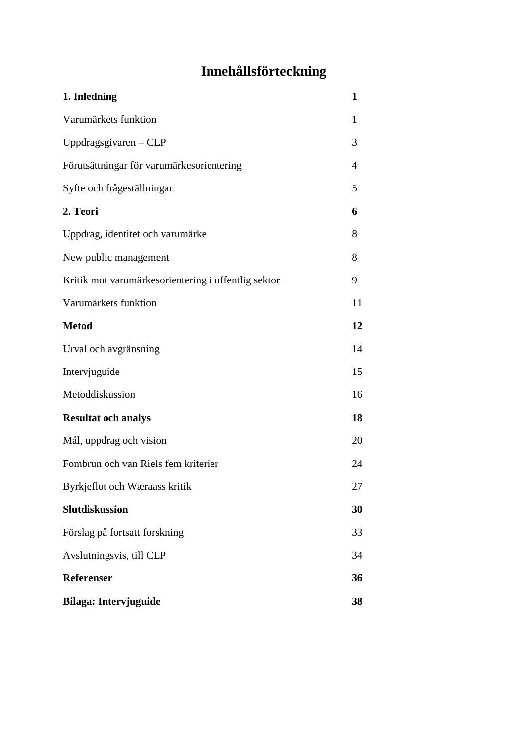# Innehållsförteckning

| | |
|---|---|
| **1. Inledning** | **1** |
| Varumärkets funktion | 1 |
| Uppdragsgivaren – CLP | 3 |
| Förutsättningar för varumärkesorientering | 4 |
| Syfte och frågeställningar | 5 |
| **2. Teori** | **6** |
| Uppdrag, identitet och varumärke | 8 |
| New public management | 8 |
| Kritik mot varumärkesorientering i offentlig sektor | 9 |
| Varumärkets funktion | 11 |
| **Metod** | **12** |
| Urval och avgränsning | 14 |
| Intervjuguide | 15 |
| Metoddiskussion | 16 |
| **Resultat och analys** | **18** |
| Mål, uppdrag och vision | 20 |
| Fombrun och van Riels fem kriterier | 24 |
| Byrkjeflot och Wæraass kritik | 27 |
| **Slutdiskussion** | **30** |
| Förslag på fortsatt forskning | 33 |
| Avslutningsvis, till CLP | 34 |
| **Referenser** | **36** |
| **Bilaga: Intervjuguide** | **38** |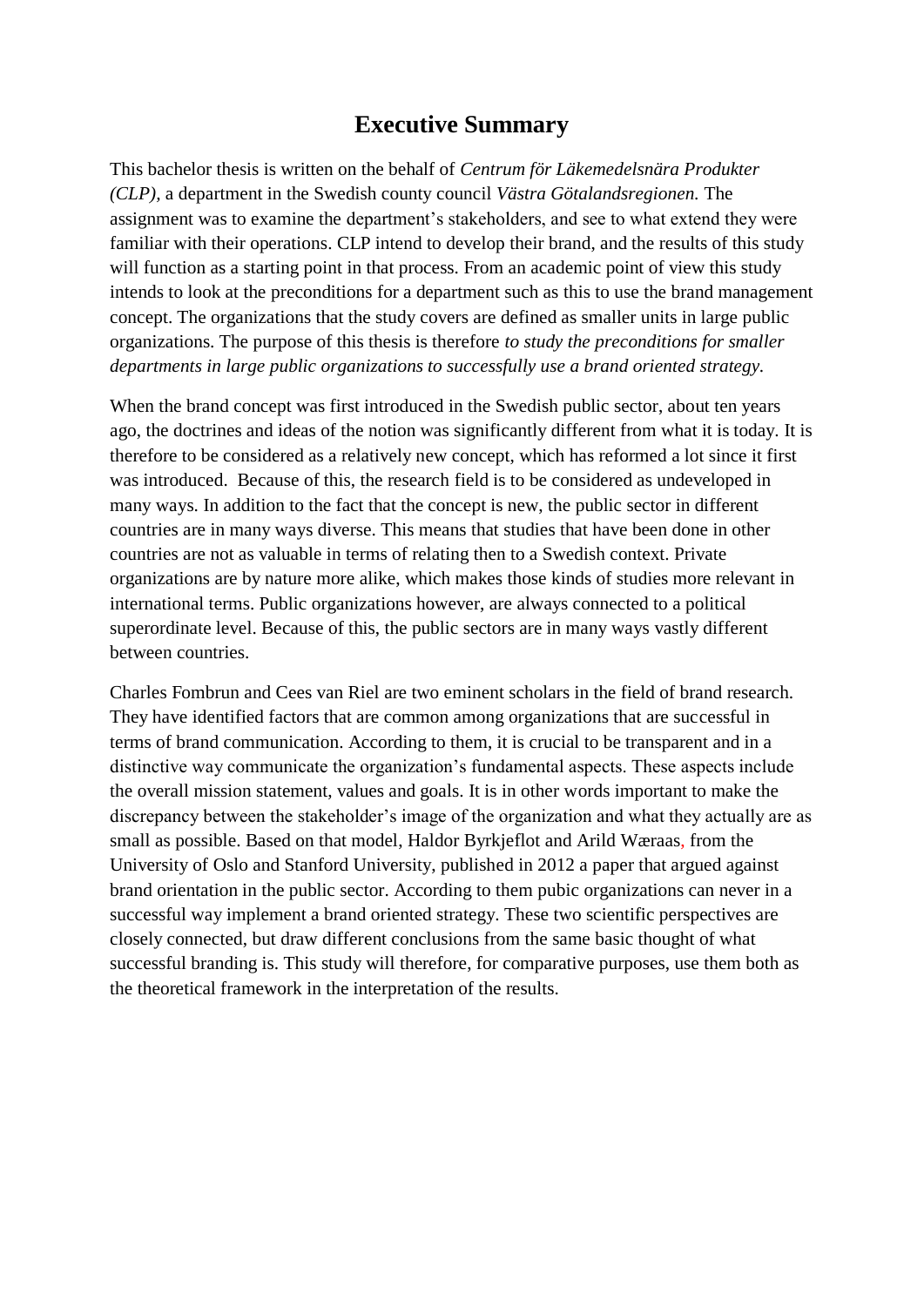# Executive Summary

This bachelor thesis is written on the behalf of *Centrum för Läkemedelsnära Produkter (CLP)*, a department in the Swedish county council *Västra Götalandsregionen.* The assignment was to examine the department's stakeholders, and see to what extend they were familiar with their operations. CLP intend to develop their brand, and the results of this study will function as a starting point in that process. From an academic point of view this study intends to look at the preconditions for a department such as this to use the brand management concept. The organizations that the study covers are defined as smaller units in large public organizations. The purpose of this thesis is therefore *to study the preconditions for smaller departments in large public organizations to successfully use a brand oriented strategy.*

When the brand concept was first introduced in the Swedish public sector, about ten years ago, the doctrines and ideas of the notion was significantly different from what it is today. It is therefore to be considered as a relatively new concept, which has reformed a lot since it first was introduced. Because of this, the research field is to be considered as undeveloped in many ways. In addition to the fact that the concept is new, the public sector in different countries are in many ways diverse. This means that studies that have been done in other countries are not as valuable in terms of relating then to a Swedish context. Private organizations are by nature more alike, which makes those kinds of studies more relevant in international terms. Public organizations however, are always connected to a political superordinate level. Because of this, the public sectors are in many ways vastly different between countries.

Charles Fombrun and Cees van Riel are two eminent scholars in the field of brand research. They have identified factors that are common among organizations that are successful in terms of brand communication. According to them, it is crucial to be transparent and in a distinctive way communicate the organization's fundamental aspects. These aspects include the overall mission statement, values and goals. It is in other words important to make the discrepancy between the stakeholder's image of the organization and what they actually are as small as possible. Based on that model, Haldor Byrkjeflot and Arild Wæraas, from the University of Oslo and Stanford University, published in 2012 a paper that argued against brand orientation in the public sector. According to them pubic organizations can never in a successful way implement a brand oriented strategy. These two scientific perspectives are closely connected, but draw different conclusions from the same basic thought of what successful branding is. This study will therefore, for comparative purposes, use them both as the theoretical framework in the interpretation of the results.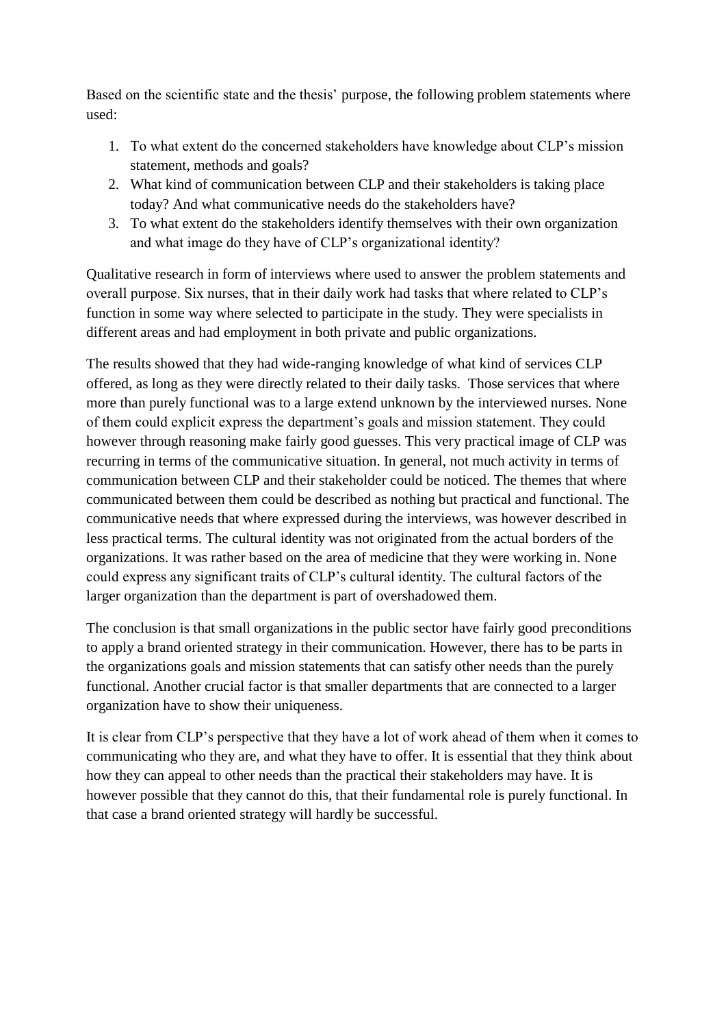Based on the scientific state and the thesis' purpose, the following problem statements where used:

1. To what extent do the concerned stakeholders have knowledge about CLP's mission statement, methods and goals?
2. What kind of communication between CLP and their stakeholders is taking place today? And what communicative needs do the stakeholders have?
3. To what extent do the stakeholders identify themselves with their own organization and what image do they have of CLP's organizational identity?

Qualitative research in form of interviews where used to answer the problem statements and overall purpose. Six nurses, that in their daily work had tasks that where related to CLP's function in some way where selected to participate in the study. They were specialists in different areas and had employment in both private and public organizations.

The results showed that they had wide-ranging knowledge of what kind of services CLP offered, as long as they were directly related to their daily tasks. Those services that where more than purely functional was to a large extend unknown by the interviewed nurses. None of them could explicit express the department's goals and mission statement. They could however through reasoning make fairly good guesses. This very practical image of CLP was recurring in terms of the communicative situation. In general, not much activity in terms of communication between CLP and their stakeholder could be noticed. The themes that where communicated between them could be described as nothing but practical and functional. The communicative needs that where expressed during the interviews, was however described in less practical terms. The cultural identity was not originated from the actual borders of the organizations. It was rather based on the area of medicine that they were working in. None could express any significant traits of CLP's cultural identity. The cultural factors of the larger organization than the department is part of overshadowed them.

The conclusion is that small organizations in the public sector have fairly good preconditions to apply a brand oriented strategy in their communication. However, there has to be parts in the organizations goals and mission statements that can satisfy other needs than the purely functional. Another crucial factor is that smaller departments that are connected to a larger organization have to show their uniqueness.

It is clear from CLP's perspective that they have a lot of work ahead of them when it comes to communicating who they are, and what they have to offer. It is essential that they think about how they can appeal to other needs than the practical their stakeholders may have. It is however possible that they cannot do this, that their fundamental role is purely functional. In that case a brand oriented strategy will hardly be successful.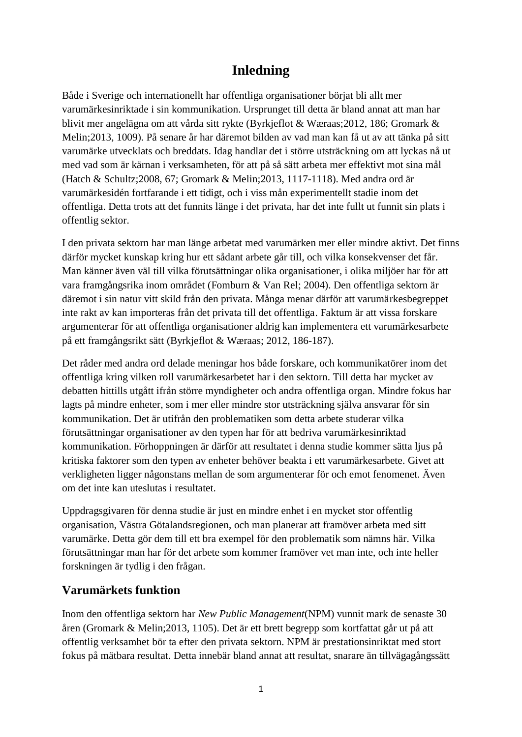# Inledning

Både i Sverige och internationellt har offentliga organisationer börjat bli allt mer varumärkesinriktade i sin kommunikation. Ursprunget till detta är bland annat att man har blivit mer angelägna om att vårda sitt rykte (Byrkjeflot & Wæraas;2012, 186; Gromark & Melin;2013, 1009). På senare år har däremot bilden av vad man kan få ut av att tänka på sitt varumärke utvecklats och breddats. Idag handlar det i större utsträckning om att lyckas nå ut med vad som är kärnan i verksamheten, för att på så sätt arbeta mer effektivt mot sina mål (Hatch & Schultz;2008, 67; Gromark & Melin;2013, 1117-1118). Med andra ord är varumärkesidén fortfarande i ett tidigt, och i viss mån experimentellt stadie inom det offentliga. Detta trots att det funnits länge i det privata, har det inte fullt ut funnit sin plats i offentlig sektor.

I den privata sektorn har man länge arbetat med varumärken mer eller mindre aktivt. Det finns därför mycket kunskap kring hur ett sådant arbete går till, och vilka konsekvenser det får. Man känner även väl till vilka förutsättningar olika organisationer, i olika miljöer har för att vara framgångsrika inom området (Fomburn & Van Rel; 2004). Den offentliga sektorn är däremot i sin natur vitt skild från den privata. Många menar därför att varumärkesbegreppet inte rakt av kan importeras från det privata till det offentliga. Faktum är att vissa forskare argumenterar för att offentliga organisationer aldrig kan implementera ett varumärkesarbete på ett framgångsrikt sätt (Byrkjeflot & Wæraas; 2012, 186-187).

Det råder med andra ord delade meningar hos både forskare, och kommunikatörer inom det offentliga kring vilken roll varumärkesarbetet har i den sektorn. Till detta har mycket av debatten hittills utgått ifrån större myndigheter och andra offentliga organ. Mindre fokus har lagts på mindre enheter, som i mer eller mindre stor utsträckning själva ansvarar för sin kommunikation. Det är utifrån den problematiken som detta arbete studerar vilka förutsättningar organisationer av den typen har för att bedriva varumärkesinriktad kommunikation. Förhoppningen är därför att resultatet i denna studie kommer sätta ljus på kritiska faktorer som den typen av enheter behöver beakta i ett varumärkesarbete. Givet att verkligheten ligger någonstans mellan de som argumenterar för och emot fenomenet. Även om det inte kan uteslutas i resultatet.

Uppdragsgivaren för denna studie är just en mindre enhet i en mycket stor offentlig organisation, Västra Götalandsregionen, och man planerar att framöver arbeta med sitt varumärke. Detta gör dem till ett bra exempel för den problematik som nämns här. Vilka förutsättningar man har för det arbete som kommer framöver vet man inte, och inte heller forskningen är tydlig i den frågan.

## Varumärkets funktion

Inom den offentliga sektorn har *New Public Management*(NPM) vunnit mark de senaste 30 åren (Gromark & Melin;2013, 1105). Det är ett brett begrepp som kortfattat går ut på att offentlig verksamhet bör ta efter den privata sektorn. NPM är prestationsinriktat med stort fokus på mätbara resultat. Detta innebär bland annat att resultat, snarare än tillvägagångssätt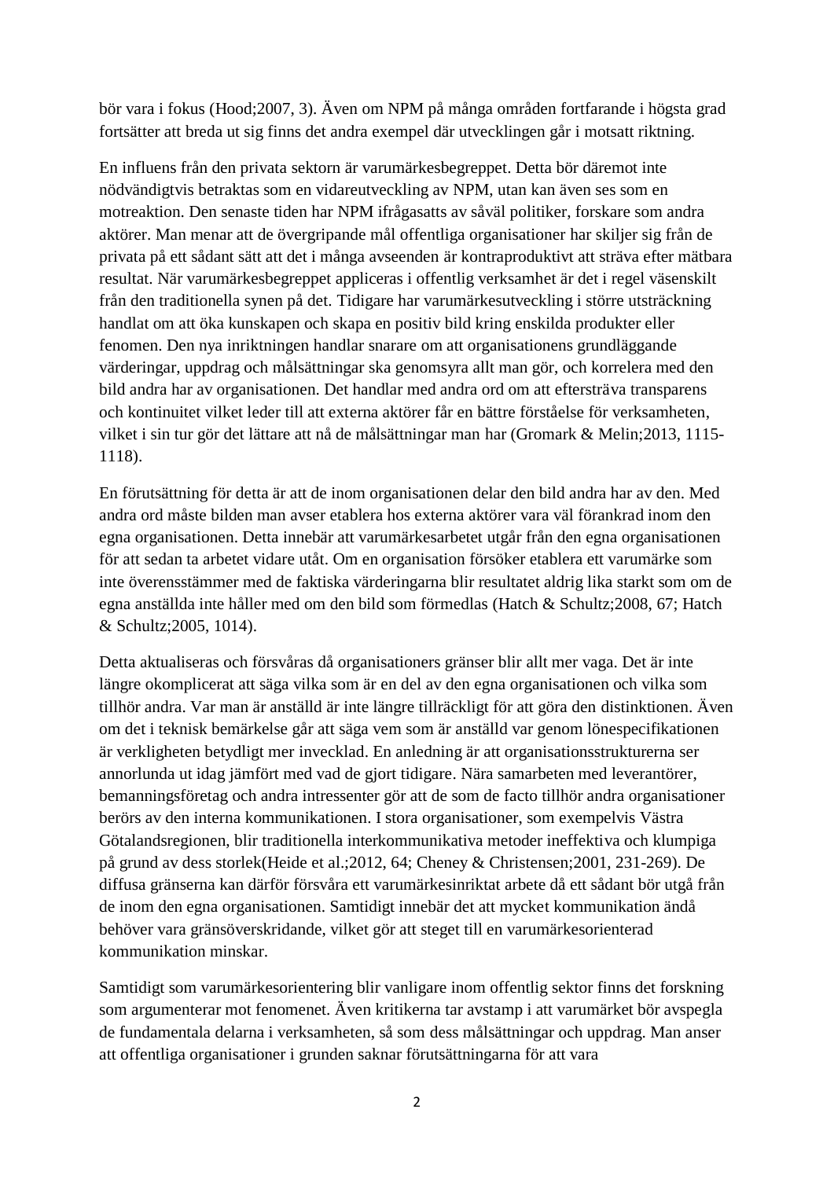bör vara i fokus (Hood;2007, 3). Även om NPM på många områden fortfarande i högsta grad fortsätter att breda ut sig finns det andra exempel där utvecklingen går i motsatt riktning.

En influens från den privata sektorn är varumärkesbegreppet. Detta bör däremot inte nödvändigtvis betraktas som en vidareutveckling av NPM, utan kan även ses som en motreaktion. Den senaste tiden har NPM ifrågasatts av såväl politiker, forskare som andra aktörer. Man menar att de övergripande mål offentliga organisationer har skiljer sig från de privata på ett sådant sätt att det i många avseenden är kontraproduktivt att sträva efter mätbara resultat. När varumärkesbegreppet appliceras i offentlig verksamhet är det i regel väsenskilt från den traditionella synen på det. Tidigare har varumärkesutveckling i större utsträckning handlat om att öka kunskapen och skapa en positiv bild kring enskilda produkter eller fenomen. Den nya inriktningen handlar snarare om att organisationens grundläggande värderingar, uppdrag och målsättningar ska genomsyra allt man gör, och korrelera med den bild andra har av organisationen. Det handlar med andra ord om att eftersträva transparens och kontinuitet vilket leder till att externa aktörer får en bättre förståelse för verksamheten, vilket i sin tur gör det lättare att nå de målsättningar man har (Gromark & Melin;2013, 1115-1118).

En förutsättning för detta är att de inom organisationen delar den bild andra har av den. Med andra ord måste bilden man avser etablera hos externa aktörer vara väl förankrad inom den egna organisationen. Detta innebär att varumärkesarbetet utgår från den egna organisationen för att sedan ta arbetet vidare utåt. Om en organisation försöker etablera ett varumärke som inte överensstämmer med de faktiska värderingarna blir resultatet aldrig lika starkt som om de egna anställda inte håller med om den bild som förmedlas (Hatch & Schultz;2008, 67; Hatch & Schultz;2005, 1014).

Detta aktualiseras och försvåras då organisationers gränser blir allt mer vaga. Det är inte längre okomplicerat att säga vilka som är en del av den egna organisationen och vilka som tillhör andra. Var man är anställd är inte längre tillräckligt för att göra den distinktionen. Även om det i teknisk bemärkelse går att säga vem som är anställd var genom lönespecifikationen är verkligheten betydligt mer invecklad. En anledning är att organisationsstrukturerna ser annorlunda ut idag jämfört med vad de gjort tidigare. Nära samarbeten med leverantörer, bemanningsföretag och andra intressenter gör att de som de facto tillhör andra organisationer berörs av den interna kommunikationen. I stora organisationer, som exempelvis Västra Götalandsregionen, blir traditionella interkommunikativa metoder ineffektiva och klumpiga på grund av dess storlek(Heide et al.;2012, 64; Cheney & Christensen;2001, 231-269). De diffusa gränserna kan därför försvåra ett varumärkesinriktat arbete då ett sådant bör utgå från de inom den egna organisationen. Samtidigt innebär det att mycket kommunikation ändå behöver vara gränsöverskridande, vilket gör att steget till en varumärkesorienterad kommunikation minskar.

Samtidigt som varumärkesorientering blir vanligare inom offentlig sektor finns det forskning som argumenterar mot fenomenet. Även kritikerna tar avstamp i att varumärket bör avspegla de fundamentala delarna i verksamheten, så som dess målsättningar och uppdrag. Man anser att offentliga organisationer i grunden saknar förutsättningarna för att vara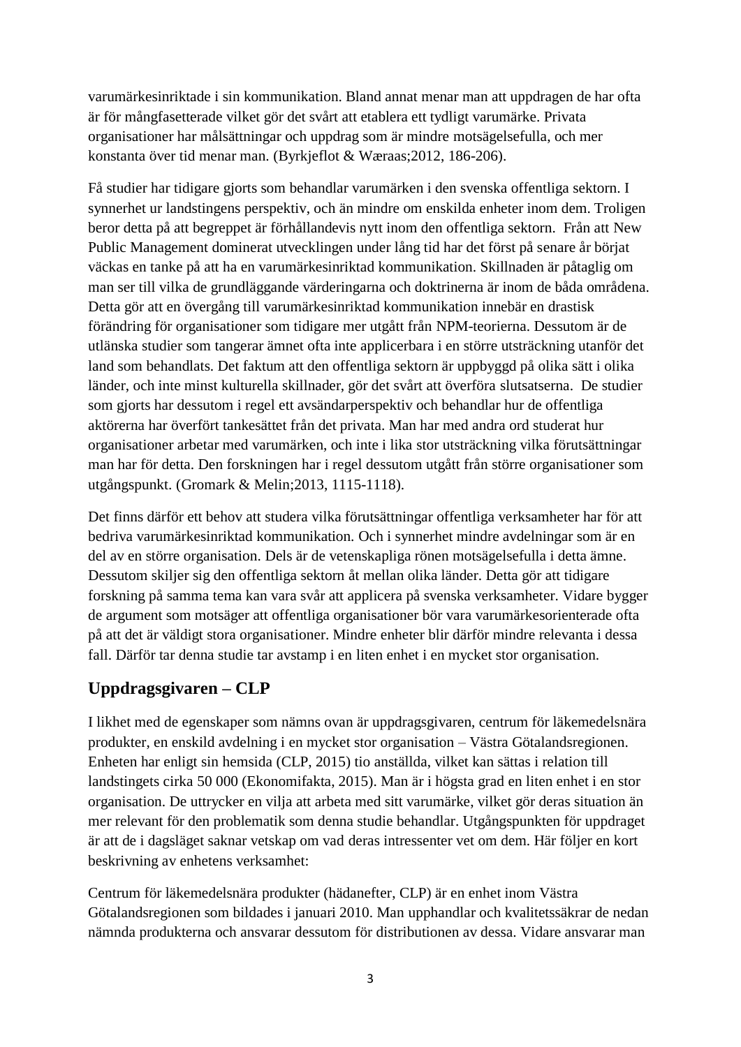varumärkesinriktade i sin kommunikation. Bland annat menar man att uppdragen de har ofta är för mångfasetterade vilket gör det svårt att etablera ett tydligt varumärke. Privata organisationer har målsättningar och uppdrag som är mindre motsägelsefulla, och mer konstanta över tid menar man. (Byrkjeflot & Wæraas;2012, 186-206).

Få studier har tidigare gjorts som behandlar varumärken i den svenska offentliga sektorn. I synnerhet ur landstingens perspektiv, och än mindre om enskilda enheter inom dem. Troligen beror detta på att begreppet är förhållandevis nytt inom den offentliga sektorn. Från att New Public Management dominerat utvecklingen under lång tid har det först på senare år börjat väckas en tanke på att ha en varumärkesinriktad kommunikation. Skillnaden är påtaglig om man ser till vilka de grundläggande värderingarna och doktrinerna är inom de båda områdena. Detta gör att en övergång till varumärkesinriktad kommunikation innebär en drastisk förändring för organisationer som tidigare mer utgått från NPM-teorierna. Dessutom är de utlänska studier som tangerar ämnet ofta inte applicerbara i en större utsträckning utanför det land som behandlats. Det faktum att den offentliga sektorn är uppbyggd på olika sätt i olika länder, och inte minst kulturella skillnader, gör det svårt att överföra slutsatserna. De studier som gjorts har dessutom i regel ett avsändarperspektiv och behandlar hur de offentliga aktörerna har överfört tankesättet från det privata. Man har med andra ord studerat hur organisationer arbetar med varumärken, och inte i lika stor utsträckning vilka förutsättningar man har för detta. Den forskningen har i regel dessutom utgått från större organisationer som utgångspunkt. (Gromark & Melin;2013, 1115-1118).

Det finns därför ett behov att studera vilka förutsättningar offentliga verksamheter har för att bedriva varumärkesinriktad kommunikation. Och i synnerhet mindre avdelningar som är en del av en större organisation. Dels är de vetenskapliga rönen motsägelsefulla i detta ämne. Dessutom skiljer sig den offentliga sektorn åt mellan olika länder. Detta gör att tidigare forskning på samma tema kan vara svår att applicera på svenska verksamheter. Vidare bygger de argument som motsäger att offentliga organisationer bör vara varumärkesorienterade ofta på att det är väldigt stora organisationer. Mindre enheter blir därför mindre relevanta i dessa fall. Därför tar denna studie tar avstamp i en liten enhet i en mycket stor organisation.

## Uppdragsgivaren – CLP

I likhet med de egenskaper som nämns ovan är uppdragsgivaren, centrum för läkemedelsnära produkter, en enskild avdelning i en mycket stor organisation – Västra Götalandsregionen. Enheten har enligt sin hemsida (CLP, 2015) tio anställda, vilket kan sättas i relation till landstingets cirka 50 000 (Ekonomifakta, 2015). Man är i högsta grad en liten enhet i en stor organisation. De uttrycker en vilja att arbeta med sitt varumärke, vilket gör deras situation än mer relevant för den problematik som denna studie behandlar. Utgångspunkten för uppdraget är att de i dagsläget saknar vetskap om vad deras intressenter vet om dem. Här följer en kort beskrivning av enhetens verksamhet:

Centrum för läkemedelsnära produkter (hädanefter, CLP) är en enhet inom Västra Götalandsregionen som bildades i januari 2010. Man upphandlar och kvalitetssäkrar de nedan nämnda produkterna och ansvarar dessutom för distributionen av dessa. Vidare ansvarar man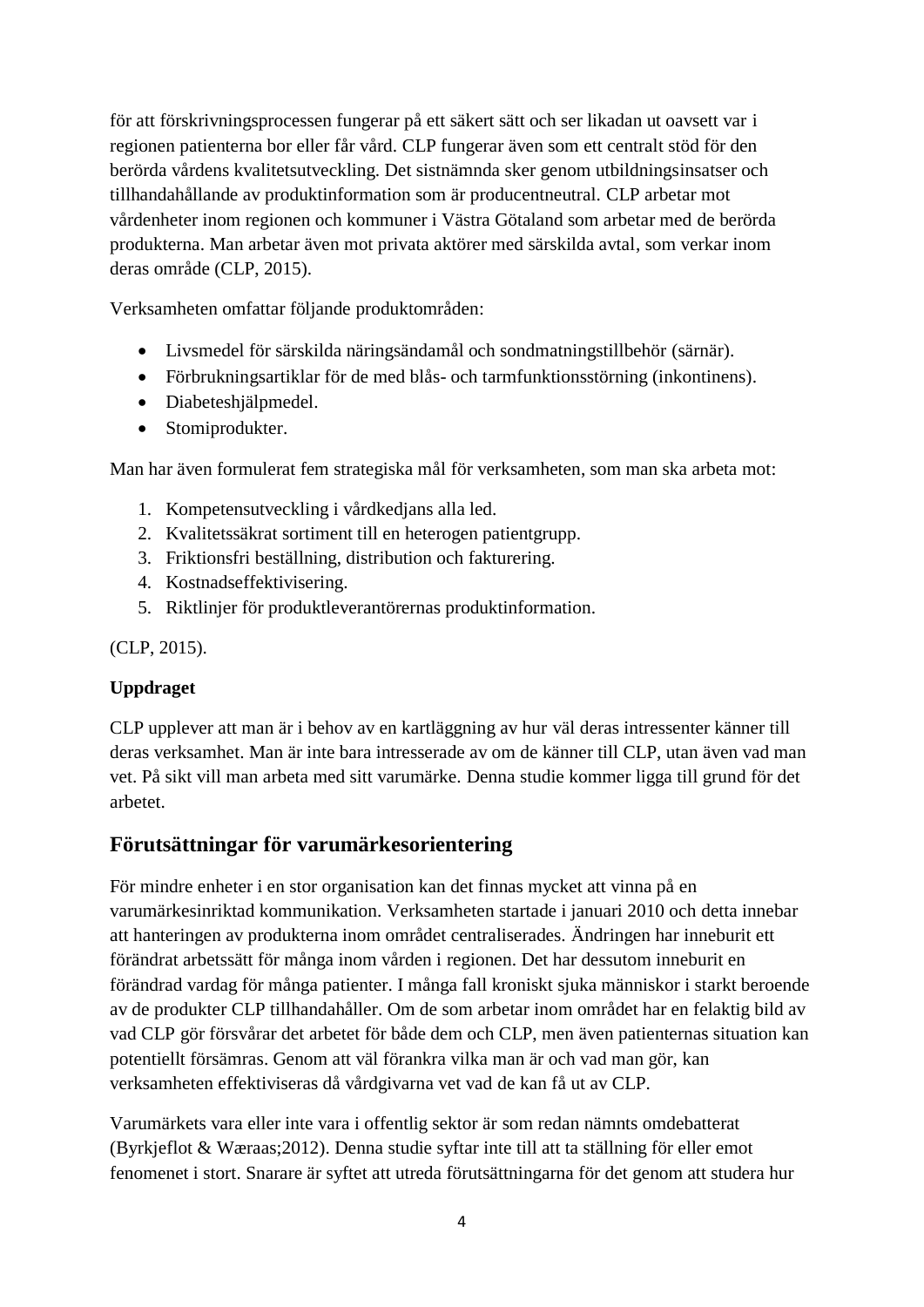för att förskrivningsprocessen fungerar på ett säkert sätt och ser likadan ut oavsett var i regionen patienterna bor eller får vård. CLP fungerar även som ett centralt stöd för den berörda vårdens kvalitetsutveckling. Det sistnämnda sker genom utbildningsinsatser och tillhandahållande av produktinformation som är producentneutral. CLP arbetar mot vårdenheter inom regionen och kommuner i Västra Götaland som arbetar med de berörda produkterna. Man arbetar även mot privata aktörer med särskilda avtal, som verkar inom deras område (CLP, 2015).

Verksamheten omfattar följande produktområden:

- Livsmedel för särskilda näringsändamål och sondmatningstillbehör (särnär).
- Förbrukningsartiklar för de med blås- och tarmfunktionsstörning (inkontinens).
- Diabeteshjälpmedel.
- Stomiprodukter.

Man har även formulerat fem strategiska mål för verksamheten, som man ska arbeta mot:

1. Kompetensutveckling i vårdkedjans alla led.
2. Kvalitetssäkrat sortiment till en heterogen patientgrupp.
3. Friktionsfri beställning, distribution och fakturering.
4. Kostnadseffektivisering.
5. Riktlinjer för produktleverantörernas produktinformation.

(CLP, 2015).

**Uppdraget**

CLP upplever att man är i behov av en kartläggning av hur väl deras intressenter känner till deras verksamhet. Man är inte bara intresserade av om de känner till CLP, utan även vad man vet. På sikt vill man arbeta med sitt varumärke. Denna studie kommer ligga till grund för det arbetet.

## Förutsättningar för varumärkesorientering

För mindre enheter i en stor organisation kan det finnas mycket att vinna på en varumärkesinriktad kommunikation. Verksamheten startade i januari 2010 och detta innebar att hanteringen av produkterna inom området centraliserades. Ändringen har inneburit ett förändrat arbetssätt för många inom vården i regionen. Det har dessutom inneburit en förändrad vardag för många patienter. I många fall kroniskt sjuka människor i starkt beroende av de produkter CLP tillhandahåller. Om de som arbetar inom området har en felaktig bild av vad CLP gör försvårar det arbetet för både dem och CLP, men även patienternas situation kan potentiellt försämras. Genom att väl förankra vilka man är och vad man gör, kan verksamheten effektiviseras då vårdgivarna vet vad de kan få ut av CLP.

Varumärkets vara eller inte vara i offentlig sektor är som redan nämnts omdebatterat (Byrkjeflot & Wæraas;2012). Denna studie syftar inte till att ta ställning för eller emot fenomenet i stort. Snarare är syftet att utreda förutsättningarna för det genom att studera hur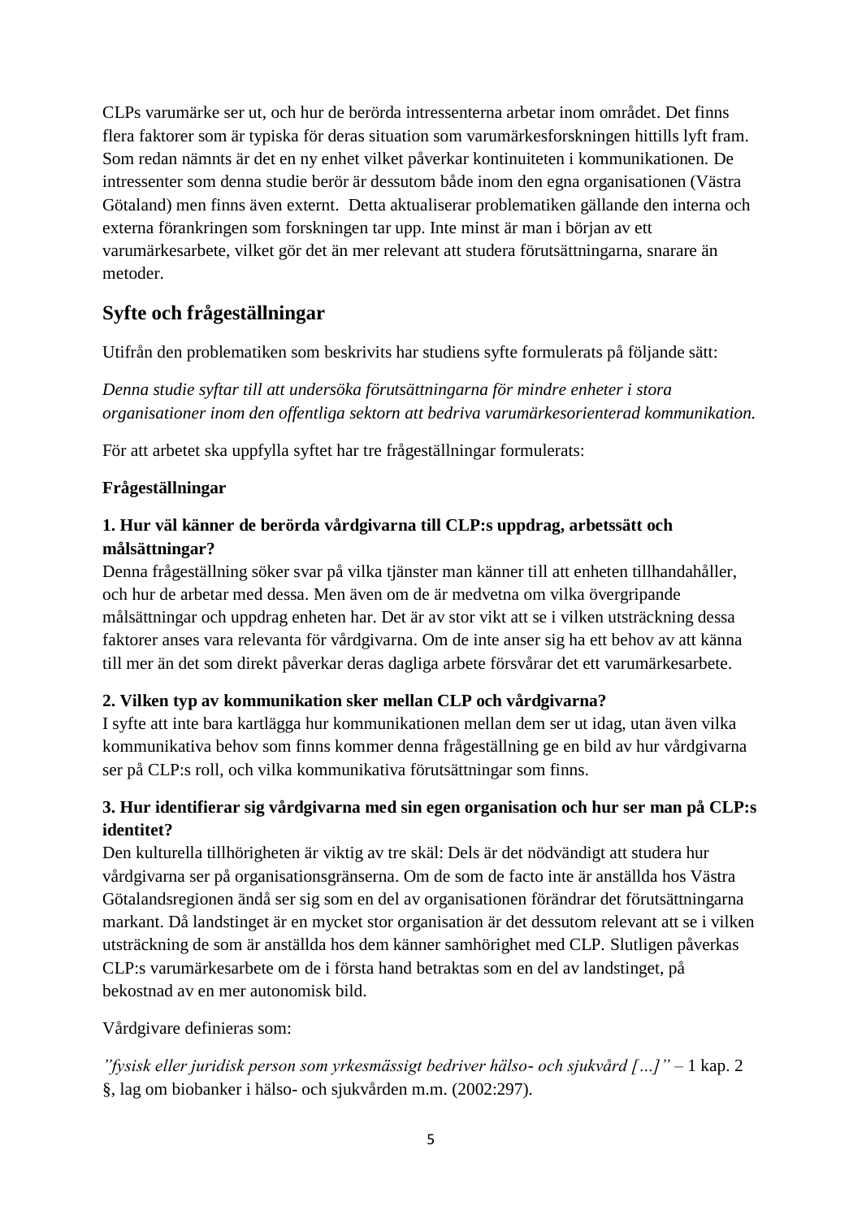CLPs varumärke ser ut, och hur de berörda intressenterna arbetar inom området. Det finns flera faktorer som är typiska för deras situation som varumärkesforskningen hittills lyft fram. Som redan nämnts är det en ny enhet vilket påverkar kontinuiteten i kommunikationen. De intressenter som denna studie berör är dessutom både inom den egna organisationen (Västra Götaland) men finns även externt. Detta aktualiserar problematiken gällande den interna och externa förankringen som forskningen tar upp. Inte minst är man i början av ett varumärkesarbete, vilket gör det än mer relevant att studera förutsättningarna, snarare än metoder.

## Syfte och frågeställningar

Utifrån den problematiken som beskrivits har studiens syfte formulerats på följande sätt:

*Denna studie syftar till att undersöka förutsättningarna för mindre enheter i stora organisationer inom den offentliga sektorn att bedriva varumärkesorienterad kommunikation.*

För att arbetet ska uppfylla syftet har tre frågeställningar formulerats:

**Frågeställningar**

**1. Hur väl känner de berörda vårdgivarna till CLP:s uppdrag, arbetssätt och målsättningar?**
Denna frågeställning söker svar på vilka tjänster man känner till att enheten tillhandahåller, och hur de arbetar med dessa. Men även om de är medvetna om vilka övergripande målsättningar och uppdrag enheten har. Det är av stor vikt att se i vilken utsträckning dessa faktorer anses vara relevanta för vårdgivarna. Om de inte anser sig ha ett behov av att känna till mer än det som direkt påverkar deras dagliga arbete försvårar det ett varumärkesarbete.

**2. Vilken typ av kommunikation sker mellan CLP och vårdgivarna?**
I syfte att inte bara kartlägga hur kommunikationen mellan dem ser ut idag, utan även vilka kommunikativa behov som finns kommer denna frågeställning ge en bild av hur vårdgivarna ser på CLP:s roll, och vilka kommunikativa förutsättningar som finns.

**3. Hur identifierar sig vårdgivarna med sin egen organisation och hur ser man på CLP:s identitet?**
Den kulturella tillhörigheten är viktig av tre skäl: Dels är det nödvändigt att studera hur vårdgivarna ser på organisationsgränserna. Om de som de facto inte är anställda hos Västra Götalandsregionen ändå ser sig som en del av organisationen förändrar det förutsättningarna markant. Då landstinget är en mycket stor organisation är det dessutom relevant att se i vilken utsträckning de som är anställda hos dem känner samhörighet med CLP. Slutligen påverkas CLP:s varumärkesarbete om de i första hand betraktas som en del av landstinget, på bekostnad av en mer autonomisk bild.

Vårdgivare definieras som:

*”fysisk eller juridisk person som yrkesmässigt bedriver hälso- och sjukvård […]”* – 1 kap. 2 §, lag om biobanker i hälso- och sjukvården m.m. (2002:297).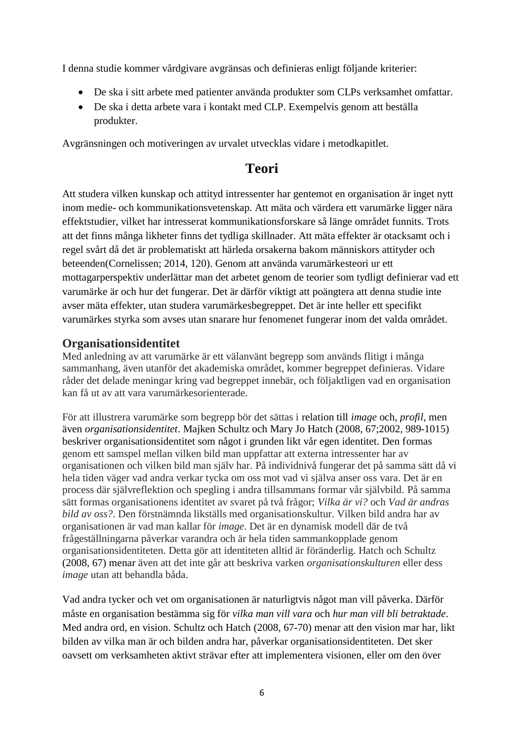I denna studie kommer vårdgivare avgränsas och definieras enligt följande kriterier:

- De ska i sitt arbete med patienter använda produkter som CLPs verksamhet omfattar.
- De ska i detta arbete vara i kontakt med CLP. Exempelvis genom att beställa produkter.

Avgränsningen och motiveringen av urvalet utvecklas vidare i metodkapitlet.

# Teori

Att studera vilken kunskap och attityd intressenter har gentemot en organisation är inget nytt inom medie- och kommunikationsvetenskap. Att mäta och värdera ett varumärke ligger nära effektstudier, vilket har intresserat kommunikationsforskare så länge området funnits. Trots att det finns många likheter finns det tydliga skillnader. Att mäta effekter är otacksamt och i regel svårt då det är problematiskt att härleda orsakerna bakom människors attityder och beteenden(Cornelissen; 2014, 120). Genom att använda varumärkesteori ur ett mottagarperspektiv underlättar man det arbetet genom de teorier som tydligt definierar vad ett varumärke är och hur det fungerar. Det är därför viktigt att poängtera att denna studie inte avser mäta effekter, utan studera varumärkesbegreppet. Det är inte heller ett specifikt varumärkes styrka som avses utan snarare hur fenomenet fungerar inom det valda området.

## Organisationsidentitet

Med anledning av att varumärke är ett välanvänt begrepp som används flitigt i många sammanhang, även utanför det akademiska området, kommer begreppet definieras. Vidare råder det delade meningar kring vad begreppet innebär, och följaktligen vad en organisation kan få ut av att vara varumärkesorienterade.

För att illustrera varumärke som begrepp bör det sättas i relation till *image* och, *profil,* men även *organisationsidentitet*. Majken Schultz och Mary Jo Hatch (2008, 67;2002, 989-1015) beskriver organisationsidentitet som något i grunden likt vår egen identitet. Den formas genom ett samspel mellan vilken bild man uppfattar att externa intressenter har av organisationen och vilken bild man själv har. På individnivå fungerar det på samma sätt då vi hela tiden väger vad andra verkar tycka om oss mot vad vi själva anser oss vara. Det är en process där självreflektion och spegling i andra tillsammans formar vår självbild. På samma sätt formas organisationens identitet av svaret på två frågor; *Vilka är vi?* och *Vad är andras bild av oss?*. Den förstnämnda likställs med organisationskultur. Vilken bild andra har av organisationen är vad man kallar för *image*. Det är en dynamisk modell där de två frågeställningarna påverkar varandra och är hela tiden sammankopplade genom organisationsidentiteten. Detta gör att identiteten alltid är föränderlig. Hatch och Schultz (2008, 67) menar även att det inte går att beskriva varken *organisationskulturen* eller dess *image* utan att behandla båda.

Vad andra tycker och vet om organisationen är naturligtvis något man vill påverka. Därför måste en organisation bestämma sig för *vilka man vill vara* och *hur man vill bli betraktade*. Med andra ord, en vision. Schultz och Hatch (2008, 67-70) menar att den vision mar har, likt bilden av vilka man är och bilden andra har, påverkar organisationsidentiteten. Det sker oavsett om verksamheten aktivt strävar efter att implementera visionen, eller om den över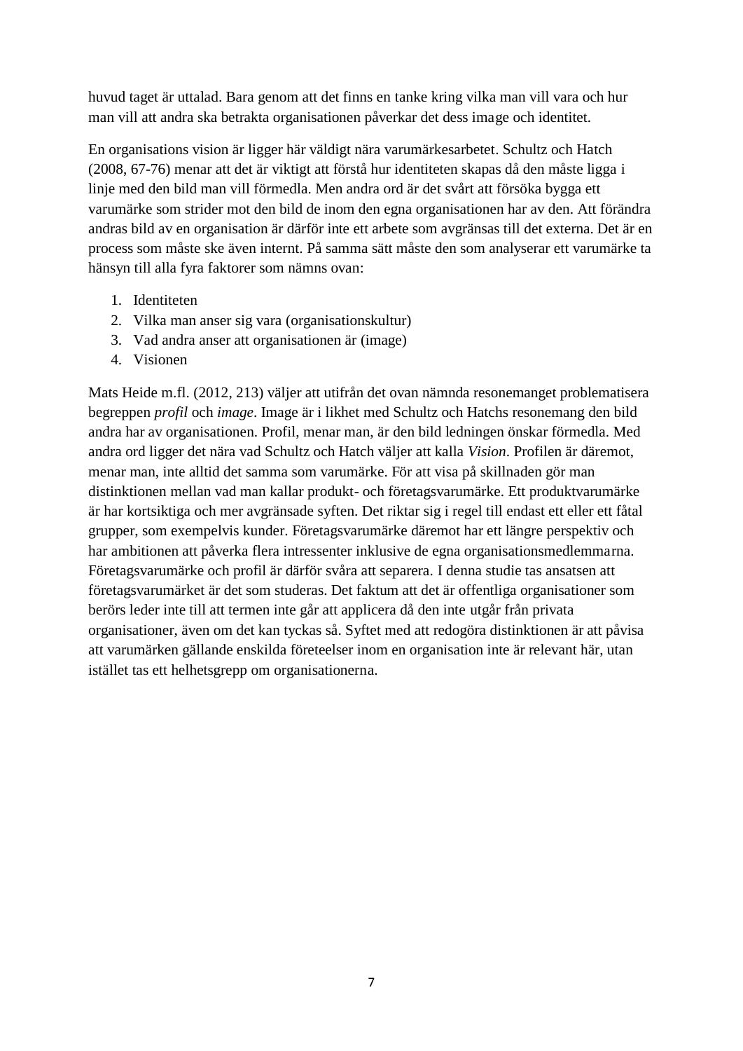huvud taget är uttalad. Bara genom att det finns en tanke kring vilka man vill vara och hur man vill att andra ska betrakta organisationen påverkar det dess image och identitet.

En organisations vision är ligger här väldigt nära varumärkesarbetet. Schultz och Hatch (2008, 67-76) menar att det är viktigt att förstå hur identiteten skapas då den måste ligga i linje med den bild man vill förmedla. Men andra ord är det svårt att försöka bygga ett varumärke som strider mot den bild de inom den egna organisationen har av den. Att förändra andras bild av en organisation är därför inte ett arbete som avgränsas till det externa. Det är en process som måste ske även internt. På samma sätt måste den som analyserar ett varumärke ta hänsyn till alla fyra faktorer som nämns ovan:

1. Identiteten
2. Vilka man anser sig vara (organisationskultur)
3. Vad andra anser att organisationen är (image)
4. Visionen

Mats Heide m.fl. (2012, 213) väljer att utifrån det ovan nämnda resonemanget problematisera begreppen *profil* och *image*. Image är i likhet med Schultz och Hatchs resonemang den bild andra har av organisationen. Profil, menar man, är den bild ledningen önskar förmedla. Med andra ord ligger det nära vad Schultz och Hatch väljer att kalla *Vision*. Profilen är däremot, menar man, inte alltid det samma som varumärke. För att visa på skillnaden gör man distinktionen mellan vad man kallar produkt- och företagsvarumärke. Ett produktvarumärke är har kortsiktiga och mer avgränsade syften. Det riktar sig i regel till endast ett eller ett fåtal grupper, som exempelvis kunder. Företagsvarumärke däremot har ett längre perspektiv och har ambitionen att påverka flera intressenter inklusive de egna organisationsmedlemmarna. Företagsvarumärke och profil är därför svåra att separera. I denna studie tas ansatsen att företagsvarumärket är det som studeras. Det faktum att det är offentliga organisationer som berörs leder inte till att termen inte går att applicera då den inte utgår från privata organisationer, även om det kan tyckas så. Syftet med att redogöra distinktionen är att påvisa att varumärken gällande enskilda företeelser inom en organisation inte är relevant här, utan istället tas ett helhetsgrepp om organisationerna.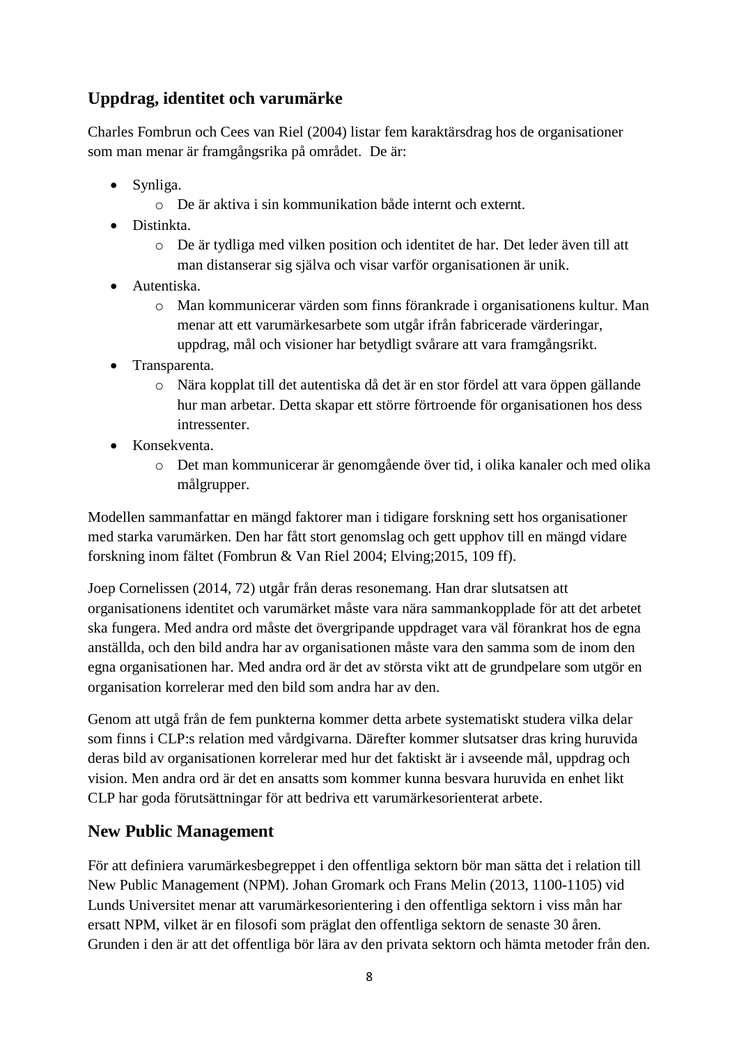## Uppdrag, identitet och varumärke

Charles Fombrun och Cees van Riel (2004) listar fem karaktärsdrag hos de organisationer som man menar är framgångsrika på området. De är:

- Synliga.
  - De är aktiva i sin kommunikation både internt och externt.
- Distinkta.
  - De är tydliga med vilken position och identitet de har. Det leder även till att man distanserar sig själva och visar varför organisationen är unik.
- Autentiska.
  - Man kommunicerar värden som finns förankrade i organisationens kultur. Man menar att ett varumärkesarbete som utgår ifrån fabricerade värderingar, uppdrag, mål och visioner har betydligt svårare att vara framgångsrikt.
- Transparenta.
  - Nära kopplat till det autentiska då det är en stor fördel att vara öppen gällande hur man arbetar. Detta skapar ett större förtroende för organisationen hos dess intressenter.
- Konsekventa.
  - Det man kommunicerar är genomgående över tid, i olika kanaler och med olika målgrupper.

Modellen sammanfattar en mängd faktorer man i tidigare forskning sett hos organisationer med starka varumärken. Den har fått stort genomslag och gett upphov till en mängd vidare forskning inom fältet (Fombrun & Van Riel 2004; Elving;2015, 109 ff).

Joep Cornelissen (2014, 72) utgår från deras resonemang. Han drar slutsatsen att organisationens identitet och varumärket måste vara nära sammankopplade för att det arbetet ska fungera. Med andra ord måste det övergripande uppdraget vara väl förankrat hos de egna anställda, och den bild andra har av organisationen måste vara den samma som de inom den egna organisationen har. Med andra ord är det av största vikt att de grundpelare som utgör en organisation korrelerar med den bild som andra har av den.

Genom att utgå från de fem punkterna kommer detta arbete systematiskt studera vilka delar som finns i CLP:s relation med vårdgivarna. Därefter kommer slutsatser dras kring huruvida deras bild av organisationen korrelerar med hur det faktiskt är i avseende mål, uppdrag och vision. Men andra ord är det en ansatts som kommer kunna besvara huruvida en enhet likt CLP har goda förutsättningar för att bedriva ett varumärkesorienterat arbete.

## New Public Management

För att definiera varumärkesbegreppet i den offentliga sektorn bör man sätta det i relation till New Public Management (NPM). Johan Gromark och Frans Melin (2013, 1100-1105) vid Lunds Universitet menar att varumärkesorientering i den offentliga sektorn i viss mån har ersatt NPM, vilket är en filosofi som präglat den offentliga sektorn de senaste 30 åren. Grunden i den är att det offentliga bör lära av den privata sektorn och hämta metoder från den.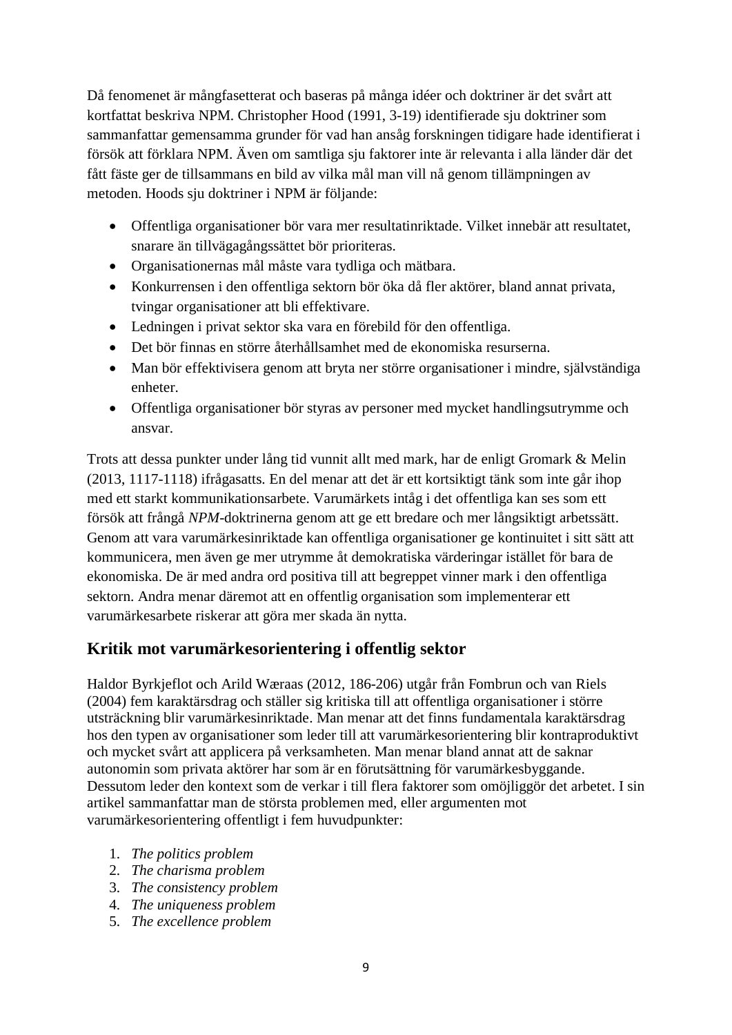Då fenomenet är mångfasetterat och baseras på många idéer och doktriner är det svårt att kortfattat beskriva NPM. Christopher Hood (1991, 3-19) identifierade sju doktriner som sammanfattar gemensamma grunder för vad han ansåg forskningen tidigare hade identifierat i försök att förklara NPM. Även om samtliga sju faktorer inte är relevanta i alla länder där det fått fäste ger de tillsammans en bild av vilka mål man vill nå genom tillämpningen av metoden. Hoods sju doktriner i NPM är följande:

- Offentliga organisationer bör vara mer resultatinriktade. Vilket innebär att resultatet, snarare än tillvägagångssättet bör prioriteras.
- Organisationernas mål måste vara tydliga och mätbara.
- Konkurrensen i den offentliga sektorn bör öka då fler aktörer, bland annat privata, tvingar organisationer att bli effektivare.
- Ledningen i privat sektor ska vara en förebild för den offentliga.
- Det bör finnas en större återhållsamhet med de ekonomiska resurserna.
- Man bör effektivisera genom att bryta ner större organisationer i mindre, självständiga enheter.
- Offentliga organisationer bör styras av personer med mycket handlingsutrymme och ansvar.

Trots att dessa punkter under lång tid vunnit allt med mark, har de enligt Gromark & Melin (2013, 1117-1118) ifrågasatts. En del menar att det är ett kortsiktigt tänk som inte går ihop med ett starkt kommunikationsarbete. Varumärkets intåg i det offentliga kan ses som ett försök att frångå *NPM*-doktrinerna genom att ge ett bredare och mer långsiktigt arbetssätt. Genom att vara varumärkesinriktade kan offentliga organisationer ge kontinuitet i sitt sätt att kommunicera, men även ge mer utrymme åt demokratiska värderingar istället för bara de ekonomiska. De är med andra ord positiva till att begreppet vinner mark i den offentliga sektorn. Andra menar däremot att en offentlig organisation som implementerar ett varumärkesarbete riskerar att göra mer skada än nytta.

## Kritik mot varumärkesorientering i offentlig sektor

Haldor Byrkjeflot och Arild Wæraas (2012, 186-206) utgår från Fombrun och van Riels (2004) fem karaktärsdrag och ställer sig kritiska till att offentliga organisationer i större utsträckning blir varumärkesinriktade. Man menar att det finns fundamentala karaktärsdrag hos den typen av organisationer som leder till att varumärkesorientering blir kontraproduktivt och mycket svårt att applicera på verksamheten. Man menar bland annat att de saknar autonomin som privata aktörer har som är en förutsättning för varumärkesbyggande. Dessutom leder den kontext som de verkar i till flera faktorer som omöjliggör det arbetet. I sin artikel sammanfattar man de största problemen med, eller argumenten mot varumärkesorientering offentligt i fem huvudpunkter:

1. *The politics problem*
2. *The charisma problem*
3. *The consistency problem*
4. *The uniqueness problem*
5. *The excellence problem*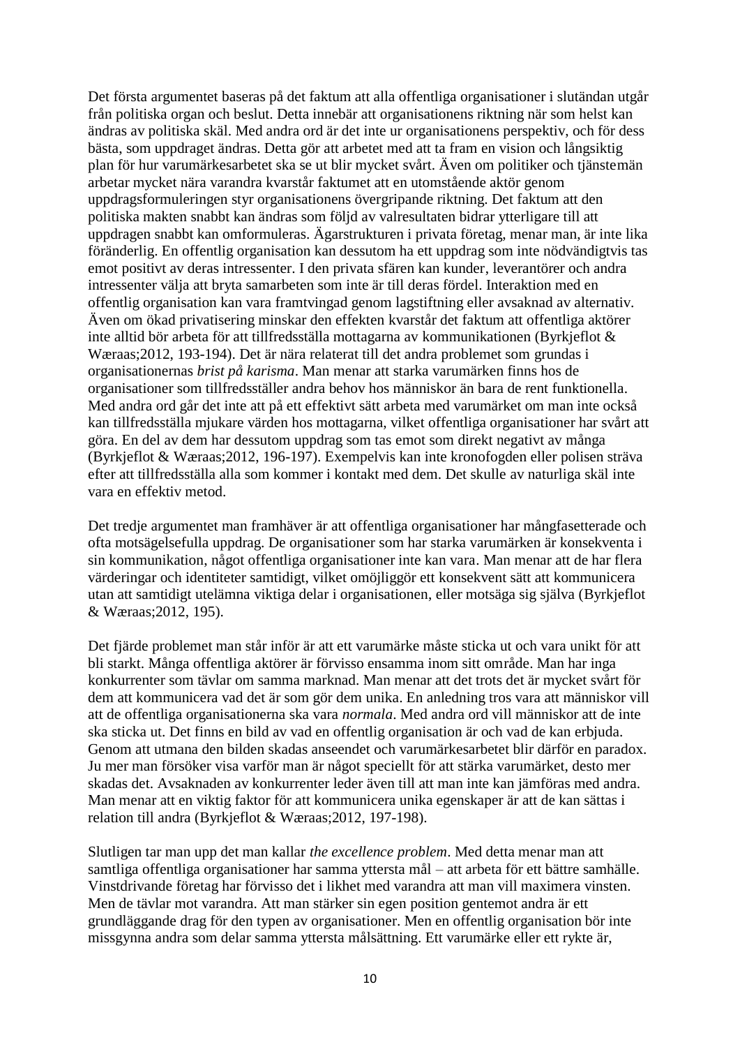Det första argumentet baseras på det faktum att alla offentliga organisationer i slutändan utgår från politiska organ och beslut. Detta innebär att organisationens riktning när som helst kan ändras av politiska skäl. Med andra ord är det inte ur organisationens perspektiv, och för dess bästa, som uppdraget ändras. Detta gör att arbetet med att ta fram en vision och långsiktig plan för hur varumärkesarbetet ska se ut blir mycket svårt. Även om politiker och tjänstemän arbetar mycket nära varandra kvarstår faktumet att en utomstående aktör genom uppdragsformuleringen styr organisationens övergripande riktning. Det faktum att den politiska makten snabbt kan ändras som följd av valresultaten bidrar ytterligare till att uppdragen snabbt kan omformuleras. Ägarstrukturen i privata företag, menar man, är inte lika föränderlig. En offentlig organisation kan dessutom ha ett uppdrag som inte nödvändigtvis tas emot positivt av deras intressenter. I den privata sfären kan kunder, leverantörer och andra intressenter välja att bryta samarbeten som inte är till deras fördel. Interaktion med en offentlig organisation kan vara framtvingad genom lagstiftning eller avsaknad av alternativ. Även om ökad privatisering minskar den effekten kvarstår det faktum att offentliga aktörer inte alltid bör arbeta för att tillfredsställa mottagarna av kommunikationen (Byrkjeflot & Wæraas;2012, 193-194). Det är nära relaterat till det andra problemet som grundas i organisationernas *brist på karisma*. Man menar att starka varumärken finns hos de organisationer som tillfredsställer andra behov hos människor än bara de rent funktionella. Med andra ord går det inte att på ett effektivt sätt arbeta med varumärket om man inte också kan tillfredsställa mjukare värden hos mottagarna, vilket offentliga organisationer har svårt att göra. En del av dem har dessutom uppdrag som tas emot som direkt negativt av många (Byrkjeflot & Wæraas;2012, 196-197). Exempelvis kan inte kronofogden eller polisen sträva efter att tillfredsställa alla som kommer i kontakt med dem. Det skulle av naturliga skäl inte vara en effektiv metod.

Det tredje argumentet man framhäver är att offentliga organisationer har mångfasetterade och ofta motsägelsefulla uppdrag. De organisationer som har starka varumärken är konsekventa i sin kommunikation, något offentliga organisationer inte kan vara. Man menar att de har flera värderingar och identiteter samtidigt, vilket omöjliggör ett konsekvent sätt att kommunicera utan att samtidigt utelämna viktiga delar i organisationen, eller motsäga sig själva (Byrkjeflot & Wæraas;2012, 195).

Det fjärde problemet man står inför är att ett varumärke måste sticka ut och vara unikt för att bli starkt. Många offentliga aktörer är förvisso ensamma inom sitt område. Man har inga konkurrenter som tävlar om samma marknad. Man menar att det trots det är mycket svårt för dem att kommunicera vad det är som gör dem unika. En anledning tros vara att människor vill att de offentliga organisationerna ska vara *normala*. Med andra ord vill människor att de inte ska sticka ut. Det finns en bild av vad en offentlig organisation är och vad de kan erbjuda. Genom att utmana den bilden skadas anseendet och varumärkesarbetet blir därför en paradox. Ju mer man försöker visa varför man är något speciellt för att stärka varumärket, desto mer skadas det. Avsaknaden av konkurrenter leder även till att man inte kan jämföras med andra. Man menar att en viktig faktor för att kommunicera unika egenskaper är att de kan sättas i relation till andra (Byrkjeflot & Wæraas;2012, 197-198).

Slutligen tar man upp det man kallar *the excellence problem*. Med detta menar man att samtliga offentliga organisationer har samma yttersta mål – att arbeta för ett bättre samhälle. Vinstdrivande företag har förvisso det i likhet med varandra att man vill maximera vinsten. Men de tävlar mot varandra. Att man stärker sin egen position gentemot andra är ett grundläggande drag för den typen av organisationer. Men en offentlig organisation bör inte missgynna andra som delar samma yttersta målsättning. Ett varumärke eller ett rykte är,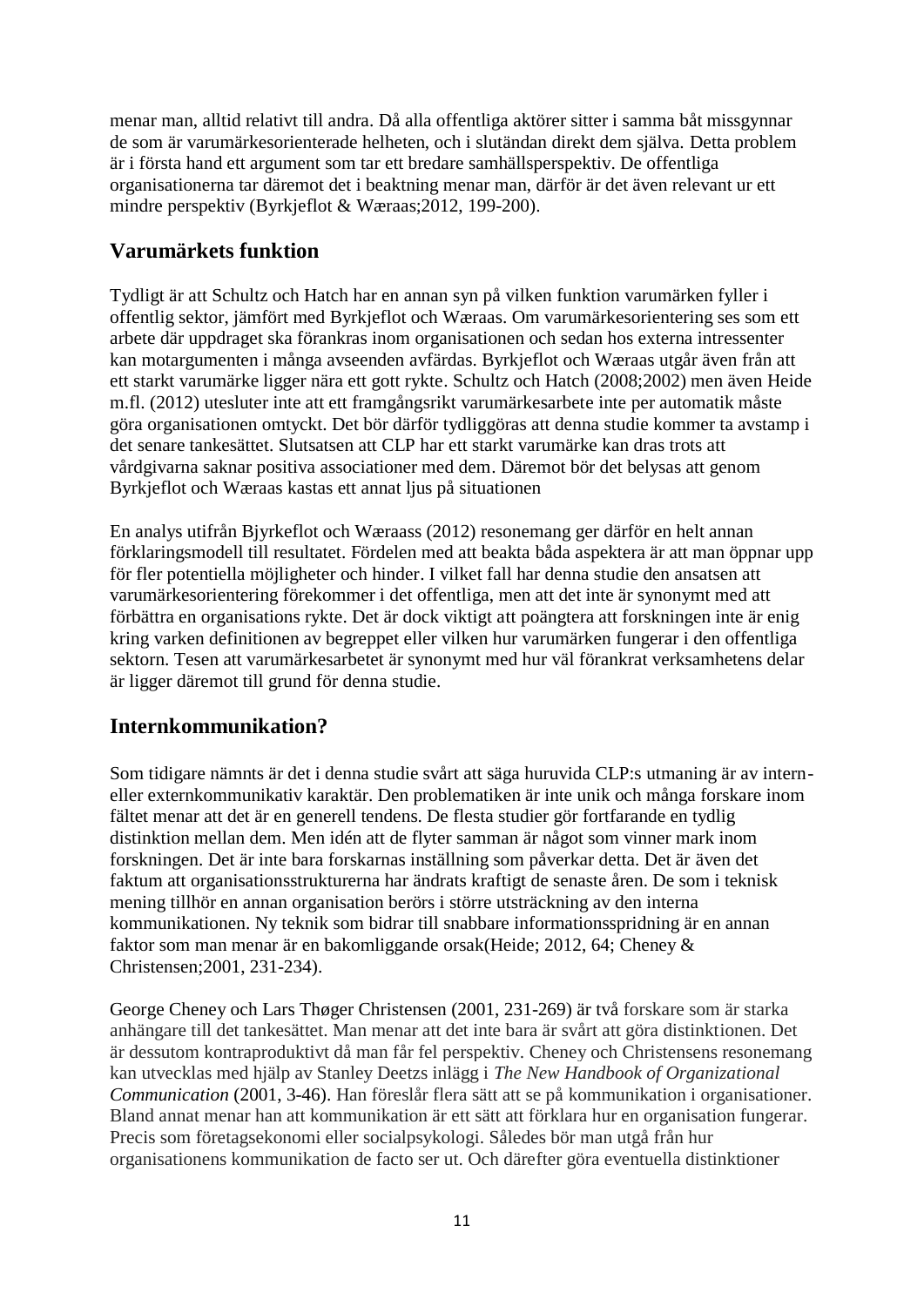menar man, alltid relativt till andra. Då alla offentliga aktörer sitter i samma båt missgynnar de som är varumärkesorienterade helheten, och i slutändan direkt dem själva. Detta problem är i första hand ett argument som tar ett bredare samhällsperspektiv. De offentliga organisationerna tar däremot det i beaktning menar man, därför är det även relevant ur ett mindre perspektiv (Byrkjeflot & Wæraas;2012, 199-200).

## Varumärkets funktion

Tydligt är att Schultz och Hatch har en annan syn på vilken funktion varumärken fyller i offentlig sektor, jämfört med Byrkjeflot och Wæraas. Om varumärkesorientering ses som ett arbete där uppdraget ska förankras inom organisationen och sedan hos externa intressenter kan motargumenten i många avseenden avfärdas. Byrkjeflot och Wæraas utgår även från att ett starkt varumärke ligger nära ett gott rykte. Schultz och Hatch (2008;2002) men även Heide m.fl. (2012) utesluter inte att ett framgångsrikt varumärkesarbete inte per automatik måste göra organisationen omtyckt. Det bör därför tydliggöras att denna studie kommer ta avstamp i det senare tankesättet. Slutsatsen att CLP har ett starkt varumärke kan dras trots att vårdgivarna saknar positiva associationer med dem. Däremot bör det belysas att genom Byrkjeflot och Wæraas kastas ett annat ljus på situationen

En analys utifrån Bjyrkeflot och Wæraass (2012) resonemang ger därför en helt annan förklaringsmodell till resultatet. Fördelen med att beakta båda aspektera är att man öppnar upp för fler potentiella möjligheter och hinder. I vilket fall har denna studie den ansatsen att varumärkesorientering förekommer i det offentliga, men att det inte är synonymt med att förbättra en organisations rykte. Det är dock viktigt att poängtera att forskningen inte är enig kring varken definitionen av begreppet eller vilken hur varumärken fungerar i den offentliga sektorn. Tesen att varumärkesarbetet är synonymt med hur väl förankrat verksamhetens delar är ligger däremot till grund för denna studie.

## Internkommunikation?

Som tidigare nämnts är det i denna studie svårt att säga huruvida CLP:s utmaning är av intern- eller externkommunikativ karaktär. Den problematiken är inte unik och många forskare inom fältet menar att det är en generell tendens. De flesta studier gör fortfarande en tydlig distinktion mellan dem. Men idén att de flyter samman är något som vinner mark inom forskningen. Det är inte bara forskarnas inställning som påverkar detta. Det är även det faktum att organisationsstrukturerna har ändrats kraftigt de senaste åren. De som i teknisk mening tillhör en annan organisation berörs i större utsträckning av den interna kommunikationen. Ny teknik som bidrar till snabbare informationsspridning är en annan faktor som man menar är en bakomliggande orsak(Heide; 2012, 64; Cheney & Christensen;2001, 231-234).

George Cheney och Lars Thøger Christensen (2001, 231-269) är två forskare som är starka anhängare till det tankesättet. Man menar att det inte bara är svårt att göra distinktionen. Det är dessutom kontraproduktivt då man får fel perspektiv. Cheney och Christensens resonemang kan utvecklas med hjälp av Stanley Deetzs inlägg i *The New Handbook of Organizational Communication* (2001, 3-46). Han föreslår flera sätt att se på kommunikation i organisationer. Bland annat menar han att kommunikation är ett sätt att förklara hur en organisation fungerar. Precis som företagsekonomi eller socialpsykologi. Således bör man utgå från hur organisationens kommunikation de facto ser ut. Och därefter göra eventuella distinktioner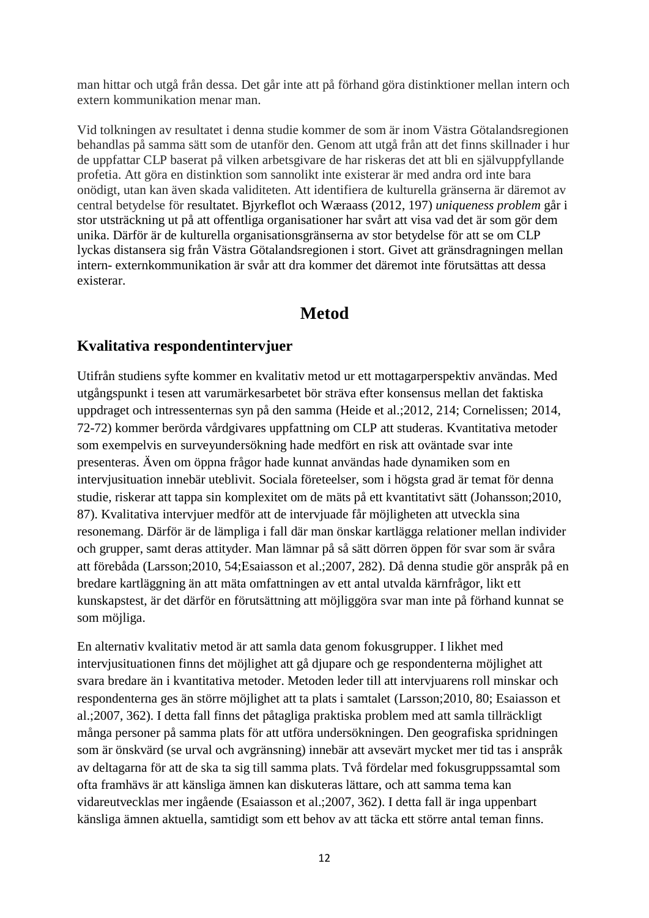man hittar och utgå från dessa. Det går inte att på förhand göra distinktioner mellan intern och extern kommunikation menar man.

Vid tolkningen av resultatet i denna studie kommer de som är inom Västra Götalandsregionen behandlas på samma sätt som de utanför den. Genom att utgå från att det finns skillnader i hur de uppfattar CLP baserat på vilken arbetsgivare de har riskeras det att bli en självuppfyllande profetia. Att göra en distinktion som sannolikt inte existerar är med andra ord inte bara onödigt, utan kan även skada validiteten. Att identifiera de kulturella gränserna är däremot av central betydelse för resultatet. Bjyrkeflot och Wæraass (2012, 197) *uniqueness problem* går i stor utsträckning ut på att offentliga organisationer har svårt att visa vad det är som gör dem unika. Därför är de kulturella organisationsgränserna av stor betydelse för att se om CLP lyckas distansera sig från Västra Götalandsregionen i stort. Givet att gränsdragningen mellan intern- externkommunikation är svår att dra kommer det däremot inte förutsättas att dessa existerar.

# Metod

## Kvalitativa respondentintervjuer

Utifrån studiens syfte kommer en kvalitativ metod ur ett mottagarperspektiv användas. Med utgångspunkt i tesen att varumärkesarbetet bör sträva efter konsensus mellan det faktiska uppdraget och intressenternas syn på den samma (Heide et al.;2012, 214; Cornelissen; 2014, 72-72) kommer berörda vårdgivares uppfattning om CLP att studeras. Kvantitativa metoder som exempelvis en surveyundersökning hade medfört en risk att oväntade svar inte presenteras. Även om öppna frågor hade kunnat användas hade dynamiken som en intervjusituation innebär uteblivit. Sociala företeelser, som i högsta grad är temat för denna studie, riskerar att tappa sin komplexitet om de mäts på ett kvantitativt sätt (Johansson;2010, 87). Kvalitativa intervjuer medför att de intervjuade får möjligheten att utveckla sina resonemang. Därför är de lämpliga i fall där man önskar kartlägga relationer mellan individer och grupper, samt deras attityder. Man lämnar på så sätt dörren öppen för svar som är svåra att förebåda (Larsson;2010, 54;Esaiasson et al.;2007, 282). Då denna studie gör anspråk på en bredare kartläggning än att mäta omfattningen av ett antal utvalda kärnfrågor, likt ett kunskapstest, är det därför en förutsättning att möjliggöra svar man inte på förhand kunnat se som möjliga.

En alternativ kvalitativ metod är att samla data genom fokusgrupper. I likhet med intervjusituationen finns det möjlighet att gå djupare och ge respondenterna möjlighet att svara bredare än i kvantitativa metoder. Metoden leder till att intervjuarens roll minskar och respondenterna ges än större möjlighet att ta plats i samtalet (Larsson;2010, 80; Esaiasson et al.;2007, 362). I detta fall finns det påtagliga praktiska problem med att samla tillräckligt många personer på samma plats för att utföra undersökningen. Den geografiska spridningen som är önskvärd (se urval och avgränsning) innebär att avsevärt mycket mer tid tas i anspråk av deltagarna för att de ska ta sig till samma plats. Två fördelar med fokusgruppssamtal som ofta framhävs är att känsliga ämnen kan diskuteras lättare, och att samma tema kan vidareutvecklas mer ingående (Esaiasson et al.;2007, 362). I detta fall är inga uppenbart känsliga ämnen aktuella, samtidigt som ett behov av att täcka ett större antal teman finns.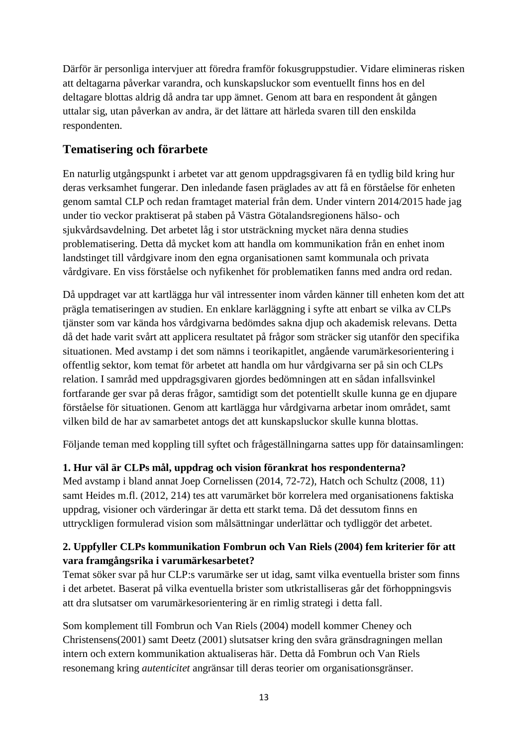Därför är personliga intervjuer att föredra framför fokusgruppstudier. Vidare elimineras risken att deltagarna påverkar varandra, och kunskapsluckor som eventuellt finns hos en del deltagare blottas aldrig då andra tar upp ämnet. Genom att bara en respondent åt gången uttalar sig, utan påverkan av andra, är det lättare att härleda svaren till den enskilda respondenten.

## Tematisering och förarbete

En naturlig utgångspunkt i arbetet var att genom uppdragsgivaren få en tydlig bild kring hur deras verksamhet fungerar. Den inledande fasen präglades av att få en förståelse för enheten genom samtal CLP och redan framtaget material från dem. Under vintern 2014/2015 hade jag under tio veckor praktiserat på staben på Västra Götalandsregionens hälso- och sjukvårdsavdelning. Det arbetet låg i stor utsträckning mycket nära denna studies problematisering. Detta då mycket kom att handla om kommunikation från en enhet inom landstinget till vårdgivare inom den egna organisationen samt kommunala och privata vårdgivare. En viss förståelse och nyfikenhet för problematiken fanns med andra ord redan.

Då uppdraget var att kartlägga hur väl intressenter inom vården känner till enheten kom det att prägla tematiseringen av studien. En enklare karläggning i syfte att enbart se vilka av CLPs tjänster som var kända hos vårdgivarna bedömdes sakna djup och akademisk relevans. Detta då det hade varit svårt att applicera resultatet på frågor som sträcker sig utanför den specifika situationen. Med avstamp i det som nämns i teorikapitlet, angående varumärkesorientering i offentlig sektor, kom temat för arbetet att handla om hur vårdgivarna ser på sin och CLPs relation. I samråd med uppdragsgivaren gjordes bedömningen att en sådan infallsvinkel fortfarande ger svar på deras frågor, samtidigt som det potentiellt skulle kunna ge en djupare förståelse för situationen. Genom att kartlägga hur vårdgivarna arbetar inom området, samt vilken bild de har av samarbetet antogs det att kunskapsluckor skulle kunna blottas.

Följande teman med koppling till syftet och frågeställningarna sattes upp för datainsamlingen:

**1. Hur väl är CLPs mål, uppdrag och vision förankrat hos respondenterna?**
Med avstamp i bland annat Joep Cornelissen (2014, 72-72), Hatch och Schultz (2008, 11) samt Heides m.fl. (2012, 214) tes att varumärket bör korrelera med organisationens faktiska uppdrag, visioner och värderingar är detta ett starkt tema. Då det dessutom finns en uttryckligen formulerad vision som målsättningar underlättar och tydliggör det arbetet.

**2. Uppfyller CLPs kommunikation Fombrun och Van Riels (2004) fem kriterier för att vara framgångsrika i varumärkesarbetet?**
Temat söker svar på hur CLP:s varumärke ser ut idag, samt vilka eventuella brister som finns i det arbetet. Baserat på vilka eventuella brister som utkristalliseras går det förhoppningsvis att dra slutsatser om varumärkesorientering är en rimlig strategi i detta fall.

Som komplement till Fombrun och Van Riels (2004) modell kommer Cheney och Christensens(2001) samt Deetz (2001) slutsatser kring den svåra gränsdragningen mellan intern och extern kommunikation aktualiseras här. Detta då Fombrun och Van Riels resonemang kring *autenticitet* angränsar till deras teorier om organisationsgränser.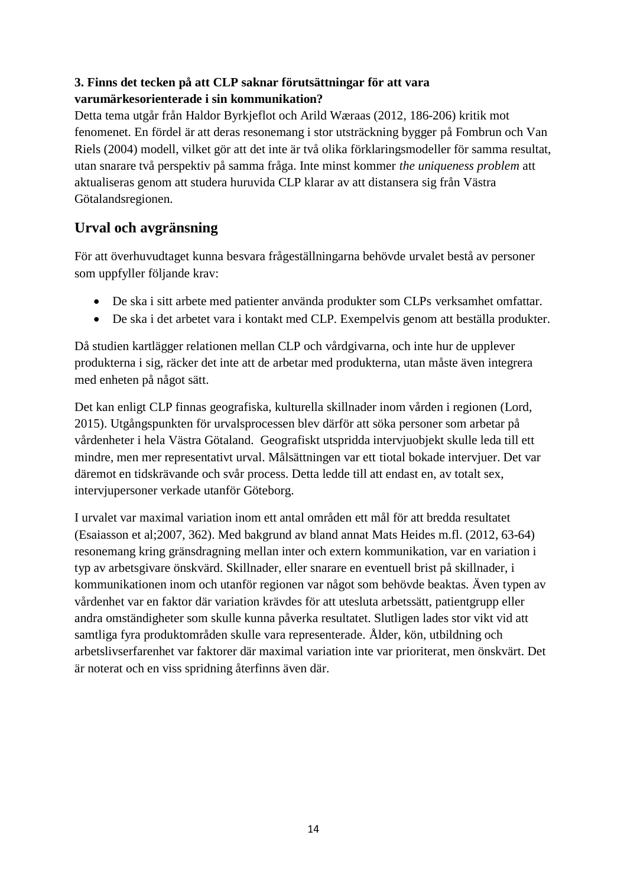**3. Finns det tecken på att CLP saknar förutsättningar för att vara varumärkesorienterade i sin kommunikation?**
Detta tema utgår från Haldor Byrkjeflot och Arild Wæraas (2012, 186-206) kritik mot fenomenet. En fördel är att deras resonemang i stor utsträckning bygger på Fombrun och Van Riels (2004) modell, vilket gör att det inte är två olika förklaringsmodeller för samma resultat, utan snarare två perspektiv på samma fråga. Inte minst kommer *the uniqueness problem* att aktualiseras genom att studera huruvida CLP klarar av att distansera sig från Västra Götalandsregionen.

## Urval och avgränsning

För att överhuvudtaget kunna besvara frågeställningarna behövde urvalet bestå av personer som uppfyller följande krav:

- De ska i sitt arbete med patienter använda produkter som CLPs verksamhet omfattar.
- De ska i det arbetet vara i kontakt med CLP. Exempelvis genom att beställa produkter.

Då studien kartlägger relationen mellan CLP och vårdgivarna, och inte hur de upplever produkterna i sig, räcker det inte att de arbetar med produkterna, utan måste även integrera med enheten på något sätt.

Det kan enligt CLP finnas geografiska, kulturella skillnader inom vården i regionen (Lord, 2015). Utgångspunkten för urvalsprocessen blev därför att söka personer som arbetar på vårdenheter i hela Västra Götaland. Geografiskt utspridda intervjuobjekt skulle leda till ett mindre, men mer representativt urval. Målsättningen var ett tiotal bokade intervjuer. Det var däremot en tidskrävande och svår process. Detta ledde till att endast en, av totalt sex, intervjupersoner verkade utanför Göteborg.

I urvalet var maximal variation inom ett antal områden ett mål för att bredda resultatet (Esaiasson et al;2007, 362). Med bakgrund av bland annat Mats Heides m.fl. (2012, 63-64) resonemang kring gränsdragning mellan inter och extern kommunikation, var en variation i typ av arbetsgivare önskvärd. Skillnader, eller snarare en eventuell brist på skillnader, i kommunikationen inom och utanför regionen var något som behövde beaktas. Även typen av vårdenhet var en faktor där variation krävdes för att utesluta arbetssätt, patientgrupp eller andra omständigheter som skulle kunna påverka resultatet. Slutligen lades stor vikt vid att samtliga fyra produktområden skulle vara representerade. Ålder, kön, utbildning och arbetslivserfarenhet var faktorer där maximal variation inte var prioriterat, men önskvärt. Det är noterat och en viss spridning återfinns även där.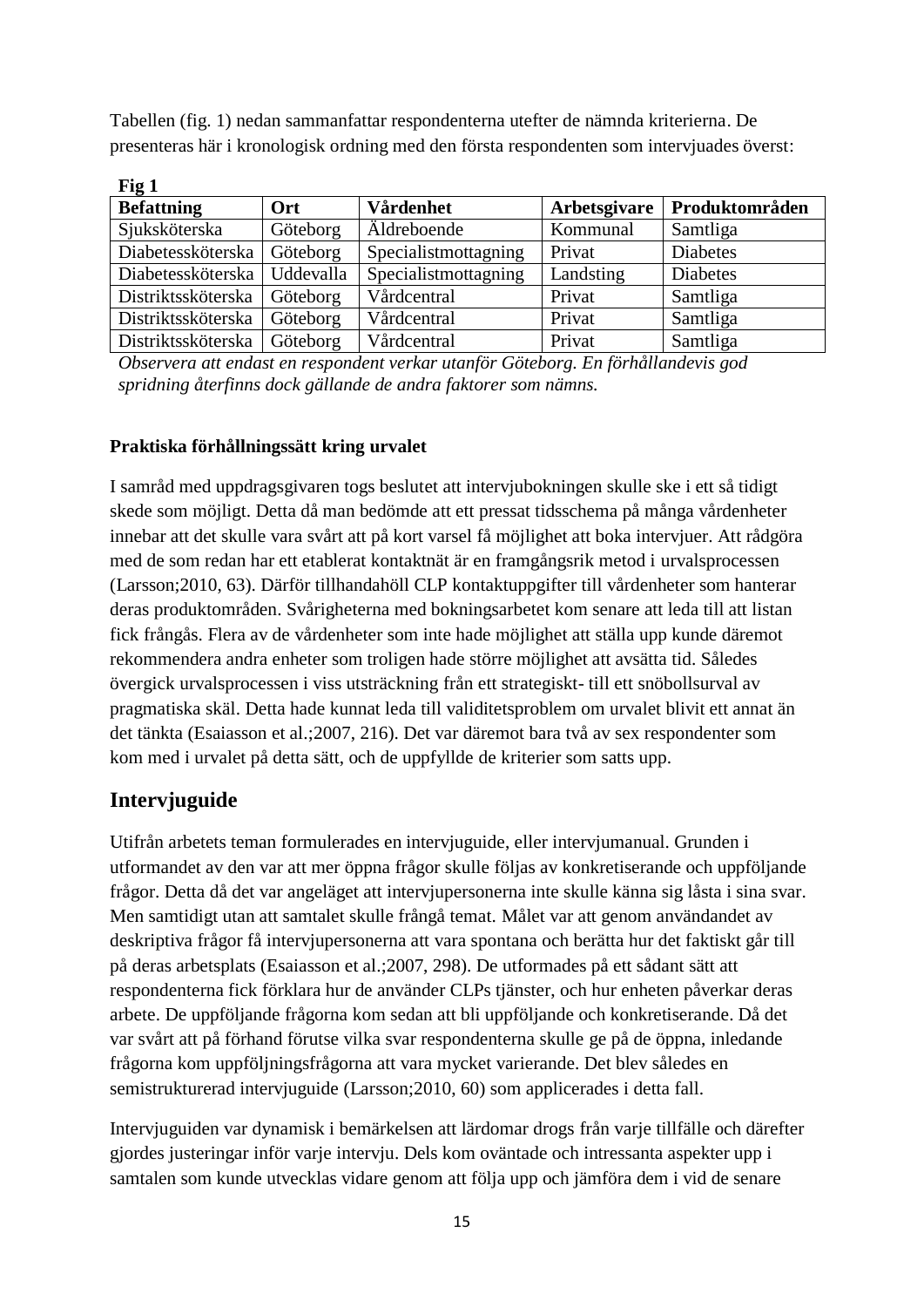Tabellen (fig. 1) nedan sammanfattar respondenterna utefter de nämnda kriterierna. De presenteras här i kronologisk ordning med den första respondenten som intervjuades överst:

**Fig 1**

| Befattning | Ort | Vårdenhet | Arbetsgivare | Produktområden |
|---|---|---|---|---|
| Sjuksköterska | Göteborg | Äldreboende | Kommunal | Samtliga |
| Diabetessköterska | Göteborg | Specialistmottagning | Privat | Diabetes |
| Diabetessköterska | Uddevalla | Specialistmottagning | Landsting | Diabetes |
| Distriktssköterska | Göteborg | Vårdcentral | Privat | Samtliga |
| Distriktssköterska | Göteborg | Vårdcentral | Privat | Samtliga |
| Distriktssköterska | Göteborg | Vårdcentral | Privat | Samtliga |

*Observera att endast en respondent verkar utanför Göteborg. En förhållandevis god spridning återfinns dock gällande de andra faktorer som nämns.*

**Praktiska förhållningssätt kring urvalet**

I samråd med uppdragsgivaren togs beslutet att intervjubokningen skulle ske i ett så tidigt skede som möjligt. Detta då man bedömde att ett pressat tidsschema på många vårdenheter innebar att det skulle vara svårt att på kort varsel få möjlighet att boka intervjuer. Att rådgöra med de som redan har ett etablerat kontaktnät är en framgångsrik metod i urvalsprocessen (Larsson;2010, 63). Därför tillhandahöll CLP kontaktuppgifter till vårdenheter som hanterar deras produktområden. Svårigheterna med bokningsarbetet kom senare att leda till att listan fick frångås. Flera av de vårdenheter som inte hade möjlighet att ställa upp kunde däremot rekommendera andra enheter som troligen hade större möjlighet att avsätta tid. Således övergick urvalsprocessen i viss utsträckning från ett strategiskt- till ett snöbollsurval av pragmatiska skäl. Detta hade kunnat leda till validitetsproblem om urvalet blivit ett annat än det tänkta (Esaiasson et al.;2007, 216). Det var däremot bara två av sex respondenter som kom med i urvalet på detta sätt, och de uppfyllde de kriterier som satts upp.

## Intervjuguide

Utifrån arbetets teman formulerades en intervjuguide, eller intervjumanual. Grunden i utformandet av den var att mer öppna frågor skulle följas av konkretiserande och uppföljande frågor. Detta då det var angeläget att intervjupersonerna inte skulle känna sig låsta i sina svar. Men samtidigt utan att samtalet skulle frångå temat. Målet var att genom användandet av deskriptiva frågor få intervjupersonerna att vara spontana och berätta hur det faktiskt går till på deras arbetsplats (Esaiasson et al.;2007, 298). De utformades på ett sådant sätt att respondenterna fick förklara hur de använder CLPs tjänster, och hur enheten påverkar deras arbete. De uppföljande frågorna kom sedan att bli uppföljande och konkretiserande. Då det var svårt att på förhand förutse vilka svar respondenterna skulle ge på de öppna, inledande frågorna kom uppföljningsfrågorna att vara mycket varierande. Det blev således en semistrukturerad intervjuguide (Larsson;2010, 60) som applicerades i detta fall.

Intervjuguiden var dynamisk i bemärkelsen att lärdomar drogs från varje tillfälle och därefter gjordes justeringar inför varje intervju. Dels kom oväntade och intressanta aspekter upp i samtalen som kunde utvecklas vidare genom att följa upp och jämföra dem i vid de senare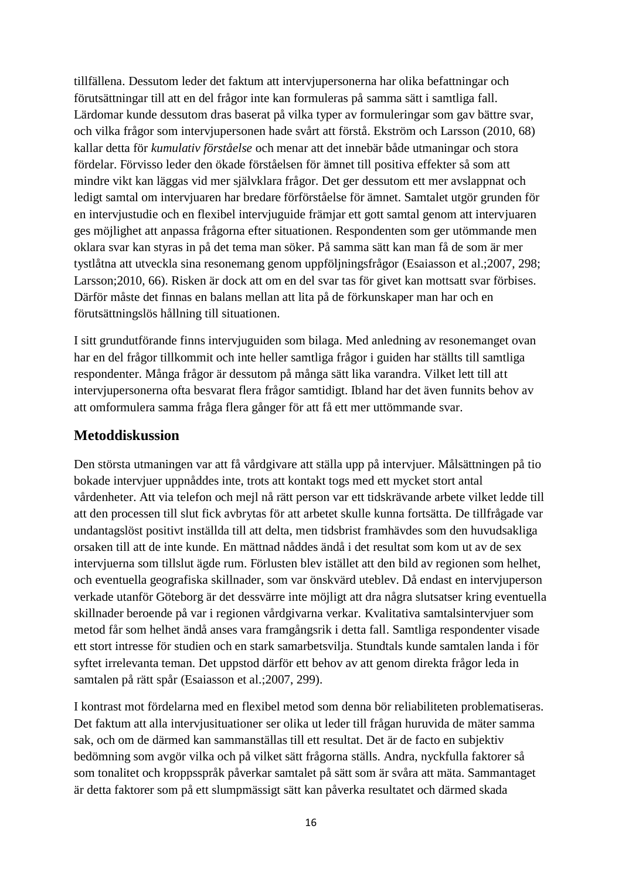tillfällena. Dessutom leder det faktum att intervjupersonerna har olika befattningar och förutsättningar till att en del frågor inte kan formuleras på samma sätt i samtliga fall. Lärdomar kunde dessutom dras baserat på vilka typer av formuleringar som gav bättre svar, och vilka frågor som intervjupersonen hade svårt att förstå. Ekström och Larsson (2010, 68) kallar detta för *kumulativ förståelse* och menar att det innebär både utmaningar och stora fördelar. Förvisso leder den ökade förståelsen för ämnet till positiva effekter så som att mindre vikt kan läggas vid mer självklara frågor. Det ger dessutom ett mer avslappnat och ledigt samtal om intervjuaren har bredare förförståelse för ämnet. Samtalet utgör grunden för en intervjustudie och en flexibel intervjuguide främjar ett gott samtal genom att intervjuaren ges möjlighet att anpassa frågorna efter situationen. Respondenten som ger utömmande men oklara svar kan styras in på det tema man söker. På samma sätt kan man få de som är mer tystlåtna att utveckla sina resonemang genom uppföljningsfrågor (Esaiasson et al.;2007, 298; Larsson;2010, 66). Risken är dock att om en del svar tas för givet kan mottsatt svar förbises. Därför måste det finnas en balans mellan att lita på de förkunskaper man har och en förutsättningslös hållning till situationen.

I sitt grundutförande finns intervjuguiden som bilaga. Med anledning av resonemanget ovan har en del frågor tillkommit och inte heller samtliga frågor i guiden har ställts till samtliga respondenter. Många frågor är dessutom på många sätt lika varandra. Vilket lett till att intervjupersonerna ofta besvarat flera frågor samtidigt. Ibland har det även funnits behov av att omformulera samma fråga flera gånger för att få ett mer uttömmande svar.

## Metoddiskussion

Den största utmaningen var att få vårdgivare att ställa upp på intervjuer. Målsättningen på tio bokade intervjuer uppnåddes inte, trots att kontakt togs med ett mycket stort antal vårdenheter. Att via telefon och mejl nå rätt person var ett tidskrävande arbete vilket ledde till att den processen till slut fick avbrytas för att arbetet skulle kunna fortsätta. De tillfrågade var undantagslöst positivt inställda till att delta, men tidsbrist framhävdes som den huvudsakliga orsaken till att de inte kunde. En mättnad nåddes ändå i det resultat som kom ut av de sex intervjuerna som tillslut ägde rum. Förlusten blev istället att den bild av regionen som helhet, och eventuella geografiska skillnader, som var önskvärd uteblev. Då endast en intervjuperson verkade utanför Göteborg är det dessvärre inte möjligt att dra några slutsatser kring eventuella skillnader beroende på var i regionen vårdgivarna verkar. Kvalitativa samtalsintervjuer som metod får som helhet ändå anses vara framgångsrik i detta fall. Samtliga respondenter visade ett stort intresse för studien och en stark samarbetsvilja. Stundtals kunde samtalen landa i för syftet irrelevanta teman. Det uppstod därför ett behov av att genom direkta frågor leda in samtalen på rätt spår (Esaiasson et al.;2007, 299).

I kontrast mot fördelarna med en flexibel metod som denna bör reliabiliteten problematiseras. Det faktum att alla intervjusituationer ser olika ut leder till frågan huruvida de mäter samma sak, och om de därmed kan sammanställas till ett resultat. Det är de facto en subjektiv bedömning som avgör vilka och på vilket sätt frågorna ställs. Andra, nyckfulla faktorer så som tonalitet och kroppsspråk påverkar samtalet på sätt som är svåra att mäta. Sammantaget är detta faktorer som på ett slumpmässigt sätt kan påverka resultatet och därmed skada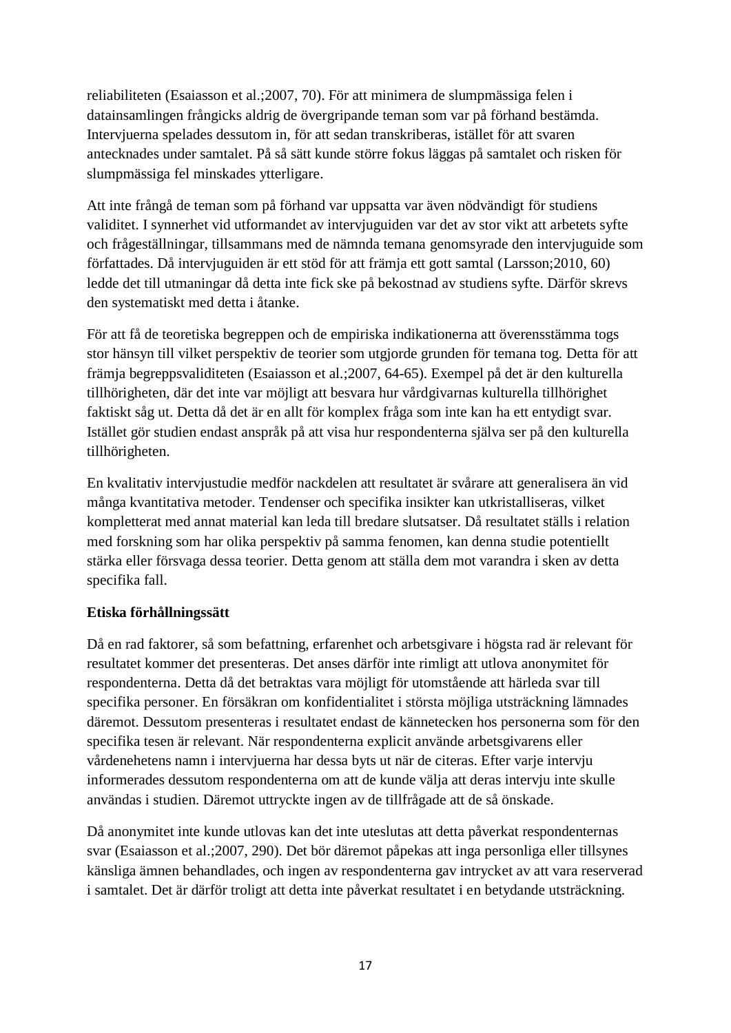reliabiliteten (Esaiasson et al.;2007, 70). För att minimera de slumpmässiga felen i datainsamlingen frångicks aldrig de övergripande teman som var på förhand bestämda. Intervjuerna spelades dessutom in, för att sedan transkriberas, istället för att svaren antecknades under samtalet. På så sätt kunde större fokus läggas på samtalet och risken för slumpmässiga fel minskades ytterligare.

Att inte frångå de teman som på förhand var uppsatta var även nödvändigt för studiens validitet. I synnerhet vid utformandet av intervjuguiden var det av stor vikt att arbetets syfte och frågeställningar, tillsammans med de nämnda temana genomsyrade den intervjuguide som författades. Då intervjuguiden är ett stöd för att främja ett gott samtal (Larsson;2010, 60) ledde det till utmaningar då detta inte fick ske på bekostnad av studiens syfte. Därför skrevs den systematiskt med detta i åtanke.

För att få de teoretiska begreppen och de empiriska indikationerna att överensstämma togs stor hänsyn till vilket perspektiv de teorier som utgjorde grunden för temana tog. Detta för att främja begreppsvaliditeten (Esaiasson et al.;2007, 64-65). Exempel på det är den kulturella tillhörigheten, där det inte var möjligt att besvara hur vårdgivarnas kulturella tillhörighet faktiskt såg ut. Detta då det är en allt för komplex fråga som inte kan ha ett entydigt svar. Istället gör studien endast anspråk på att visa hur respondenterna själva ser på den kulturella tillhörigheten.

En kvalitativ intervjustudie medför nackdelen att resultatet är svårare att generalisera än vid många kvantitativa metoder. Tendenser och specifika insikter kan utkristalliseras, vilket kompletterat med annat material kan leda till bredare slutsatser. Då resultatet ställs i relation med forskning som har olika perspektiv på samma fenomen, kan denna studie potentiellt stärka eller försvaga dessa teorier. Detta genom att ställa dem mot varandra i sken av detta specifika fall.

**Etiska förhållningssätt**

Då en rad faktorer, så som befattning, erfarenhet och arbetsgivare i högsta rad är relevant för resultatet kommer det presenteras. Det anses därför inte rimligt att utlova anonymitet för respondenterna. Detta då det betraktas vara möjligt för utomstående att härleda svar till specifika personer. En försäkran om konfidentialitet i största möjliga utsträckning lämnades däremot. Dessutom presenteras i resultatet endast de kännetecken hos personerna som för den specifika tesen är relevant. När respondenterna explicit använde arbetsgivarens eller vårdenehetens namn i intervjuerna har dessa byts ut när de citeras. Efter varje intervju informerades dessutom respondenterna om att de kunde välja att deras intervju inte skulle användas i studien. Däremot uttryckte ingen av de tillfrågade att de så önskade.

Då anonymitet inte kunde utlovas kan det inte uteslutas att detta påverkat respondenternas svar (Esaiasson et al.;2007, 290). Det bör däremot påpekas att inga personliga eller tillsynes känsliga ämnen behandlades, och ingen av respondenterna gav intrycket av att vara reserverad i samtalet. Det är därför troligt att detta inte påverkat resultatet i en betydande utsträckning.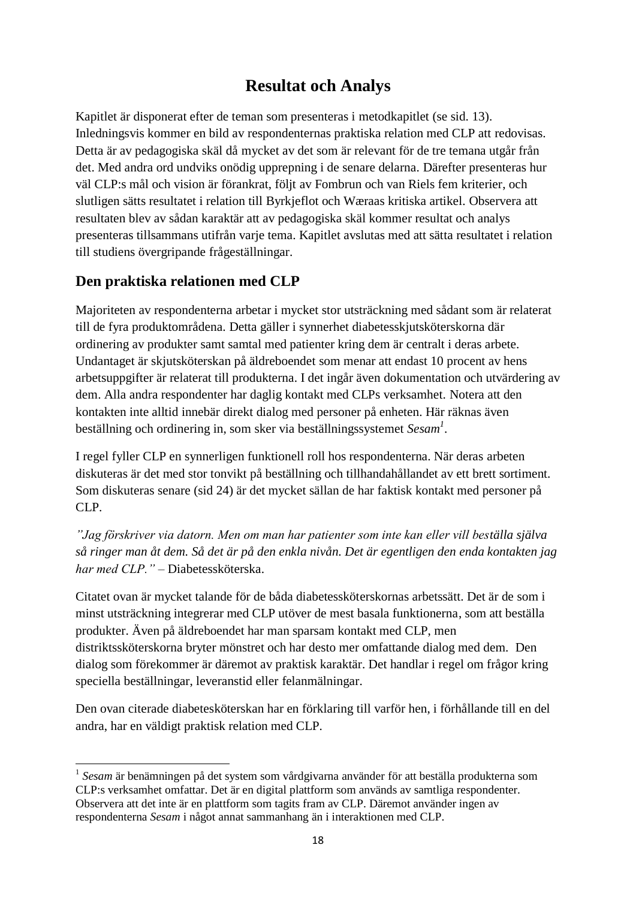# Resultat och Analys

Kapitlet är disponerat efter de teman som presenteras i metodkapitlet (se sid. 13). Inledningsvis kommer en bild av respondenternas praktiska relation med CLP att redovisas. Detta är av pedagogiska skäl då mycket av det som är relevant för de tre temana utgår från det. Med andra ord undviks onödig upprepning i de senare delarna. Därefter presenteras hur väl CLP:s mål och vision är förankrat, följt av Fombrun och van Riels fem kriterier, och slutligen sätts resultatet i relation till Byrkjeflot och Wæraas kritiska artikel. Observera att resultaten blev av sådan karaktär att av pedagogiska skäl kommer resultat och analys presenteras tillsammans utifrån varje tema. Kapitlet avslutas med att sätta resultatet i relation till studiens övergripande frågeställningar.

## Den praktiska relationen med CLP

Majoriteten av respondenterna arbetar i mycket stor utsträckning med sådant som är relaterat till de fyra produktområdena. Detta gäller i synnerhet diabetesskjutsköterskorna där ordinering av produkter samt samtal med patienter kring dem är centralt i deras arbete. Undantaget är skjutsköterskan på äldreboendet som menar att endast 10 procent av hens arbetsuppgifter är relaterat till produkterna. I det ingår även dokumentation och utvärdering av dem. Alla andra respondenter har daglig kontakt med CLPs verksamhet. Notera att den kontakten inte alltid innebär direkt dialog med personer på enheten. Här räknas även beställning och ordinering in, som sker via beställningssystemet *Sesam*[1].

I regel fyller CLP en synnerligen funktionell roll hos respondenterna. När deras arbeten diskuteras är det med stor tonvikt på beställning och tillhandahållandet av ett brett sortiment. Som diskuteras senare (sid 24) är det mycket sällan de har faktisk kontakt med personer på CLP.

*"Jag förskriver via datorn. Men om man har patienter som inte kan eller vill beställa själva så ringer man åt dem. Så det är på den enkla nivån. Det är egentligen den enda kontakten jag har med CLP."* – Diabetessköterska.

Citatet ovan är mycket talande för de båda diabetessköterskornas arbetssätt. Det är de som i minst utsträckning integrerar med CLP utöver de mest basala funktionerna, som att beställa produkter. Även på äldreboendet har man sparsam kontakt med CLP, men distriktssköterskorna bryter mönstret och har desto mer omfattande dialog med dem. Den dialog som förekommer är däremot av praktisk karaktär. Det handlar i regel om frågor kring speciella beställningar, leveranstid eller felanmälningar.

Den ovan citerade diabetesköterskan har en förklaring till varför hen, i förhållande till en del andra, har en väldigt praktisk relation med CLP.

---

[1] *Sesam* är benämningen på det system som vårdgivarna använder för att beställa produkterna som CLP:s verksamhet omfattar. Det är en digital plattform som används av samtliga respondenter. Observera att det inte är en plattform som tagits fram av CLP. Däremot använder ingen av respondenterna *Sesam* i något annat sammanhang än i interaktionen med CLP.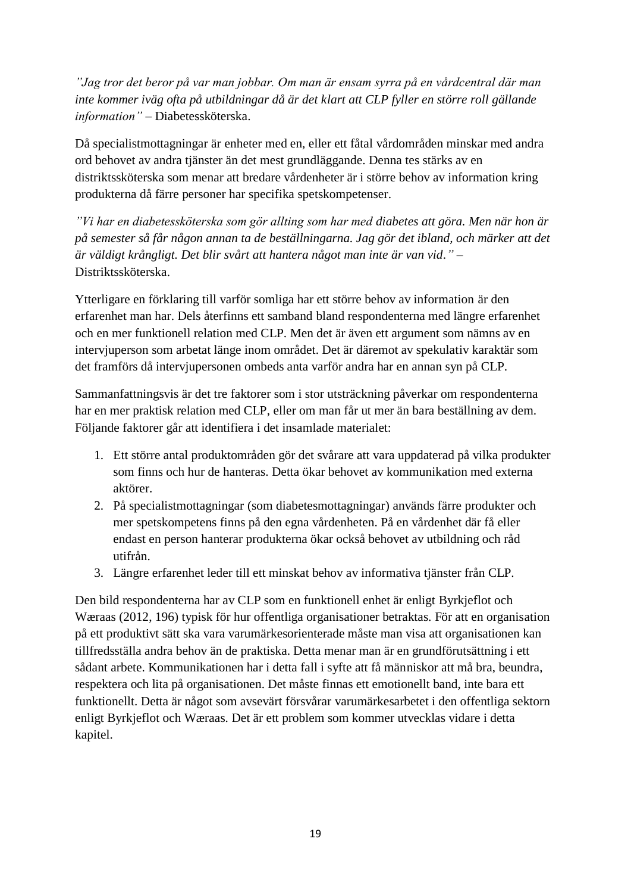*”Jag tror det beror på var man jobbar. Om man är ensam syrra på en vårdcentral där man inte kommer iväg ofta på utbildningar då är det klart att CLP fyller en större roll gällande information”* – Diabetessköterska.

Då specialistmottagningar är enheter med en, eller ett fåtal vårdområden minskar med andra ord behovet av andra tjänster än det mest grundläggande. Denna tes stärks av en distriktssköterska som menar att bredare vårdenheter är i större behov av information kring produkterna då färre personer har specifika spetskompetenser.

*”Vi har en diabetessköterska som gör allting som har med diabetes att göra. Men när hon är på semester så får någon annan ta de beställningarna. Jag gör det ibland, och märker att det är väldigt krångligt. Det blir svårt att hantera något man inte är van vid.”* – Distriktssköterska.

Ytterligare en förklaring till varför somliga har ett större behov av information är den erfarenhet man har. Dels återfinns ett samband bland respondenterna med längre erfarenhet och en mer funktionell relation med CLP. Men det är även ett argument som nämns av en intervjuperson som arbetat länge inom området. Det är däremot av spekulativ karaktär som det framförs då intervjupersonen ombeds anta varför andra har en annan syn på CLP.

Sammanfattningsvis är det tre faktorer som i stor utsträckning påverkar om respondenterna har en mer praktisk relation med CLP, eller om man får ut mer än bara beställning av dem. Följande faktorer går att identifiera i det insamlade materialet:

1. Ett större antal produktområden gör det svårare att vara uppdaterad på vilka produkter som finns och hur de hanteras. Detta ökar behovet av kommunikation med externa aktörer.
2. På specialistmottagningar (som diabetesmottagningar) används färre produkter och mer spetskompetens finns på den egna vårdenheten. På en vårdenhet där få eller endast en person hanterar produkterna ökar också behovet av utbildning och råd utifrån.
3. Längre erfarenhet leder till ett minskat behov av informativa tjänster från CLP.

Den bild respondenterna har av CLP som en funktionell enhet är enligt Byrkjeflot och Wæraas (2012, 196) typisk för hur offentliga organisationer betraktas. För att en organisation på ett produktivt sätt ska vara varumärkesorienterade måste man visa att organisationen kan tillfredsställa andra behov än de praktiska. Detta menar man är en grundförutsättning i ett sådant arbete. Kommunikationen har i detta fall i syfte att få människor att må bra, beundra, respektera och lita på organisationen. Det måste finnas ett emotionellt band, inte bara ett funktionellt. Detta är något som avsevärt försvårar varumärkesarbetet i den offentliga sektorn enligt Byrkjeflot och Wæraas. Det är ett problem som kommer utvecklas vidare i detta kapitel.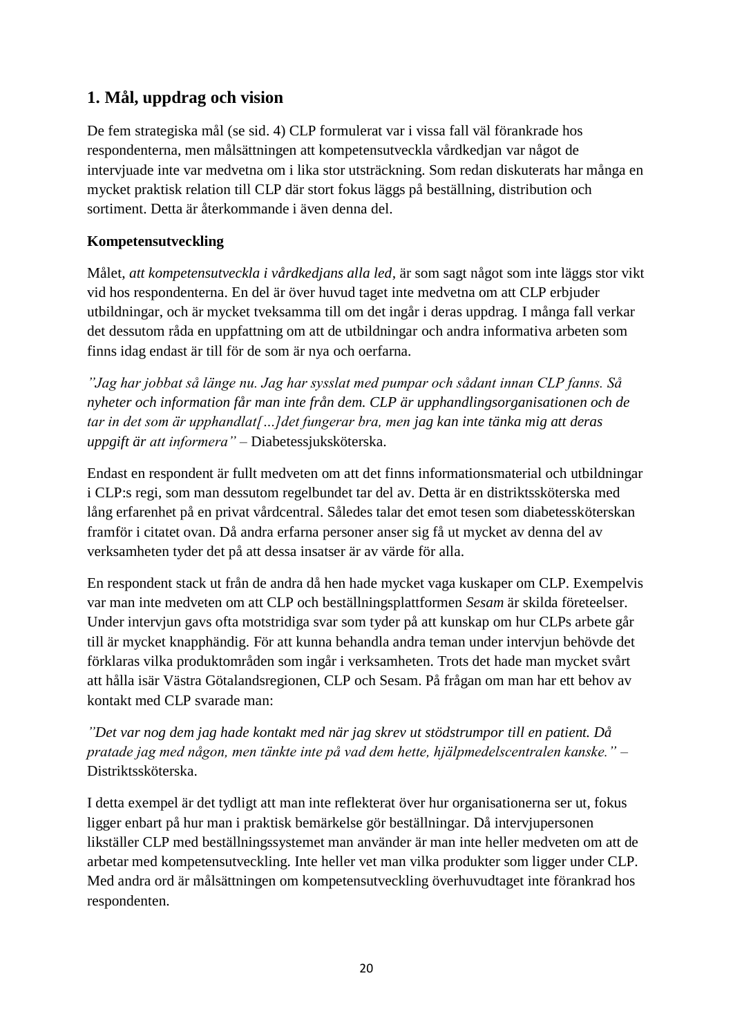## 1. Mål, uppdrag och vision

De fem strategiska mål (se sid. 4) CLP formulerat var i vissa fall väl förankrade hos respondenterna, men målsättningen att kompetensutveckla vårdkedjan var något de intervjuade inte var medvetna om i lika stor utsträckning. Som redan diskuterats har många en mycket praktisk relation till CLP där stort fokus läggs på beställning, distribution och sortiment. Detta är återkommande i även denna del.

**Kompetensutveckling**

Målet, *att kompetensutveckla i vårdkedjans alla led*, är som sagt något som inte läggs stor vikt vid hos respondenterna. En del är över huvud taget inte medvetna om att CLP erbjuder utbildningar, och är mycket tveksamma till om det ingår i deras uppdrag. I många fall verkar det dessutom råda en uppfattning om att de utbildningar och andra informativa arbeten som finns idag endast är till för de som är nya och oerfarna.

*”Jag har jobbat så länge nu. Jag har sysslat med pumpar och sådant innan CLP fanns. Så nyheter och information får man inte från dem. CLP är upphandlingsorganisationen och de tar in det som är upphandlat[…]det fungerar bra, men jag kan inte tänka mig att deras uppgift är att informera”* – Diabetessjuksköterska.

Endast en respondent är fullt medveten om att det finns informationsmaterial och utbildningar i CLP:s regi, som man dessutom regelbundet tar del av. Detta är en distriktssköterska med lång erfarenhet på en privat vårdcentral. Således talar det emot tesen som diabetessköterskan framför i citatet ovan. Då andra erfarna personer anser sig få ut mycket av denna del av verksamheten tyder det på att dessa insatser är av värde för alla.

En respondent stack ut från de andra då hen hade mycket vaga kuskaper om CLP. Exempelvis var man inte medveten om att CLP och beställningsplattformen *Sesam* är skilda företeelser. Under intervjun gavs ofta motstridiga svar som tyder på att kunskap om hur CLPs arbete går till är mycket knapphändig. För att kunna behandla andra teman under intervjun behövde det förklaras vilka produktområden som ingår i verksamheten. Trots det hade man mycket svårt att hålla isär Västra Götalandsregionen, CLP och Sesam. På frågan om man har ett behov av kontakt med CLP svarade man:

*”Det var nog dem jag hade kontakt med när jag skrev ut stödstrumpor till en patient. Då pratade jag med någon, men tänkte inte på vad dem hette, hjälpmedelscentralen kanske.”* – Distriktssköterska.

I detta exempel är det tydligt att man inte reflekterat över hur organisationerna ser ut, fokus ligger enbart på hur man i praktisk bemärkelse gör beställningar. Då intervjupersonen likställer CLP med beställningssystemet man använder är man inte heller medveten om att de arbetar med kompetensutveckling. Inte heller vet man vilka produkter som ligger under CLP. Med andra ord är målsättningen om kompetensutveckling överhuvudtaget inte förankrad hos respondenten.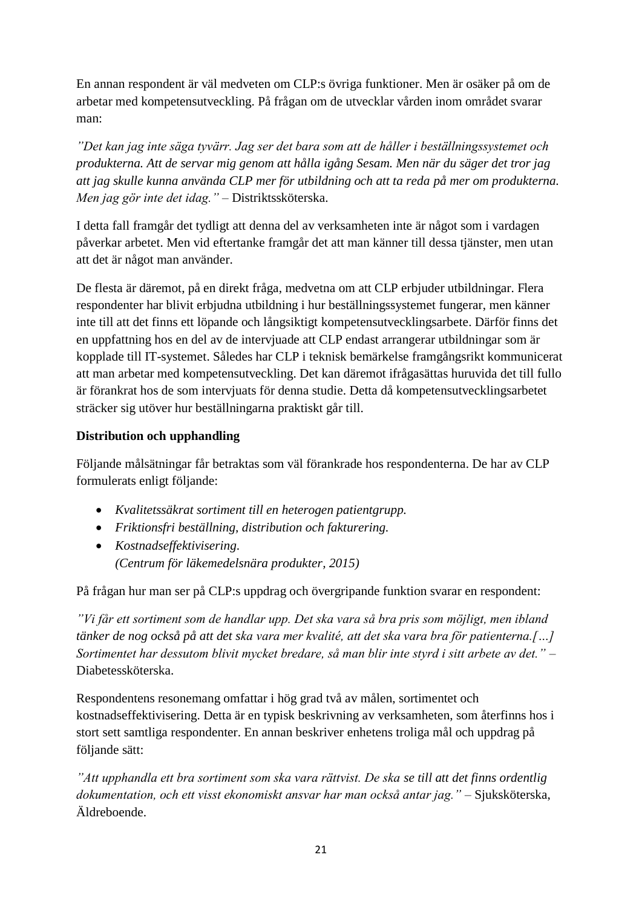En annan respondent är väl medveten om CLP:s övriga funktioner. Men är osäker på om de arbetar med kompetensutveckling. På frågan om de utvecklar vården inom området svarar man:

*”Det kan jag inte säga tyvärr. Jag ser det bara som att de håller i beställningssystemet och produkterna. Att de servar mig genom att hålla igång Sesam. Men när du säger det tror jag att jag skulle kunna använda CLP mer för utbildning och att ta reda på mer om produkterna. Men jag gör inte det idag.”* – Distriktssköterska.

I detta fall framgår det tydligt att denna del av verksamheten inte är något som i vardagen påverkar arbetet. Men vid eftertanke framgår det att man känner till dessa tjänster, men utan att det är något man använder.

De flesta är däremot, på en direkt fråga, medvetna om att CLP erbjuder utbildningar. Flera respondenter har blivit erbjudna utbildning i hur beställningssystemet fungerar, men känner inte till att det finns ett löpande och långsiktigt kompetensutvecklingsarbete. Därför finns det en uppfattning hos en del av de intervjuade att CLP endast arrangerar utbildningar som är kopplade till IT-systemet. Således har CLP i teknisk bemärkelse framgångsrikt kommunicerat att man arbetar med kompetensutveckling. Det kan däremot ifrågasättas huruvida det till fullo är förankrat hos de som intervjuats för denna studie. Detta då kompetensutvecklingsarbetet sträcker sig utöver hur beställningarna praktiskt går till.

**Distribution och upphandling**

Följande målsätningar får betraktas som väl förankrade hos respondenterna. De har av CLP formulerats enligt följande:

- *Kvalitetssäkrat sortiment till en heterogen patientgrupp.*
- *Friktionsfri beställning, distribution och fakturering.*
- *Kostnadseffektivisering.*
  *(Centrum för läkemedelsnära produkter, 2015)*

På frågan hur man ser på CLP:s uppdrag och övergripande funktion svarar en respondent:

*”Vi får ett sortiment som de handlar upp. Det ska vara så bra pris som möjligt, men ibland tänker de nog också på att det ska vara mer kvalité, att det ska vara bra för patienterna.[…] Sortimentet har dessutom blivit mycket bredare, så man blir inte styrd i sitt arbete av det.”* – Diabetessköterska.

Respondentens resonemang omfattar i hög grad två av målen, sortimentet och kostnadseffektivisering. Detta är en typisk beskrivning av verksamheten, som återfinns hos i stort sett samtliga respondenter. En annan beskriver enhetens troliga mål och uppdrag på följande sätt:

*”Att upphandla ett bra sortiment som ska vara rättvist. De ska se till att det finns ordentlig dokumentation, och ett visst ekonomiskt ansvar har man också antar jag.”* – Sjuksköterska, Äldreboende.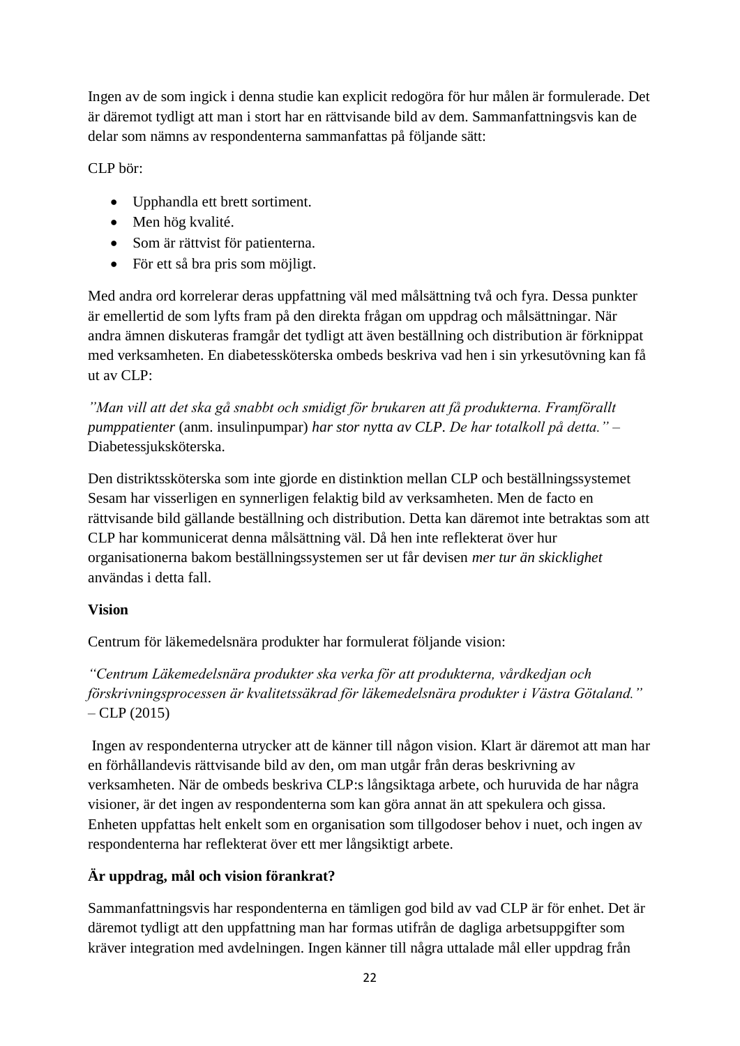Ingen av de som ingick i denna studie kan explicit redogöra för hur målen är formulerade. Det är däremot tydligt att man i stort har en rättvisande bild av dem. Sammanfattningsvis kan de delar som nämns av respondenterna sammanfattas på följande sätt:

CLP bör:

- Upphandla ett brett sortiment.
- Men hög kvalité.
- Som är rättvist för patienterna.
- För ett så bra pris som möjligt.

Med andra ord korrelerar deras uppfattning väl med målsättning två och fyra. Dessa punkter är emellertid de som lyfts fram på den direkta frågan om uppdrag och målsättningar. När andra ämnen diskuteras framgår det tydligt att även beställning och distribution är förknippat med verksamheten. En diabetessköterska ombeds beskriva vad hen i sin yrkesutövning kan få ut av CLP:

*”Man vill att det ska gå snabbt och smidigt för brukaren att få produkterna. Framförallt pumppatienter* (anm. insulinpumpar) *har stor nytta av CLP. De har totalkoll på detta.”* – Diabetessjuksköterska.

Den distriktssköterska som inte gjorde en distinktion mellan CLP och beställningssystemet Sesam har visserligen en synnerligen felaktig bild av verksamheten. Men de facto en rättvisande bild gällande beställning och distribution. Detta kan däremot inte betraktas som att CLP har kommunicerat denna målsättning väl. Då hen inte reflekterat över hur organisationerna bakom beställningssystemen ser ut får devisen *mer tur än skicklighet* användas i detta fall.

**Vision**

Centrum för läkemedelsnära produkter har formulerat följande vision:

*“Centrum Läkemedelsnära produkter ska verka för att produkterna, vårdkedjan och förskrivningsprocessen är kvalitetssäkrad för läkemedelsnära produkter i Västra Götaland.”* – CLP (2015)

Ingen av respondenterna utrycker att de känner till någon vision. Klart är däremot att man har en förhållandevis rättvisande bild av den, om man utgår från deras beskrivning av verksamheten. När de ombeds beskriva CLP:s långsiktaga arbete, och huruvida de har några visioner, är det ingen av respondenterna som kan göra annat än att spekulera och gissa. Enheten uppfattas helt enkelt som en organisation som tillgodoser behov i nuet, och ingen av respondenterna har reflekterat över ett mer långsiktigt arbete.

**Är uppdrag, mål och vision förankrat?**

Sammanfattningsvis har respondenterna en tämligen god bild av vad CLP är för enhet. Det är däremot tydligt att den uppfattning man har formas utifrån de dagliga arbetsuppgifter som kräver integration med avdelningen. Ingen känner till några uttalade mål eller uppdrag från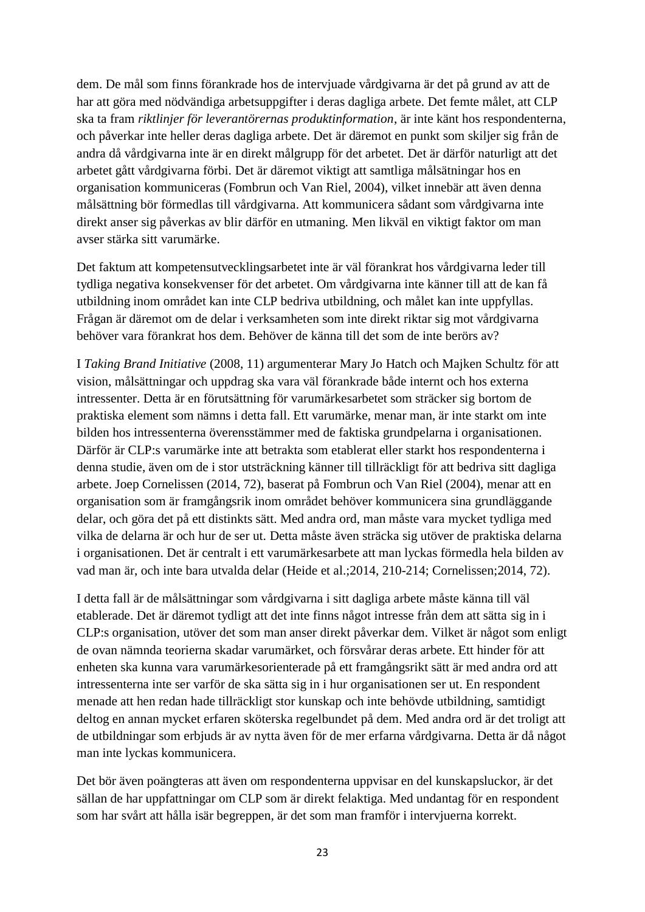dem. De mål som finns förankrade hos de intervjuade vårdgivarna är det på grund av att de har att göra med nödvändiga arbetsuppgifter i deras dagliga arbete. Det femte målet, att CLP ska ta fram *riktlinjer för leverantörernas produktinformation*, är inte känt hos respondenterna, och påverkar inte heller deras dagliga arbete. Det är däremot en punkt som skiljer sig från de andra då vårdgivarna inte är en direkt målgrupp för det arbetet. Det är därför naturligt att det arbetet gått vårdgivarna förbi. Det är däremot viktigt att samtliga målsätningar hos en organisation kommuniceras (Fombrun och Van Riel, 2004), vilket innebär att även denna målsättning bör förmedlas till vårdgivarna. Att kommunicera sådant som vårdgivarna inte direkt anser sig påverkas av blir därför en utmaning. Men likväl en viktigt faktor om man avser stärka sitt varumärke.

Det faktum att kompetensutvecklingsarbetet inte är väl förankrat hos vårdgivarna leder till tydliga negativa konsekvenser för det arbetet. Om vårdgivarna inte känner till att de kan få utbildning inom området kan inte CLP bedriva utbildning, och målet kan inte uppfyllas. Frågan är däremot om de delar i verksamheten som inte direkt riktar sig mot vårdgivarna behöver vara förankrat hos dem. Behöver de känna till det som de inte berörs av?

I *Taking Brand Initiative* (2008, 11) argumenterar Mary Jo Hatch och Majken Schultz för att vision, målsättningar och uppdrag ska vara väl förankrade både internt och hos externa intressenter. Detta är en förutsättning för varumärkesarbetet som sträcker sig bortom de praktiska element som nämns i detta fall. Ett varumärke, menar man, är inte starkt om inte bilden hos intressenterna överensstämmer med de faktiska grundpelarna i organisationen. Därför är CLP:s varumärke inte att betrakta som etablerat eller starkt hos respondenterna i denna studie, även om de i stor utsträckning känner till tillräckligt för att bedriva sitt dagliga arbete. Joep Cornelissen (2014, 72), baserat på Fombrun och Van Riel (2004), menar att en organisation som är framgångsrik inom området behöver kommunicera sina grundläggande delar, och göra det på ett distinkts sätt. Med andra ord, man måste vara mycket tydliga med vilka de delarna är och hur de ser ut. Detta måste även sträcka sig utöver de praktiska delarna i organisationen. Det är centralt i ett varumärkesarbete att man lyckas förmedla hela bilden av vad man är, och inte bara utvalda delar (Heide et al.;2014, 210-214; Cornelissen;2014, 72).

I detta fall är de målsättningar som vårdgivarna i sitt dagliga arbete måste känna till väl etablerade. Det är däremot tydligt att det inte finns något intresse från dem att sätta sig in i CLP:s organisation, utöver det som man anser direkt påverkar dem. Vilket är något som enligt de ovan nämnda teorierna skadar varumärket, och försvårar deras arbete. Ett hinder för att enheten ska kunna vara varumärkesorienterade på ett framgångsrikt sätt är med andra ord att intressenterna inte ser varför de ska sätta sig in i hur organisationen ser ut. En respondent menade att hen redan hade tillräckligt stor kunskap och inte behövde utbildning, samtidigt deltog en annan mycket erfaren sköterska regelbundet på dem. Med andra ord är det troligt att de utbildningar som erbjuds är av nytta även för de mer erfarna vårdgivarna. Detta är då något man inte lyckas kommunicera.

Det bör även poängteras att även om respondenterna uppvisar en del kunskapsluckor, är det sällan de har uppfattningar om CLP som är direkt felaktiga. Med undantag för en respondent som har svårt att hålla isär begreppen, är det som man framför i intervjuerna korrekt.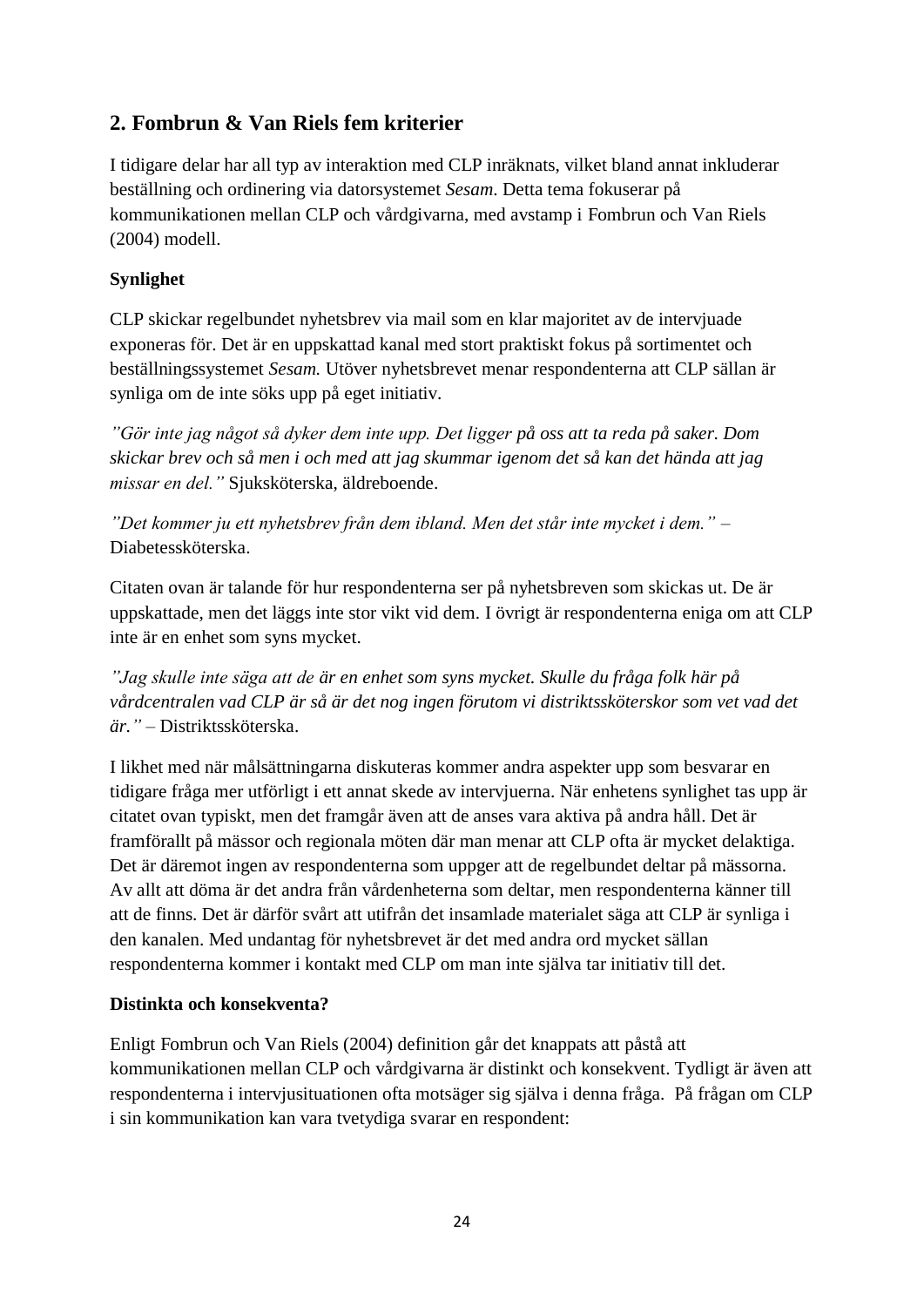## 2. Fombrun & Van Riels fem kriterier

I tidigare delar har all typ av interaktion med CLP inräknats, vilket bland annat inkluderar beställning och ordinering via datorsystemet *Sesam*. Detta tema fokuserar på kommunikationen mellan CLP och vårdgivarna, med avstamp i Fombrun och Van Riels (2004) modell.

**Synlighet**

CLP skickar regelbundet nyhetsbrev via mail som en klar majoritet av de intervjuade exponeras för. Det är en uppskattad kanal med stort praktiskt fokus på sortimentet och beställningssystemet *Sesam.* Utöver nyhetsbrevet menar respondenterna att CLP sällan är synliga om de inte söks upp på eget initiativ.

*”Gör inte jag något så dyker dem inte upp. Det ligger på oss att ta reda på saker. Dom skickar brev och så men i och med att jag skummar igenom det så kan det hända att jag missar en del.”* Sjuksköterska, äldreboende.

*”Det kommer ju ett nyhetsbrev från dem ibland. Men det står inte mycket i dem.”* – Diabetessköterska.

Citaten ovan är talande för hur respondenterna ser på nyhetsbreven som skickas ut. De är uppskattade, men det läggs inte stor vikt vid dem. I övrigt är respondenterna eniga om att CLP inte är en enhet som syns mycket.

*”Jag skulle inte säga att de är en enhet som syns mycket. Skulle du fråga folk här på vårdcentralen vad CLP är så är det nog ingen förutom vi distriktssköterskor som vet vad det är.”* – Distriktssköterska.

I likhet med när målsättningarna diskuteras kommer andra aspekter upp som besvarar en tidigare fråga mer utförligt i ett annat skede av intervjuerna. När enhetens synlighet tas upp är citatet ovan typiskt, men det framgår även att de anses vara aktiva på andra håll. Det är framförallt på mässor och regionala möten där man menar att CLP ofta är mycket delaktiga. Det är däremot ingen av respondenterna som uppger att de regelbundet deltar på mässorna. Av allt att döma är det andra från vårdenheterna som deltar, men respondenterna känner till att de finns. Det är därför svårt att utifrån det insamlade materialet säga att CLP är synliga i den kanalen. Med undantag för nyhetsbrevet är det med andra ord mycket sällan respondenterna kommer i kontakt med CLP om man inte själva tar initiativ till det.

**Distinkta och konsekventa?**

Enligt Fombrun och Van Riels (2004) definition går det knappats att påstå att kommunikationen mellan CLP och vårdgivarna är distinkt och konsekvent. Tydligt är även att respondenterna i intervjusituationen ofta motsäger sig själva i denna fråga. På frågan om CLP i sin kommunikation kan vara tvetydiga svarar en respondent: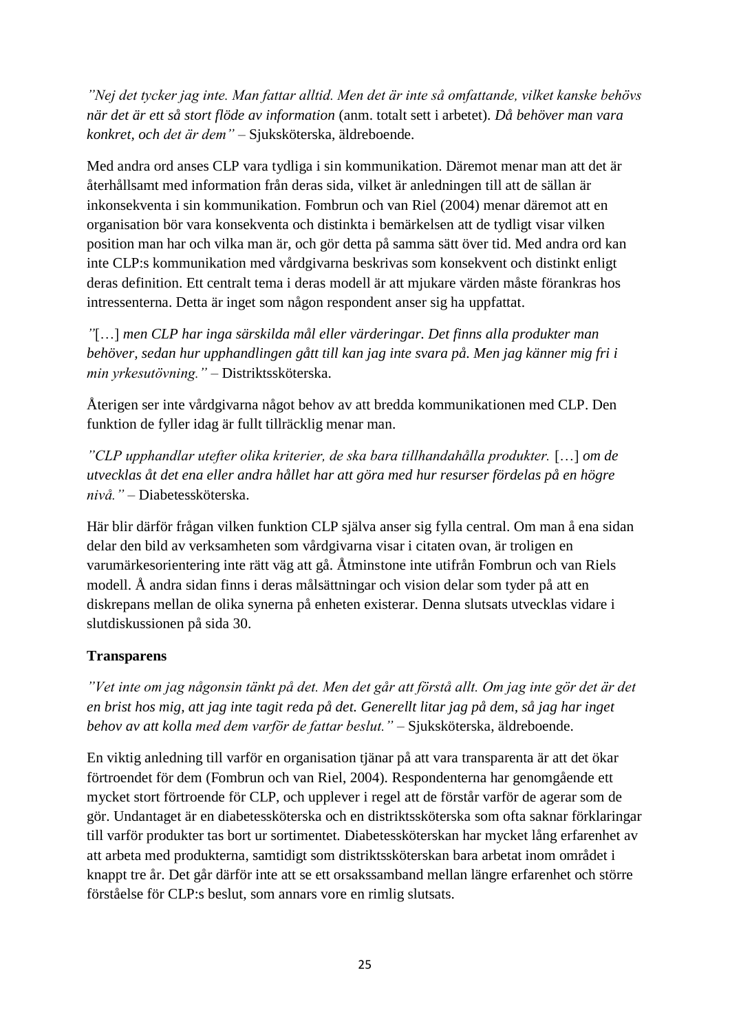*”Nej det tycker jag inte. Man fattar alltid. Men det är inte så omfattande, vilket kanske behövs när det är ett så stort flöde av information* (anm. totalt sett i arbetet). *Då behöver man vara konkret, och det är dem”* – Sjuksköterska, äldreboende.

Med andra ord anses CLP vara tydliga i sin kommunikation. Däremot menar man att det är återhållsamt med information från deras sida, vilket är anledningen till att de sällan är inkonsekventa i sin kommunikation. Fombrun och van Riel (2004) menar däremot att en organisation bör vara konsekventa och distinkta i bemärkelsen att de tydligt visar vilken position man har och vilka man är, och gör detta på samma sätt över tid. Med andra ord kan inte CLP:s kommunikation med vårdgivarna beskrivas som konsekvent och distinkt enligt deras definition. Ett centralt tema i deras modell är att mjukare värden måste förankras hos intressenterna. Detta är inget som någon respondent anser sig ha uppfattat.

*”*[…] *men CLP har inga särskilda mål eller värderingar. Det finns alla produkter man behöver, sedan hur upphandlingen gått till kan jag inte svara på. Men jag känner mig fri i min yrkesutövning.”* – Distriktssköterska.

Återigen ser inte vårdgivarna något behov av att bredda kommunikationen med CLP. Den funktion de fyller idag är fullt tillräcklig menar man.

*”CLP upphandlar utefter olika kriterier, de ska bara tillhandahålla produkter.* […] *om de utvecklas åt det ena eller andra hållet har att göra med hur resurser fördelas på en högre nivå.”* – Diabetessköterska.

Här blir därför frågan vilken funktion CLP själva anser sig fylla central. Om man å ena sidan delar den bild av verksamheten som vårdgivarna visar i citaten ovan, är troligen en varumärkesorientering inte rätt väg att gå. Åtminstone inte utifrån Fombrun och van Riels modell. Å andra sidan finns i deras målsättningar och vision delar som tyder på att en diskrepans mellan de olika synerna på enheten existerar. Denna slutsats utvecklas vidare i slutdiskussionen på sida 30.

**Transparens**

*”Vet inte om jag någonsin tänkt på det. Men det går att förstå allt. Om jag inte gör det är det en brist hos mig, att jag inte tagit reda på det. Generellt litar jag på dem, så jag har inget behov av att kolla med dem varför de fattar beslut.”* – Sjuksköterska, äldreboende.

En viktig anledning till varför en organisation tjänar på att vara transparenta är att det ökar förtroendet för dem (Fombrun och van Riel, 2004). Respondenterna har genomgående ett mycket stort förtroende för CLP, och upplever i regel att de förstår varför de agerar som de gör. Undantaget är en diabetessköterska och en distriktssköterska som ofta saknar förklaringar till varför produkter tas bort ur sortimentet. Diabetessköterskan har mycket lång erfarenhet av att arbeta med produkterna, samtidigt som distriktssköterskan bara arbetat inom området i knappt tre år. Det går därför inte att se ett orsakssamband mellan längre erfarenhet och större förståelse för CLP:s beslut, som annars vore en rimlig slutsats.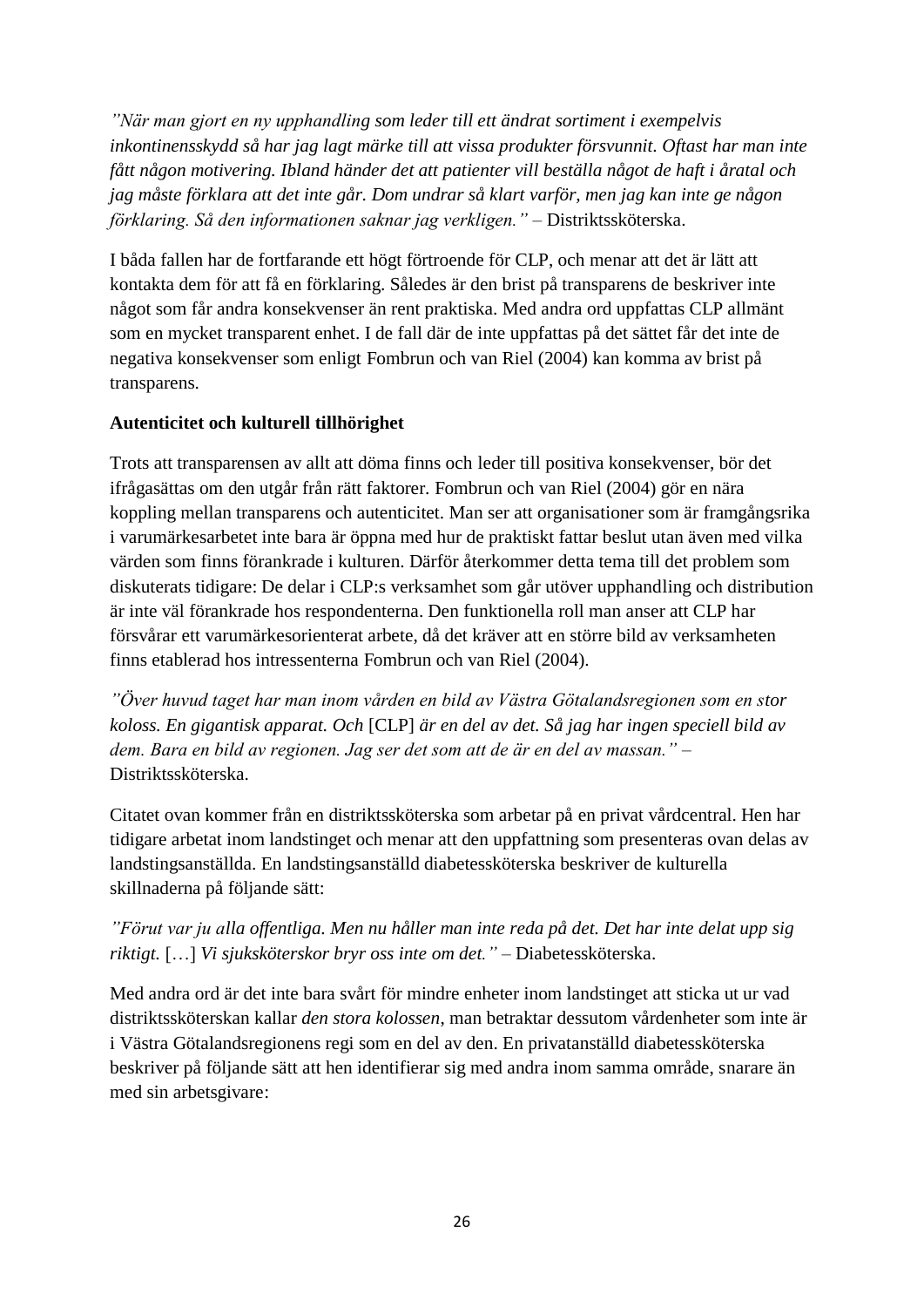*”När man gjort en ny upphandling som leder till ett ändrat sortiment i exempelvis inkontinensskydd så har jag lagt märke till att vissa produkter försvunnit. Oftast har man inte fått någon motivering. Ibland händer det att patienter vill beställa något de haft i åratal och jag måste förklara att det inte går. Dom undrar så klart varför, men jag kan inte ge någon förklaring. Så den informationen saknar jag verkligen.”* – Distriktssköterska.

I båda fallen har de fortfarande ett högt förtroende för CLP, och menar att det är lätt att kontakta dem för att få en förklaring. Således är den brist på transparens de beskriver inte något som får andra konsekvenser än rent praktiska. Med andra ord uppfattas CLP allmänt som en mycket transparent enhet. I de fall där de inte uppfattas på det sättet får det inte de negativa konsekvenser som enligt Fombrun och van Riel (2004) kan komma av brist på transparens.

**Autenticitet och kulturell tillhörighet**

Trots att transparensen av allt att döma finns och leder till positiva konsekvenser, bör det ifrågasättas om den utgår från rätt faktorer. Fombrun och van Riel (2004) gör en nära koppling mellan transparens och autenticitet. Man ser att organisationer som är framgångsrika i varumärkesarbetet inte bara är öppna med hur de praktiskt fattar beslut utan även med vilka värden som finns förankrade i kulturen. Därför återkommer detta tema till det problem som diskuterats tidigare: De delar i CLP:s verksamhet som går utöver upphandling och distribution är inte väl förankrade hos respondenterna. Den funktionella roll man anser att CLP har försvårar ett varumärkesorienterat arbete, då det kräver att en större bild av verksamheten finns etablerad hos intressenterna Fombrun och van Riel (2004).

*”Över huvud taget har man inom vården en bild av Västra Götalandsregionen som en stor koloss. En gigantisk apparat. Och* [CLP] *är en del av det. Så jag har ingen speciell bild av dem. Bara en bild av regionen. Jag ser det som att de är en del av massan.”* – Distriktssköterska.

Citatet ovan kommer från en distriktssköterska som arbetar på en privat vårdcentral. Hen har tidigare arbetat inom landstinget och menar att den uppfattning som presenteras ovan delas av landstingsanställda. En landstingsanställd diabetessköterska beskriver de kulturella skillnaderna på följande sätt:

*”Förut var ju alla offentliga. Men nu håller man inte reda på det. Det har inte delat upp sig riktigt.* […] *Vi sjuksköterskor bryr oss inte om det.”* – Diabetessköterska.

Med andra ord är det inte bara svårt för mindre enheter inom landstinget att sticka ut ur vad distriktssköterskan kallar *den stora kolossen*, man betraktar dessutom vårdenheter som inte är i Västra Götalandsregionens regi som en del av den. En privatanställd diabetessköterska beskriver på följande sätt att hen identifierar sig med andra inom samma område, snarare än med sin arbetsgivare: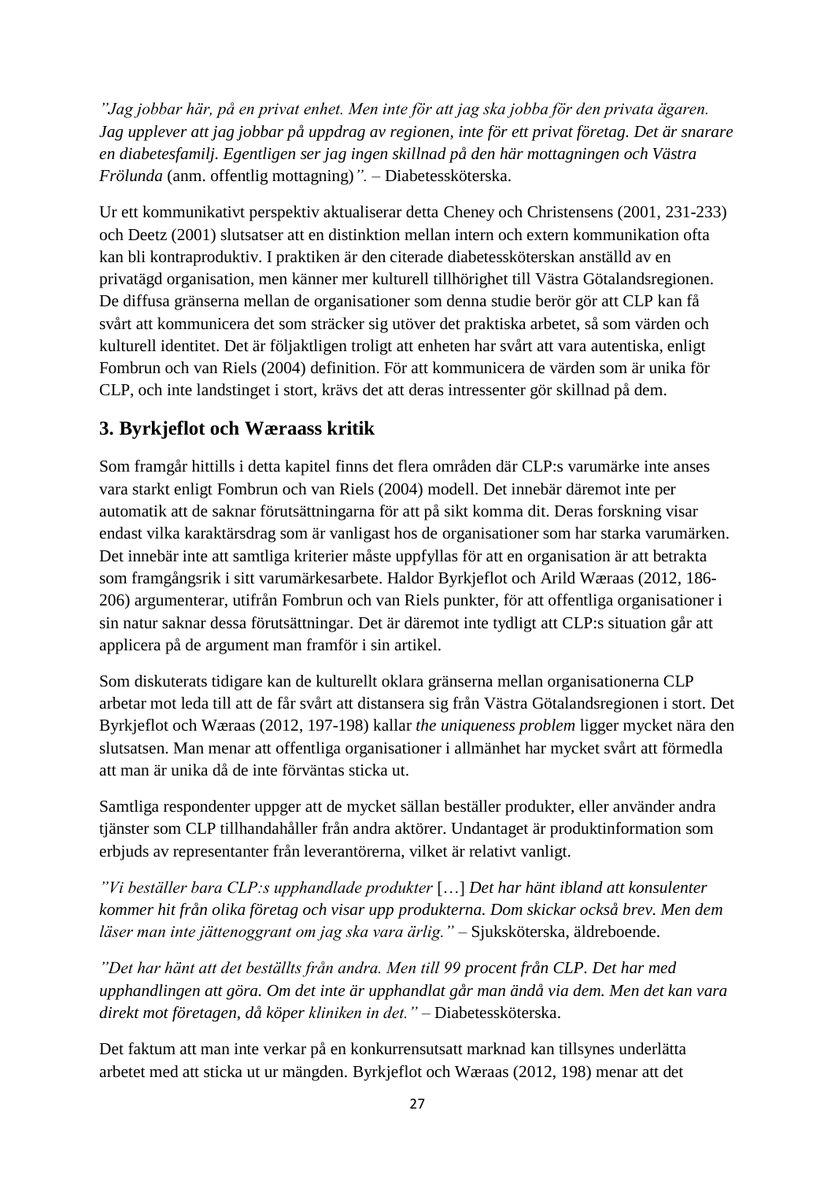*”Jag jobbar här, på en privat enhet. Men inte för att jag ska jobba för den privata ägaren. Jag upplever att jag jobbar på uppdrag av regionen, inte för ett privat företag. Det är snarare en diabetesfamilj. Egentligen ser jag ingen skillnad på den här mottagningen och Västra Frölunda* (anm. offentlig mottagning)*”.* – Diabetessköterska.

Ur ett kommunikativt perspektiv aktualiserar detta Cheney och Christensens (2001, 231-233) och Deetz (2001) slutsatser att en distinktion mellan intern och extern kommunikation ofta kan bli kontraproduktiv. I praktiken är den citerade diabetessköterskan anställd av en privatägd organisation, men känner mer kulturell tillhörighet till Västra Götalandsregionen. De diffusa gränserna mellan de organisationer som denna studie berör gör att CLP kan få svårt att kommunicera det som sträcker sig utöver det praktiska arbetet, så som värden och kulturell identitet. Det är följaktligen troligt att enheten har svårt att vara autentiska, enligt Fombrun och van Riels (2004) definition. För att kommunicera de värden som är unika för CLP, och inte landstinget i stort, krävs det att deras intressenter gör skillnad på dem.

## 3. Byrkjeflot och Wæraass kritik

Som framgår hittills i detta kapitel finns det flera områden där CLP:s varumärke inte anses vara starkt enligt Fombrun och van Riels (2004) modell. Det innebär däremot inte per automatik att de saknar förutsättningarna för att på sikt komma dit. Deras forskning visar endast vilka karaktärsdrag som är vanligast hos de organisationer som har starka varumärken. Det innebär inte att samtliga kriterier måste uppfyllas för att en organisation är att betrakta som framgångsrik i sitt varumärkesarbete. Haldor Byrkjeflot och Arild Wæraas (2012, 186-206) argumenterar, utifrån Fombrun och van Riels punkter, för att offentliga organisationer i sin natur saknar dessa förutsättningar. Det är däremot inte tydligt att CLP:s situation går att applicera på de argument man framför i sin artikel.

Som diskuterats tidigare kan de kulturellt oklara gränserna mellan organisationerna CLP arbetar mot leda till att de får svårt att distansera sig från Västra Götalandsregionen i stort. Det Byrkjeflot och Wæraas (2012, 197-198) kallar *the uniqueness problem* ligger mycket nära den slutsatsen. Man menar att offentliga organisationer i allmänhet har mycket svårt att förmedla att man är unika då de inte förväntas sticka ut.

Samtliga respondenter uppger att de mycket sällan beställer produkter, eller använder andra tjänster som CLP tillhandahåller från andra aktörer. Undantaget är produktinformation som erbjuds av representanter från leverantörerna, vilket är relativt vanligt.

*”Vi beställer bara CLP:s upphandlade produkter* […] *Det har hänt ibland att konsulenter kommer hit från olika företag och visar upp produkterna. Dom skickar också brev. Men dem läser man inte jättenoggrant om jag ska vara ärlig.”* – Sjuksköterska, äldreboende.

*”Det har hänt att det beställts från andra. Men till 99 procent från CLP. Det har med upphandlingen att göra. Om det inte är upphandlat går man ändå via dem. Men det kan vara direkt mot företagen, då köper kliniken in det.”* – Diabetessköterska.

Det faktum att man inte verkar på en konkurrensutsatt marknad kan tillsynes underlätta arbetet med att sticka ut ur mängden. Byrkjeflot och Wæraas (2012, 198) menar att det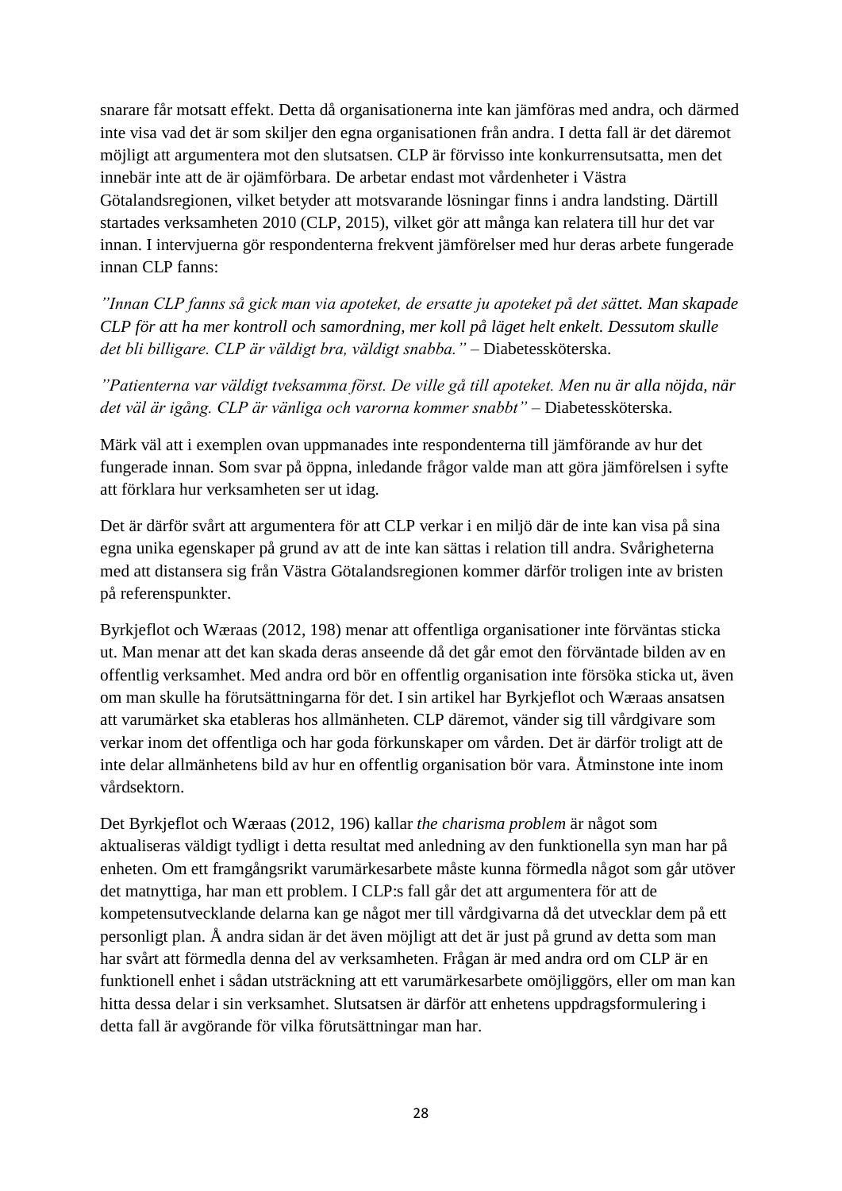snarare får motsatt effekt. Detta då organisationerna inte kan jämföras med andra, och därmed inte visa vad det är som skiljer den egna organisationen från andra. I detta fall är det däremot möjligt att argumentera mot den slutsatsen. CLP är förvisso inte konkurrensutsatta, men det innebär inte att de är ojämförbara. De arbetar endast mot vårdenheter i Västra Götalandsregionen, vilket betyder att motsvarande lösningar finns i andra landsting. Därtill startades verksamheten 2010 (CLP, 2015), vilket gör att många kan relatera till hur det var innan. I intervjuerna gör respondenterna frekvent jämförelser med hur deras arbete fungerade innan CLP fanns:

*”Innan CLP fanns så gick man via apoteket, de ersatte ju apoteket på det sättet. Man skapade CLP för att ha mer kontroll och samordning, mer koll på läget helt enkelt. Dessutom skulle det bli billigare. CLP är väldigt bra, väldigt snabba.”* – Diabetessköterska.

*”Patienterna var väldigt tveksamma först. De ville gå till apoteket. Men nu är alla nöjda, när det väl är igång. CLP är vänliga och varorna kommer snabbt”* – Diabetessköterska.

Märk väl att i exemplen ovan uppmanades inte respondenterna till jämförande av hur det fungerade innan. Som svar på öppna, inledande frågor valde man att göra jämförelsen i syfte att förklara hur verksamheten ser ut idag.

Det är därför svårt att argumentera för att CLP verkar i en miljö där de inte kan visa på sina egna unika egenskaper på grund av att de inte kan sättas i relation till andra. Svårigheterna med att distansera sig från Västra Götalandsregionen kommer därför troligen inte av bristen på referenspunkter.

Byrkjeflot och Wæraas (2012, 198) menar att offentliga organisationer inte förväntas sticka ut. Man menar att det kan skada deras anseende då det går emot den förväntade bilden av en offentlig verksamhet. Med andra ord bör en offentlig organisation inte försöka sticka ut, även om man skulle ha förutsättningarna för det. I sin artikel har Byrkjeflot och Wæraas ansatsen att varumärket ska etableras hos allmänheten. CLP däremot, vänder sig till vårdgivare som verkar inom det offentliga och har goda förkunskaper om vården. Det är därför troligt att de inte delar allmänhetens bild av hur en offentlig organisation bör vara. Åtminstone inte inom vårdsektorn.

Det Byrkjeflot och Wæraas (2012, 196) kallar *the charisma problem* är något som aktualiseras väldigt tydligt i detta resultat med anledning av den funktionella syn man har på enheten. Om ett framgångsrikt varumärkesarbete måste kunna förmedla något som går utöver det matnyttiga, har man ett problem. I CLP:s fall går det att argumentera för att de kompetensutvecklande delarna kan ge något mer till vårdgivarna då det utvecklar dem på ett personligt plan. Å andra sidan är det även möjligt att det är just på grund av detta som man har svårt att förmedla denna del av verksamheten. Frågan är med andra ord om CLP är en funktionell enhet i sådan utsträckning att ett varumärkesarbete omöjliggörs, eller om man kan hitta dessa delar i sin verksamhet. Slutsatsen är därför att enhetens uppdragsformulering i detta fall är avgörande för vilka förutsättningar man har.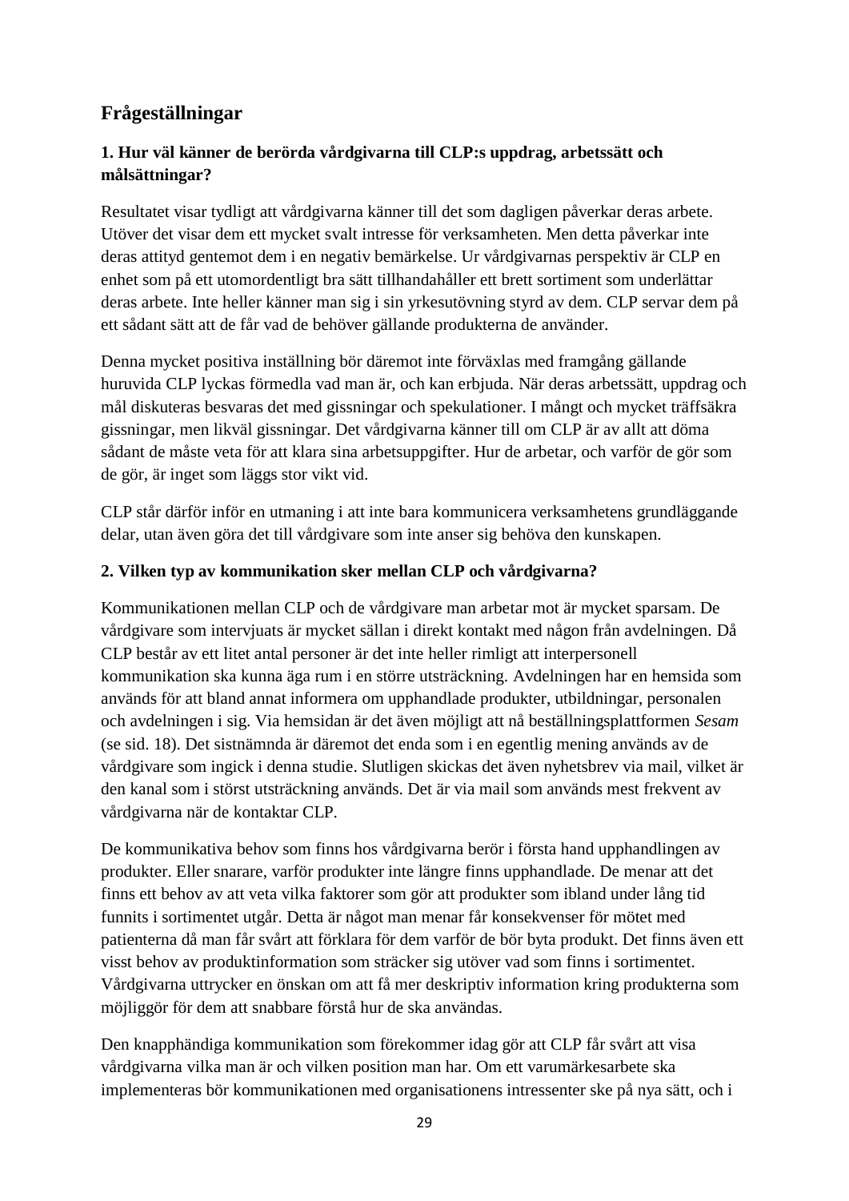## Frågeställningar

### 1. Hur väl känner de berörda vårdgivarna till CLP:s uppdrag, arbetssätt och målsättningar?

Resultatet visar tydligt att vårdgivarna känner till det som dagligen påverkar deras arbete. Utöver det visar dem ett mycket svalt intresse för verksamheten. Men detta påverkar inte deras attityd gentemot dem i en negativ bemärkelse. Ur vårdgivarnas perspektiv är CLP en enhet som på ett utomordentligt bra sätt tillhandahåller ett brett sortiment som underlättar deras arbete. Inte heller känner man sig i sin yrkesutövning styrd av dem. CLP servar dem på ett sådant sätt att de får vad de behöver gällande produkterna de använder.

Denna mycket positiva inställning bör däremot inte förväxlas med framgång gällande huruvida CLP lyckas förmedla vad man är, och kan erbjuda. När deras arbetssätt, uppdrag och mål diskuteras besvaras det med gissningar och spekulationer. I mångt och mycket träffsäkra gissningar, men likväl gissningar. Det vårdgivarna känner till om CLP är av allt att döma sådant de måste veta för att klara sina arbetsuppgifter. Hur de arbetar, och varför de gör som de gör, är inget som läggs stor vikt vid.

CLP står därför inför en utmaning i att inte bara kommunicera verksamhetens grundläggande delar, utan även göra det till vårdgivare som inte anser sig behöva den kunskapen.

### 2. Vilken typ av kommunikation sker mellan CLP och vårdgivarna?

Kommunikationen mellan CLP och de vårdgivare man arbetar mot är mycket sparsam. De vårdgivare som intervjuats är mycket sällan i direkt kontakt med någon från avdelningen. Då CLP består av ett litet antal personer är det inte heller rimligt att interpersonell kommunikation ska kunna äga rum i en större utsträckning. Avdelningen har en hemsida som används för att bland annat informera om upphandlade produkter, utbildningar, personalen och avdelningen i sig. Via hemsidan är det även möjligt att nå beställningsplattformen *Sesam* (se sid. 18). Det sistnämnda är däremot det enda som i en egentlig mening används av de vårdgivare som ingick i denna studie. Slutligen skickas det även nyhetsbrev via mail, vilket är den kanal som i störst utsträckning används. Det är via mail som används mest frekvent av vårdgivarna när de kontaktar CLP.

De kommunikativa behov som finns hos vårdgivarna berör i första hand upphandlingen av produkter. Eller snarare, varför produkter inte längre finns upphandlade. De menar att det finns ett behov av att veta vilka faktorer som gör att produkter som ibland under lång tid funnits i sortimentet utgår. Detta är något man menar får konsekvenser för mötet med patienterna då man får svårt att förklara för dem varför de bör byta produkt. Det finns även ett visst behov av produktinformation som sträcker sig utöver vad som finns i sortimentet. Vårdgivarna uttrycker en önskan om att få mer deskriptiv information kring produkterna som möjliggör för dem att snabbare förstå hur de ska användas.

Den knapphändiga kommunikation som förekommer idag gör att CLP får svårt att visa vårdgivarna vilka man är och vilken position man har. Om ett varumärkesarbete ska implementeras bör kommunikationen med organisationens intressenter ske på nya sätt, och i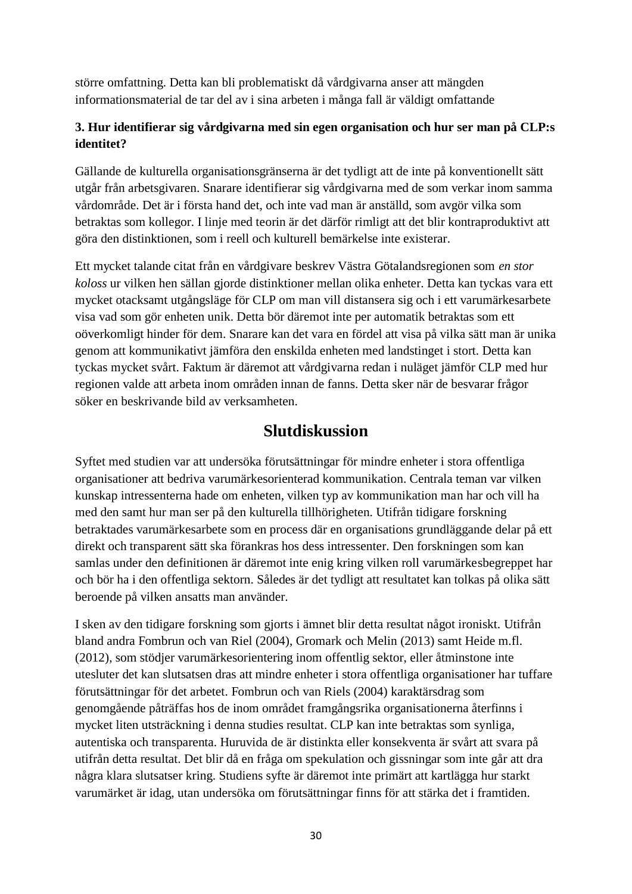större omfattning. Detta kan bli problematiskt då vårdgivarna anser att mängden informationsmaterial de tar del av i sina arbeten i många fall är väldigt omfattande

**3. Hur identifierar sig vårdgivarna med sin egen organisation och hur ser man på CLP:s identitet?**

Gällande de kulturella organisationsgränserna är det tydligt att de inte på konventionellt sätt utgår från arbetsgivaren. Snarare identifierar sig vårdgivarna med de som verkar inom samma vårdområde. Det är i första hand det, och inte vad man är anställd, som avgör vilka som betraktas som kollegor. I linje med teorin är det därför rimligt att det blir kontraproduktivt att göra den distinktionen, som i reell och kulturell bemärkelse inte existerar.

Ett mycket talande citat från en vårdgivare beskrev Västra Götalandsregionen som *en stor koloss* ur vilken hen sällan gjorde distinktioner mellan olika enheter. Detta kan tyckas vara ett mycket otacksamt utgångsläge för CLP om man vill distansera sig och i ett varumärkesarbete visa vad som gör enheten unik. Detta bör däremot inte per automatik betraktas som ett oöverkomligt hinder för dem. Snarare kan det vara en fördel att visa på vilka sätt man är unika genom att kommunikativt jämföra den enskilda enheten med landstinget i stort. Detta kan tyckas mycket svårt. Faktum är däremot att vårdgivarna redan i nuläget jämför CLP med hur regionen valde att arbeta inom områden innan de fanns. Detta sker när de besvarar frågor söker en beskrivande bild av verksamheten.

# Slutdiskussion

Syftet med studien var att undersöka förutsättningar för mindre enheter i stora offentliga organisationer att bedriva varumärkesorienterad kommunikation. Centrala teman var vilken kunskap intressenterna hade om enheten, vilken typ av kommunikation man har och vill ha med den samt hur man ser på den kulturella tillhörigheten. Utifrån tidigare forskning betraktades varumärkesarbete som en process där en organisations grundläggande delar på ett direkt och transparent sätt ska förankras hos dess intressenter. Den forskningen som kan samlas under den definitionen är däremot inte enig kring vilken roll varumärkesbegreppet har och bör ha i den offentliga sektorn. Således är det tydligt att resultatet kan tolkas på olika sätt beroende på vilken ansatts man använder.

I sken av den tidigare forskning som gjorts i ämnet blir detta resultat något ironiskt. Utifrån bland andra Fombrun och van Riel (2004), Gromark och Melin (2013) samt Heide m.fl. (2012), som stödjer varumärkesorientering inom offentlig sektor, eller åtminstone inte utesluter det kan slutsatsen dras att mindre enheter i stora offentliga organisationer har tuffare förutsättningar för det arbetet. Fombrun och van Riels (2004) karaktärsdrag som genomgående påträffas hos de inom området framgångsrika organisationerna återfinns i mycket liten utsträckning i denna studies resultat. CLP kan inte betraktas som synliga, autentiska och transparenta. Huruvida de är distinkta eller konsekventa är svårt att svara på utifrån detta resultat. Det blir då en fråga om spekulation och gissningar som inte går att dra några klara slutsatser kring. Studiens syfte är däremot inte primärt att kartlägga hur starkt varumärket är idag, utan undersöka om förutsättningar finns för att stärka det i framtiden.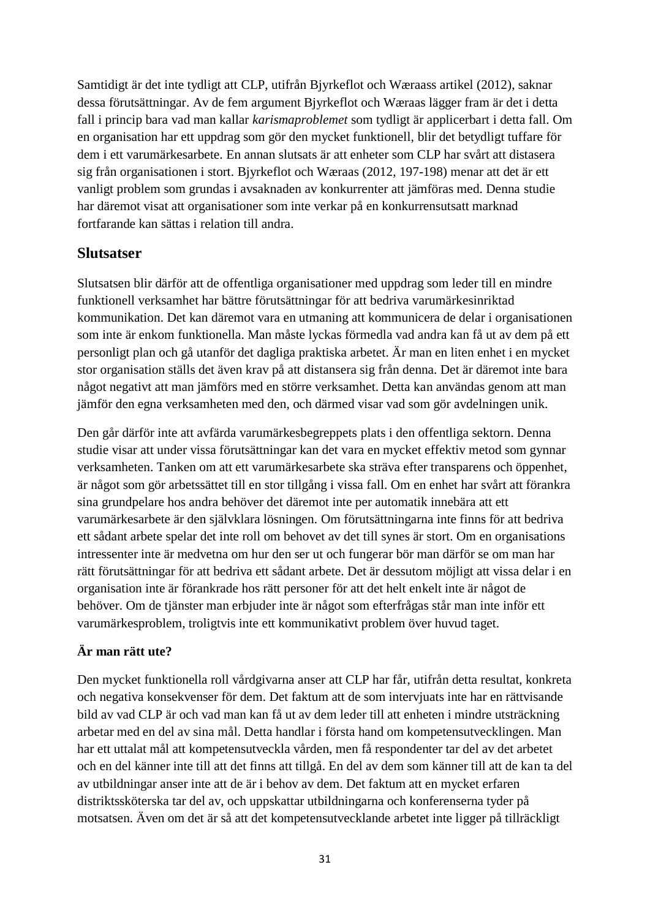Samtidigt är det inte tydligt att CLP, utifrån Bjyrkeflot och Wæraass artikel (2012), saknar dessa förutsättningar. Av de fem argument Bjyrkeflot och Wæraas lägger fram är det i detta fall i princip bara vad man kallar *karismaproblemet* som tydligt är applicerbart i detta fall. Om en organisation har ett uppdrag som gör den mycket funktionell, blir det betydligt tuffare för dem i ett varumärkesarbete. En annan slutsats är att enheter som CLP har svårt att distasera sig från organisationen i stort. Bjyrkeflot och Wæraas (2012, 197-198) menar att det är ett vanligt problem som grundas i avsaknaden av konkurrenter att jämföras med. Denna studie har däremot visat att organisationer som inte verkar på en konkurrensutsatt marknad fortfarande kan sättas i relation till andra.

## Slutsatser

Slutsatsen blir därför att de offentliga organisationer med uppdrag som leder till en mindre funktionell verksamhet har bättre förutsättningar för att bedriva varumärkesinriktad kommunikation. Det kan däremot vara en utmaning att kommunicera de delar i organisationen som inte är enkom funktionella. Man måste lyckas förmedla vad andra kan få ut av dem på ett personligt plan och gå utanför det dagliga praktiska arbetet. Är man en liten enhet i en mycket stor organisation ställs det även krav på att distansera sig från denna. Det är däremot inte bara något negativt att man jämförs med en större verksamhet. Detta kan användas genom att man jämför den egna verksamheten med den, och därmed visar vad som gör avdelningen unik.

Den går därför inte att avfärda varumärkesbegreppets plats i den offentliga sektorn. Denna studie visar att under vissa förutsättningar kan det vara en mycket effektiv metod som gynnar verksamheten. Tanken om att ett varumärkesarbete ska sträva efter transparens och öppenhet, är något som gör arbetssättet till en stor tillgång i vissa fall. Om en enhet har svårt att förankra sina grundpelare hos andra behöver det däremot inte per automatik innebära att ett varumärkesarbete är den självklara lösningen. Om förutsättningarna inte finns för att bedriva ett sådant arbete spelar det inte roll om behovet av det till synes är stort. Om en organisations intressenter inte är medvetna om hur den ser ut och fungerar bör man därför se om man har rätt förutsättningar för att bedriva ett sådant arbete. Det är dessutom möjligt att vissa delar i en organisation inte är förankrade hos rätt personer för att det helt enkelt inte är något de behöver. Om de tjänster man erbjuder inte är något som efterfrågas står man inte inför ett varumärkesproblem, troligtvis inte ett kommunikativt problem över huvud taget.

### Är man rätt ute?

Den mycket funktionella roll vårdgivarna anser att CLP har får, utifrån detta resultat, konkreta och negativa konsekvenser för dem. Det faktum att de som intervjuats inte har en rättvisande bild av vad CLP är och vad man kan få ut av dem leder till att enheten i mindre utsträckning arbetar med en del av sina mål. Detta handlar i första hand om kompetensutvecklingen. Man har ett uttalat mål att kompetensutveckla vården, men få respondenter tar del av det arbetet och en del känner inte till att det finns att tillgå. En del av dem som känner till att de kan ta del av utbildningar anser inte att de är i behov av dem. Det faktum att en mycket erfaren distriktssköterska tar del av, och uppskattar utbildningarna och konferenserna tyder på motsatsen. Även om det är så att det kompetensutvecklande arbetet inte ligger på tillräckligt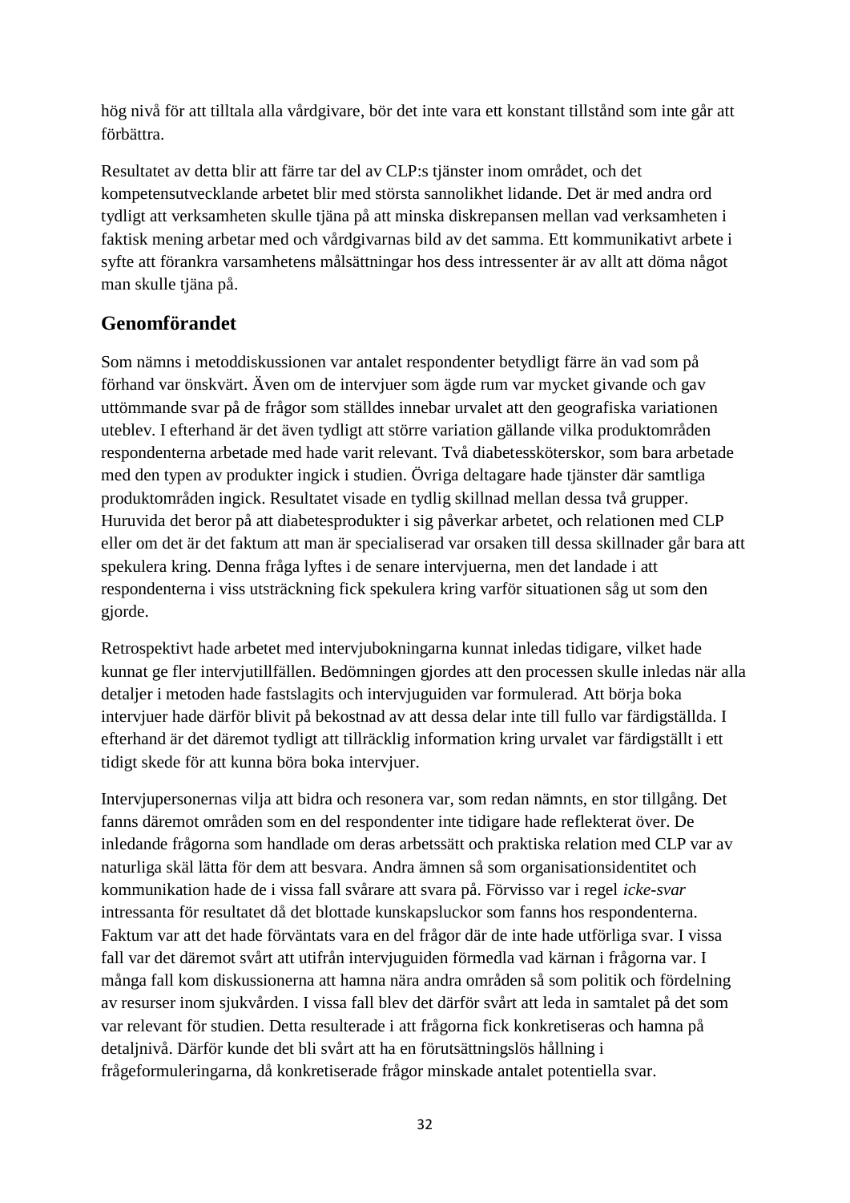hög nivå för att tilltala alla vårdgivare, bör det inte vara ett konstant tillstånd som inte går att förbättra.

Resultatet av detta blir att färre tar del av CLP:s tjänster inom området, och det kompetensutvecklande arbetet blir med största sannolikhet lidande. Det är med andra ord tydligt att verksamheten skulle tjäna på att minska diskrepansen mellan vad verksamheten i faktisk mening arbetar med och vårdgivarnas bild av det samma. Ett kommunikativt arbete i syfte att förankra varsamhetens målsättningar hos dess intressenter är av allt att döma något man skulle tjäna på.

## Genomförandet

Som nämns i metoddiskussionen var antalet respondenter betydligt färre än vad som på förhand var önskvärt. Även om de intervjuer som ägde rum var mycket givande och gav uttömmande svar på de frågor som ställdes innebar urvalet att den geografiska variationen uteblev. I efterhand är det även tydligt att större variation gällande vilka produktområden respondenterna arbetade med hade varit relevant. Två diabetessköterskor, som bara arbetade med den typen av produkter ingick i studien. Övriga deltagare hade tjänster där samtliga produktområden ingick. Resultatet visade en tydlig skillnad mellan dessa två grupper. Huruvida det beror på att diabetesprodukter i sig påverkar arbetet, och relationen med CLP eller om det är det faktum att man är specialiserad var orsaken till dessa skillnader går bara att spekulera kring. Denna fråga lyftes i de senare intervjuerna, men det landade i att respondenterna i viss utsträckning fick spekulera kring varför situationen såg ut som den gjorde.

Retrospektivt hade arbetet med intervjubokningarna kunnat inledas tidigare, vilket hade kunnat ge fler intervjutillfällen. Bedömningen gjordes att den processen skulle inledas när alla detaljer i metoden hade fastslagits och intervjuguiden var formulerad. Att börja boka intervjuer hade därför blivit på bekostnad av att dessa delar inte till fullo var färdigställda. I efterhand är det däremot tydligt att tillräcklig information kring urvalet var färdigställt i ett tidigt skede för att kunna böra boka intervjuer.

Intervjupersonernas vilja att bidra och resonera var, som redan nämnts, en stor tillgång. Det fanns däremot områden som en del respondenter inte tidigare hade reflekterat över. De inledande frågorna som handlade om deras arbetssätt och praktiska relation med CLP var av naturliga skäl lätta för dem att besvara. Andra ämnen så som organisationsidentitet och kommunikation hade de i vissa fall svårare att svara på. Förvisso var i regel *icke-svar* intressanta för resultatet då det blottade kunskapsluckor som fanns hos respondenterna. Faktum var att det hade förväntats vara en del frågor där de inte hade utförliga svar. I vissa fall var det däremot svårt att utifrån intervjuguiden förmedla vad kärnan i frågorna var. I många fall kom diskussionerna att hamna nära andra områden så som politik och fördelning av resurser inom sjukvården. I vissa fall blev det därför svårt att leda in samtalet på det som var relevant för studien. Detta resulterade i att frågorna fick konkretiseras och hamna på detaljnivå. Därför kunde det bli svårt att ha en förutsättningslös hållning i frågeformuleringarna, då konkretiserade frågor minskade antalet potentiella svar.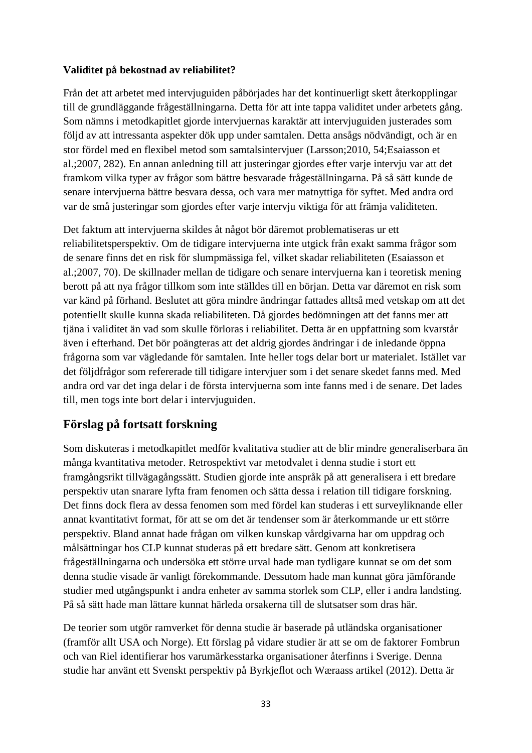**Validitet på bekostnad av reliabilitet?**

Från det att arbetet med intervjuguiden påbörjades har det kontinuerligt skett återkopplingar till de grundläggande frågeställningarna. Detta för att inte tappa validitet under arbetets gång. Som nämns i metodkapitlet gjorde intervjuernas karaktär att intervjuguiden justerades som följd av att intressanta aspekter dök upp under samtalen. Detta ansågs nödvändigt, och är en stor fördel med en flexibel metod som samtalsintervjuer (Larsson;2010, 54;Esaiasson et al.;2007, 282). En annan anledning till att justeringar gjordes efter varje intervju var att det framkom vilka typer av frågor som bättre besvarade frågeställningarna. På så sätt kunde de senare intervjuerna bättre besvara dessa, och vara mer matnyttiga för syftet. Med andra ord var de små justeringar som gjordes efter varje intervju viktiga för att främja validiteten.

Det faktum att intervjuerna skildes åt något bör däremot problematiseras ur ett reliabilitetsperspektiv. Om de tidigare intervjuerna inte utgick från exakt samma frågor som de senare finns det en risk för slumpmässiga fel, vilket skadar reliabiliteten (Esaiasson et al.;2007, 70). De skillnader mellan de tidigare och senare intervjuerna kan i teoretisk mening berott på att nya frågor tillkom som inte ställdes till en början. Detta var däremot en risk som var känd på förhand. Beslutet att göra mindre ändringar fattades alltså med vetskap om att det potentiellt skulle kunna skada reliabiliteten. Då gjordes bedömningen att det fanns mer att tjäna i validitet än vad som skulle förloras i reliabilitet. Detta är en uppfattning som kvarstår även i efterhand. Det bör poängteras att det aldrig gjordes ändringar i de inledande öppna frågorna som var vägledande för samtalen. Inte heller togs delar bort ur materialet. Istället var det följdfrågor som refererade till tidigare intervjuer som i det senare skedet fanns med. Med andra ord var det inga delar i de första intervjuerna som inte fanns med i de senare. Det lades till, men togs inte bort delar i intervjuguiden.

## Förslag på fortsatt forskning

Som diskuteras i metodkapitlet medför kvalitativa studier att de blir mindre generaliserbara än många kvantitativa metoder. Retrospektivt var metodvalet i denna studie i stort ett framgångsrikt tillvägagångssätt. Studien gjorde inte anspråk på att generalisera i ett bredare perspektiv utan snarare lyfta fram fenomen och sätta dessa i relation till tidigare forskning. Det finns dock flera av dessa fenomen som med fördel kan studeras i ett surveyliknande eller annat kvantitativt format, för att se om det är tendenser som är återkommande ur ett större perspektiv. Bland annat hade frågan om vilken kunskap vårdgivarna har om uppdrag och målsättningar hos CLP kunnat studeras på ett bredare sätt. Genom att konkretisera frågeställningarna och undersöka ett större urval hade man tydligare kunnat se om det som denna studie visade är vanligt förekommande. Dessutom hade man kunnat göra jämförande studier med utgångspunkt i andra enheter av samma storlek som CLP, eller i andra landsting. På så sätt hade man lättare kunnat härleda orsakerna till de slutsatser som dras här.

De teorier som utgör ramverket för denna studie är baserade på utländska organisationer (framför allt USA och Norge). Ett förslag på vidare studier är att se om de faktorer Fombrun och van Riel identifierar hos varumärkesstarka organisationer återfinns i Sverige. Denna studie har använt ett Svenskt perspektiv på Byrkjeflot och Wæraass artikel (2012). Detta är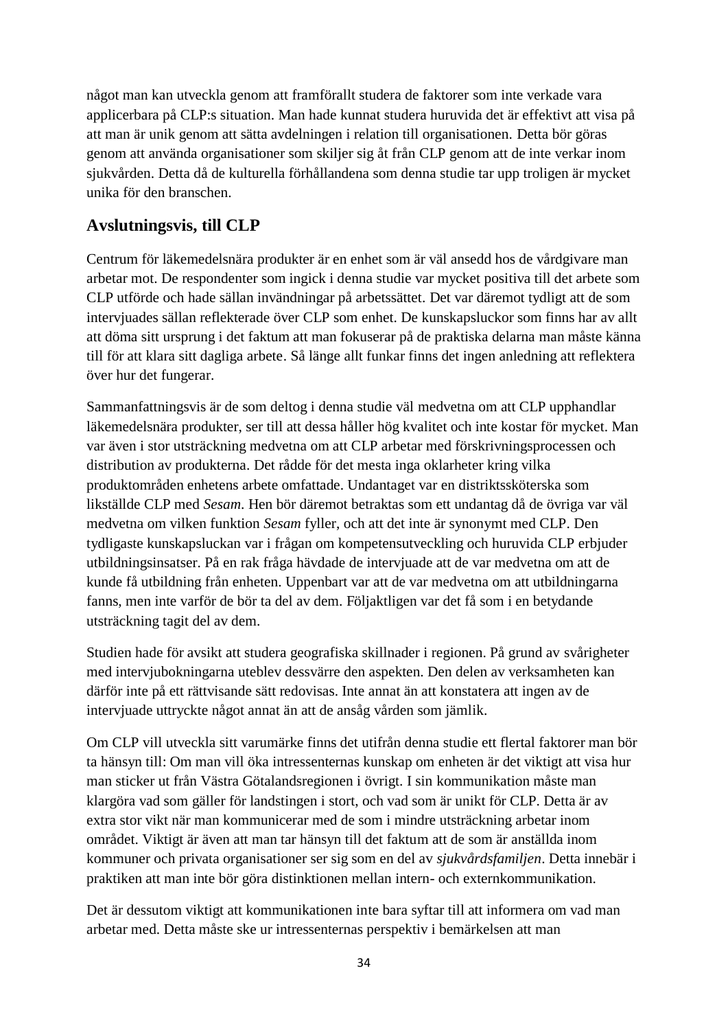något man kan utveckla genom att framförallt studera de faktorer som inte verkade vara applicerbara på CLP:s situation. Man hade kunnat studera huruvida det är effektivt att visa på att man är unik genom att sätta avdelningen i relation till organisationen. Detta bör göras genom att använda organisationer som skiljer sig åt från CLP genom att de inte verkar inom sjukvården. Detta då de kulturella förhållandena som denna studie tar upp troligen är mycket unika för den branschen.

## Avslutningsvis, till CLP

Centrum för läkemedelsnära produkter är en enhet som är väl ansedd hos de vårdgivare man arbetar mot. De respondenter som ingick i denna studie var mycket positiva till det arbete som CLP utförde och hade sällan invändningar på arbetssättet. Det var däremot tydligt att de som intervjuades sällan reflekterade över CLP som enhet. De kunskapsluckor som finns har av allt att döma sitt ursprung i det faktum att man fokuserar på de praktiska delarna man måste känna till för att klara sitt dagliga arbete. Så länge allt funkar finns det ingen anledning att reflektera över hur det fungerar.

Sammanfattningsvis är de som deltog i denna studie väl medvetna om att CLP upphandlar läkemedelsnära produkter, ser till att dessa håller hög kvalitet och inte kostar för mycket. Man var även i stor utsträckning medvetna om att CLP arbetar med förskrivningsprocessen och distribution av produkterna. Det rådde för det mesta inga oklarheter kring vilka produktområden enhetens arbete omfattade. Undantaget var en distriktssköterska som likställde CLP med *Sesam*. Hen bör däremot betraktas som ett undantag då de övriga var väl medvetna om vilken funktion *Sesam* fyller, och att det inte är synonymt med CLP. Den tydligaste kunskapsluckan var i frågan om kompetensutveckling och huruvida CLP erbjuder utbildningsinsatser. På en rak fråga hävdade de intervjuade att de var medvetna om att de kunde få utbildning från enheten. Uppenbart var att de var medvetna om att utbildningarna fanns, men inte varför de bör ta del av dem. Följaktligen var det få som i en betydande utsträckning tagit del av dem.

Studien hade för avsikt att studera geografiska skillnader i regionen. På grund av svårigheter med intervjubokningarna uteblev dessvärre den aspekten. Den delen av verksamheten kan därför inte på ett rättvisande sätt redovisas. Inte annat än att konstatera att ingen av de intervjuade uttryckte något annat än att de ansåg vården som jämlik.

Om CLP vill utveckla sitt varumärke finns det utifrån denna studie ett flertal faktorer man bör ta hänsyn till: Om man vill öka intressenternas kunskap om enheten är det viktigt att visa hur man sticker ut från Västra Götalandsregionen i övrigt. I sin kommunikation måste man klargöra vad som gäller för landstingen i stort, och vad som är unikt för CLP. Detta är av extra stor vikt när man kommunicerar med de som i mindre utsträckning arbetar inom området. Viktigt är även att man tar hänsyn till det faktum att de som är anställda inom kommuner och privata organisationer ser sig som en del av *sjukvårdsfamiljen*. Detta innebär i praktiken att man inte bör göra distinktionen mellan intern- och externkommunikation.

Det är dessutom viktigt att kommunikationen inte bara syftar till att informera om vad man arbetar med. Detta måste ske ur intressenternas perspektiv i bemärkelsen att man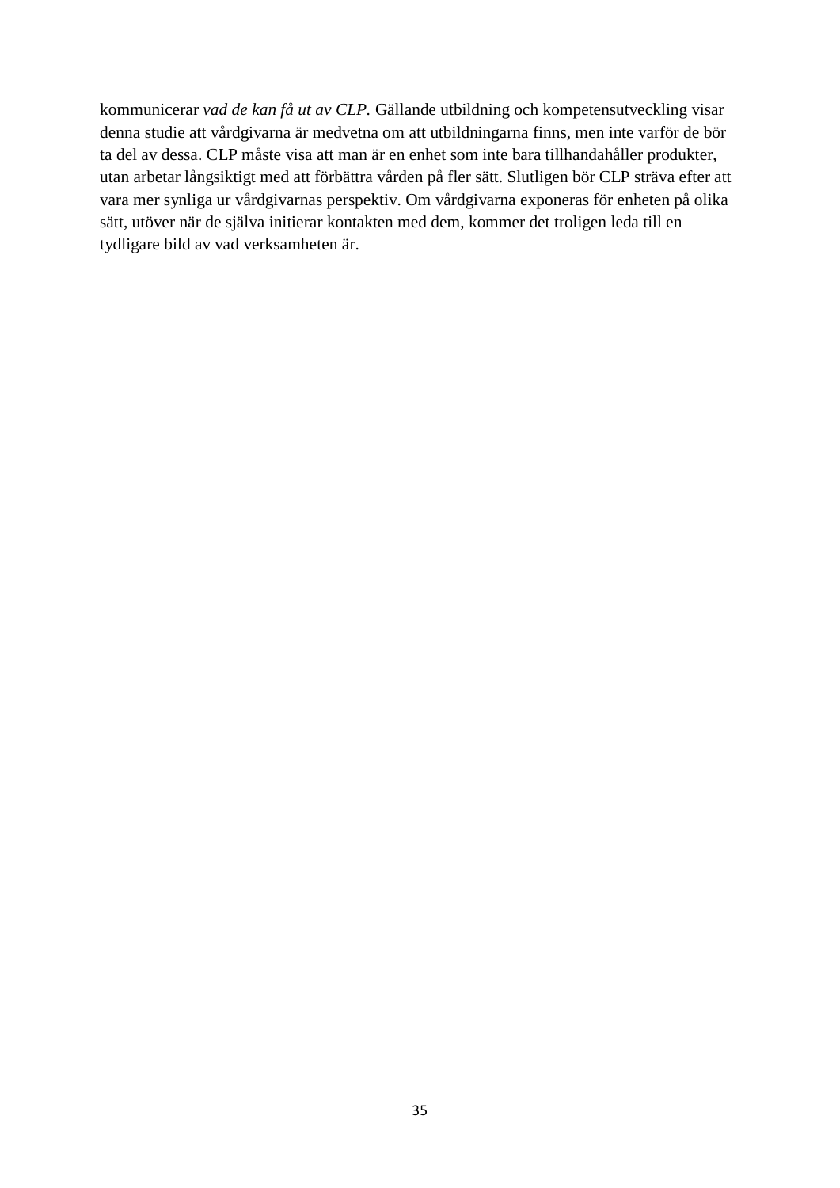kommunicerar *vad de kan få ut av CLP.* Gällande utbildning och kompetensutveckling visar denna studie att vårdgivarna är medvetna om att utbildningarna finns, men inte varför de bör ta del av dessa. CLP måste visa att man är en enhet som inte bara tillhandahåller produkter, utan arbetar långsiktigt med att förbättra vården på fler sätt. Slutligen bör CLP sträva efter att vara mer synliga ur vårdgivarnas perspektiv. Om vårdgivarna exponeras för enheten på olika sätt, utöver när de själva initierar kontakten med dem, kommer det troligen leda till en tydligare bild av vad verksamheten är.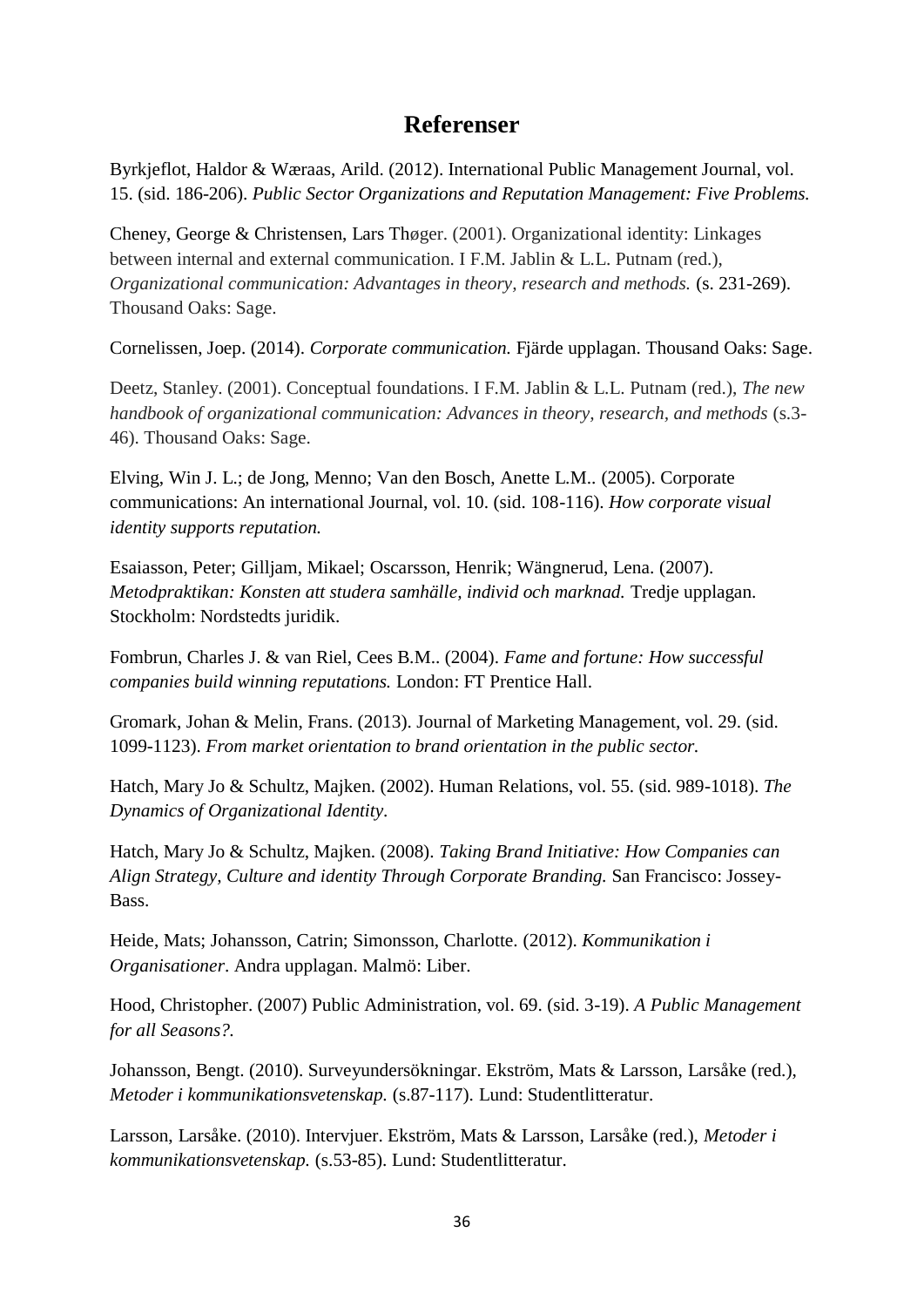# Referenser

Byrkjeflot, Haldor & Wæraas, Arild. (2012). International Public Management Journal, vol. 15. (sid. 186-206). *Public Sector Organizations and Reputation Management: Five Problems.*

Cheney, George & Christensen, Lars Thøger. (2001). Organizational identity: Linkages between internal and external communication. I F.M. Jablin & L.L. Putnam (red.), *Organizational communication: Advantages in theory, research and methods.* (s. 231-269). Thousand Oaks: Sage.

Cornelissen, Joep. (2014). *Corporate communication.* Fjärde upplagan. Thousand Oaks: Sage.

Deetz, Stanley. (2001). Conceptual foundations. I F.M. Jablin & L.L. Putnam (red.), *The new handbook of organizational communication: Advances in theory, research, and methods* (s.3-46). Thousand Oaks: Sage.

Elving, Win J. L.; de Jong, Menno; Van den Bosch, Anette L.M.. (2005). Corporate communications: An international Journal, vol. 10. (sid. 108-116). *How corporate visual identity supports reputation.*

Esaiasson, Peter; Gilljam, Mikael; Oscarsson, Henrik; Wängnerud, Lena. (2007). *Metodpraktikan: Konsten att studera samhälle, individ och marknad.* Tredje upplagan. Stockholm: Nordstedts juridik.

Fombrun, Charles J. & van Riel, Cees B.M.. (2004). *Fame and fortune: How successful companies build winning reputations.* London: FT Prentice Hall.

Gromark, Johan & Melin, Frans. (2013). Journal of Marketing Management, vol. 29. (sid. 1099-1123). *From market orientation to brand orientation in the public sector.*

Hatch, Mary Jo & Schultz, Majken. (2002). Human Relations, vol. 55. (sid. 989-1018). *The Dynamics of Organizational Identity*.

Hatch, Mary Jo & Schultz, Majken. (2008). *Taking Brand Initiative: How Companies can Align Strategy, Culture and identity Through Corporate Branding.* San Francisco: Jossey-Bass.

Heide, Mats; Johansson, Catrin; Simonsson, Charlotte. (2012). *Kommunikation i Organisationer*. Andra upplagan. Malmö: Liber.

Hood, Christopher. (2007) Public Administration, vol. 69. (sid. 3-19). *A Public Management for all Seasons?.*

Johansson, Bengt. (2010). Surveyundersökningar. Ekström, Mats & Larsson, Larsåke (red.), *Metoder i kommunikationsvetenskap.* (s.87-117). Lund: Studentlitteratur.

Larsson, Larsåke. (2010). Intervjuer. Ekström, Mats & Larsson, Larsåke (red.), *Metoder i kommunikationsvetenskap.* (s.53-85). Lund: Studentlitteratur.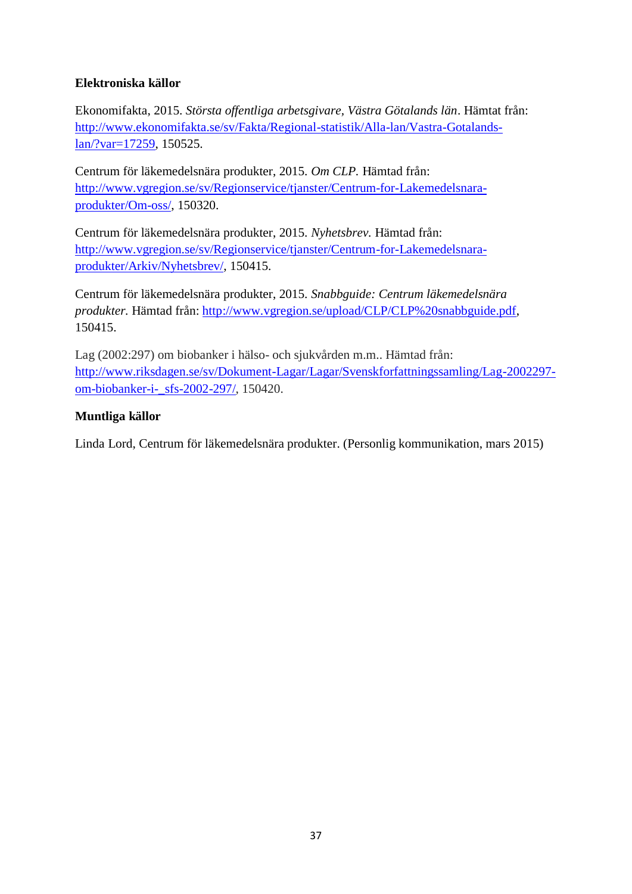**Elektroniska källor**

Ekonomifakta, 2015. *Största offentliga arbetsgivare, Västra Götalands län*. Hämtat från: http://www.ekonomifakta.se/sv/Fakta/Regional-statistik/Alla-lan/Vastra-Gotalands-lan/?var=17259, 150525.

Centrum för läkemedelsnära produkter, 2015. *Om CLP.* Hämtad från: http://www.vgregion.se/sv/Regionservice/tjanster/Centrum-for-Lakemedelsnara-produkter/Om-oss/, 150320.

Centrum för läkemedelsnära produkter, 2015. *Nyhetsbrev.* Hämtad från: http://www.vgregion.se/sv/Regionservice/tjanster/Centrum-for-Lakemedelsnara-produkter/Arkiv/Nyhetsbrev/, 150415.

Centrum för läkemedelsnära produkter, 2015. *Snabbguide: Centrum läkemedelsnära produkter.* Hämtad från: http://www.vgregion.se/upload/CLP/CLP%20snabbguide.pdf, 150415.

Lag (2002:297) om biobanker i hälso- och sjukvården m.m.. Hämtad från: http://www.riksdagen.se/sv/Dokument-Lagar/Lagar/Svenskforfattningssamling/Lag-2002297-om-biobanker-i-_sfs-2002-297/, 150420.

**Muntliga källor**

Linda Lord, Centrum för läkemedelsnära produkter. (Personlig kommunikation, mars 2015)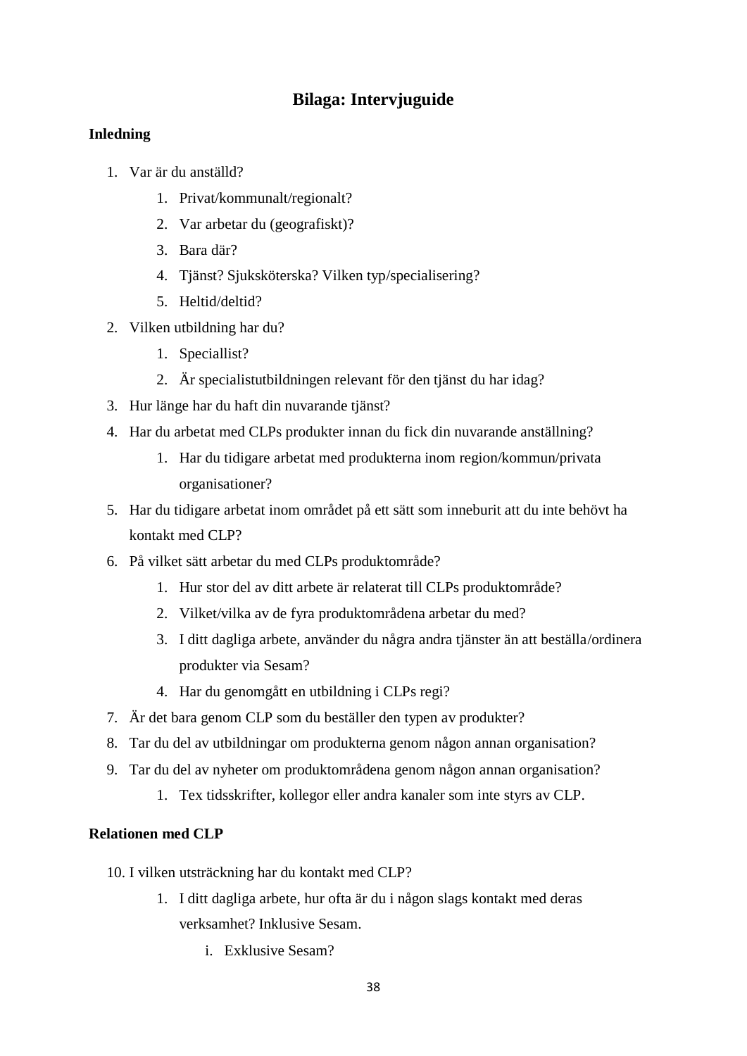## Bilaga: Intervjuguide

### Inledning

1. Var är du anställd?
    1. Privat/kommunalt/regionalt?
    2. Var arbetar du (geografiskt)?
    3. Bara där?
    4. Tjänst? Sjuksköterska? Vilken typ/specialisering?
    5. Heltid/deltid?
2. Vilken utbildning har du?
    1. Speciallist?
    2. Är specialistutbildningen relevant för den tjänst du har idag?
3. Hur länge har du haft din nuvarande tjänst?
4. Har du arbetat med CLPs produkter innan du fick din nuvarande anställning?
    1. Har du tidigare arbetat med produkterna inom region/kommun/privata organisationer?
5. Har du tidigare arbetat inom området på ett sätt som inneburit att du inte behövt ha kontakt med CLP?
6. På vilket sätt arbetar du med CLPs produktområde?
    1. Hur stor del av ditt arbete är relaterat till CLPs produktområde?
    2. Vilket/vilka av de fyra produktområdena arbetar du med?
    3. I ditt dagliga arbete, använder du några andra tjänster än att beställa/ordinera produkter via Sesam?
    4. Har du genomgått en utbildning i CLPs regi?
7. Är det bara genom CLP som du beställer den typen av produkter?
8. Tar du del av utbildningar om produkterna genom någon annan organisation?
9. Tar du del av nyheter om produktområdena genom någon annan organisation?
    1. Tex tidsskrifter, kollegor eller andra kanaler som inte styrs av CLP.

### Relationen med CLP

10. I vilken utsträckning har du kontakt med CLP?
    1. I ditt dagliga arbete, hur ofta är du i någon slags kontakt med deras verksamhet? Inklusive Sesam.
        i. Exklusive Sesam?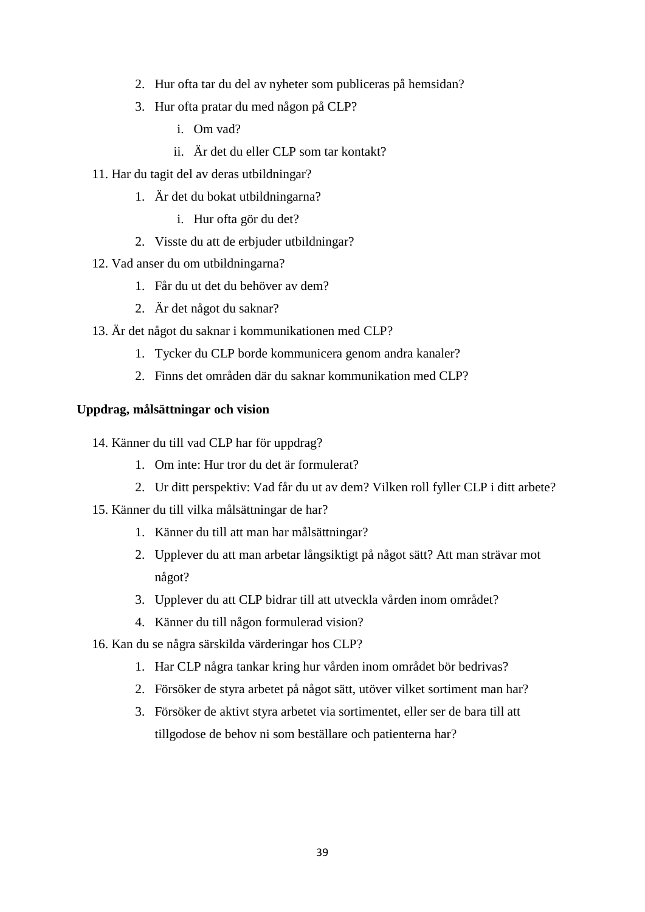2. Hur ofta tar du del av nyheter som publiceras på hemsidan?
   3. Hur ofta pratar du med någon på CLP?
      i. Om vad?
      ii. Är det du eller CLP som tar kontakt?

11. Har du tagit del av deras utbildningar?
    1. Är det du bokat utbildningarna?
       i. Hur ofta gör du det?
    2. Visste du att de erbjuder utbildningar?
12. Vad anser du om utbildningarna?
    1. Får du ut det du behöver av dem?
    2. Är det något du saknar?
13. Är det något du saknar i kommunikationen med CLP?
    1. Tycker du CLP borde kommunicera genom andra kanaler?
    2. Finns det områden där du saknar kommunikation med CLP?

**Uppdrag, målsättningar och vision**

14. Känner du till vad CLP har för uppdrag?
    1. Om inte: Hur tror du det är formulerat?
    2. Ur ditt perspektiv: Vad får du ut av dem? Vilken roll fyller CLP i ditt arbete?
15. Känner du till vilka målsättningar de har?
    1. Känner du till att man har målsättningar?
    2. Upplever du att man arbetar långsiktigt på något sätt? Att man strävar mot något?
    3. Upplever du att CLP bidrar till att utveckla vården inom området?
    4. Känner du till någon formulerad vision?
16. Kan du se några särskilda värderingar hos CLP?
    1. Har CLP några tankar kring hur vården inom området bör bedrivas?
    2. Försöker de styra arbetet på något sätt, utöver vilket sortiment man har?
    3. Försöker de aktivt styra arbetet via sortimentet, eller ser de bara till att tillgodose de behov ni som beställare och patienterna har?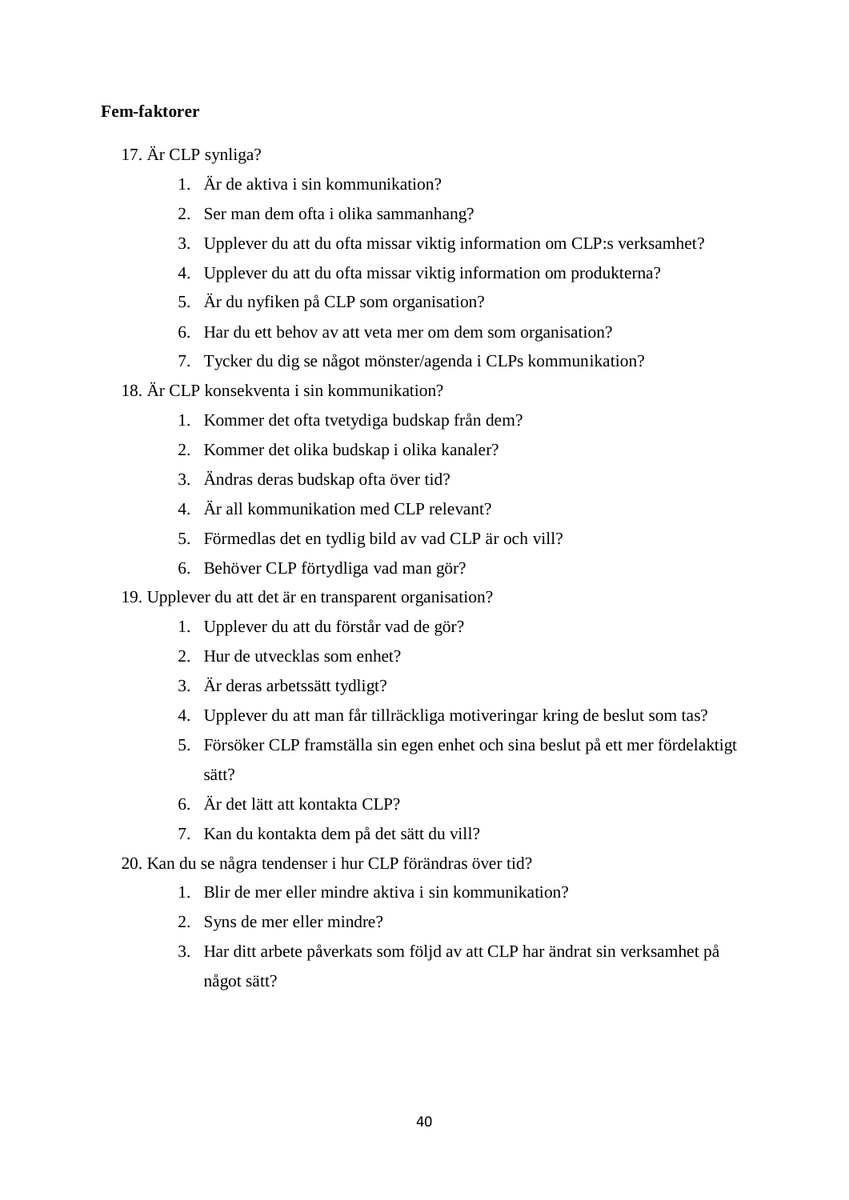**Fem-faktorer**

17. Är CLP synliga?
    1. Är de aktiva i sin kommunikation?
    2. Ser man dem ofta i olika sammanhang?
    3. Upplever du att du ofta missar viktig information om CLP:s verksamhet?
    4. Upplever du att du ofta missar viktig information om produkterna?
    5. Är du nyfiken på CLP som organisation?
    6. Har du ett behov av att veta mer om dem som organisation?
    7. Tycker du dig se något mönster/agenda i CLPs kommunikation?
18. Är CLP konsekventa i sin kommunikation?
    1. Kommer det ofta tvetydiga budskap från dem?
    2. Kommer det olika budskap i olika kanaler?
    3. Ändras deras budskap ofta över tid?
    4. Är all kommunikation med CLP relevant?
    5. Förmedlas det en tydlig bild av vad CLP är och vill?
    6. Behöver CLP förtydliga vad man gör?
19. Upplever du att det är en transparent organisation?
    1. Upplever du att du förstår vad de gör?
    2. Hur de utvecklas som enhet?
    3. Är deras arbetssätt tydligt?
    4. Upplever du att man får tillräckliga motiveringar kring de beslut som tas?
    5. Försöker CLP framställa sin egen enhet och sina beslut på ett mer fördelaktigt sätt?
    6. Är det lätt att kontakta CLP?
    7. Kan du kontakta dem på det sätt du vill?
20. Kan du se några tendenser i hur CLP förändras över tid?
    1. Blir de mer eller mindre aktiva i sin kommunikation?
    2. Syns de mer eller mindre?
    3. Har ditt arbete påverkats som följd av att CLP har ändrat sin verksamhet på något sätt?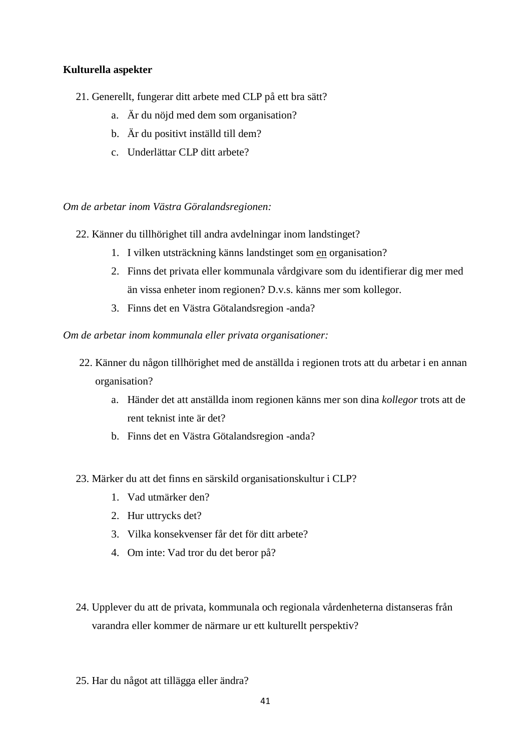**Kulturella aspekter**

21. Generellt, fungerar ditt arbete med CLP på ett bra sätt?
    a. Är du nöjd med dem som organisation?
    b. Är du positivt inställd till dem?
    c. Underlättar CLP ditt arbete?

*Om de arbetar inom Västra Göralandsregionen:*

22. Känner du tillhörighet till andra avdelningar inom landstinget?
    1. I vilken utsträckning känns landstinget som <u>en</u> organisation?
    2. Finns det privata eller kommunala vårdgivare som du identifierar dig mer med än vissa enheter inom regionen? D.v.s. känns mer som kollegor.
    3. Finns det en Västra Götalandsregion -anda?

*Om de arbetar inom kommunala eller privata organisationer:*

22. Känner du någon tillhörighet med de anställda i regionen trots att du arbetar i en annan organisation?
    a. Händer det att anställda inom regionen känns mer son dina *kollegor* trots att de rent teknist inte är det?
    b. Finns det en Västra Götalandsregion -anda?

23. Märker du att det finns en särskild organisationskultur i CLP?
    1. Vad utmärker den?
    2. Hur uttrycks det?
    3. Vilka konsekvenser får det för ditt arbete?
    4. Om inte: Vad tror du det beror på?

24. Upplever du att de privata, kommunala och regionala vårdenheterna distanseras från varandra eller kommer de närmare ur ett kulturellt perspektiv?

25. Har du något att tillägga eller ändra?